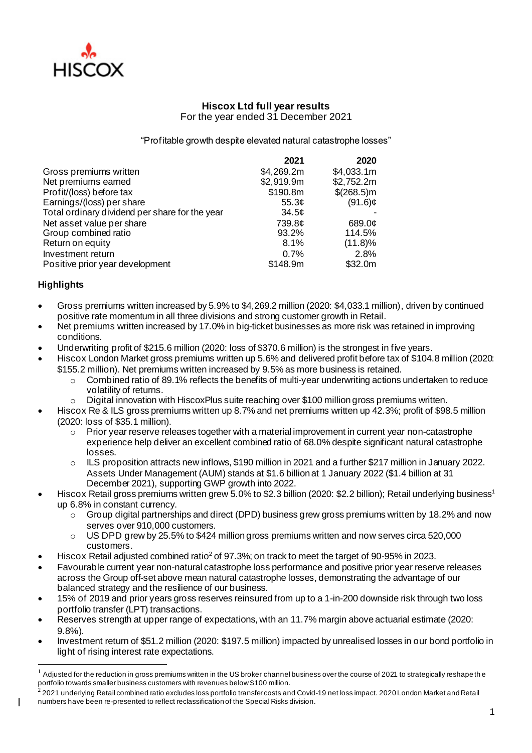# Hiscox Ltd full year results

For the year ended 31 December 2021

"Profitable growth despite elevated natural catastrophe losses"

| | 2021 | 2020 |
|---|---|---|
| Gross premiums written | $4,269.2m | $4,033.1m |
| Net premiums earned | $2,919.9m | $2,752.2m |
| Profit/(loss) before tax | $190.8m | $(268.5)m |
| Earnings/(loss) per share | 55.3¢ | (91.6)¢ |
| Total ordinary dividend per share for the year | 34.5¢ | - |
| Net asset value per share | 739.8¢ | 689.0¢ |
| Group combined ratio | 93.2% | 114.5% |
| Return on equity | 8.1% | (11.8)% |
| Investment return | 0.7% | 2.8% |
| Positive prior year development | $148.9m | $32.0m |

## Highlights

- Gross premiums written increased by 5.9% to $4,269.2 million (2020: $4,033.1 million), driven by continued positive rate momentum in all three divisions and strong customer growth in Retail.
- Net premiums written increased by 17.0% in big-ticket businesses as more risk was retained in improving conditions.
- Underwriting profit of $215.6 million (2020: loss of $370.6 million) is the strongest in five years.
- Hiscox London Market gross premiums written up 5.6% and delivered profit before tax of $104.8 million (2020: $155.2 million). Net premiums written increased by 9.5% as more business is retained.
  - Combined ratio of 89.1% reflects the benefits of multi-year underwriting actions undertaken to reduce volatility of returns.
  - Digital innovation with HiscoxPlus suite reaching over $100 million gross premiums written.
- Hiscox Re & ILS gross premiums written up 8.7% and net premiums written up 42.3%; profit of $98.5 million (2020: loss of $35.1 million).
  - Prior year reserve releases together with a material improvement in current year non-catastrophe experience help deliver an excellent combined ratio of 68.0% despite significant natural catastrophe losses.
  - ILS proposition attracts new inflows, $190 million in 2021 and a further $217 million in January 2022. Assets Under Management (AUM) stands at $1.6 billion at 1 January 2022 ($1.4 billion at 31 December 2021), supporting GWP growth into 2022.
- Hiscox Retail gross premiums written grew 5.0% to $2.3 billion (2020: $2.2 billion); Retail underlying business[1] up 6.8% in constant currency.
  - Group digital partnerships and direct (DPD) business grew gross premiums written by 18.2% and now serves over 910,000 customers.
  - US DPD grew by 25.5% to $424 million gross premiums written and now serves circa 520,000 customers.
- Hiscox Retail adjusted combined ratio[2] of 97.3%; on track to meet the target of 90-95% in 2023.
- Favourable current year non-natural catastrophe loss performance and positive prior year reserve releases across the Group off-set above mean natural catastrophe losses, demonstrating the advantage of our balanced strategy and the resilience of our business.
- 15% of 2019 and prior years gross reserves reinsured from up to a 1-in-200 downside risk through two loss portfolio transfer (LPT) transactions.
- Reserves strength at upper range of expectations, with an 11.7% margin above actuarial estimate (2020: 9.8%).
- Investment return of $51.2 million (2020: $197.5 million) impacted by unrealised losses in our bond portfolio in light of rising interest rate expectations.

---

[1] Adjusted for the reduction in gross premiums written in the US broker channel business over the course of 2021 to strategically reshape the portfolio towards smaller business customers with revenues below $100 million.

[2] 2021 underlying Retail combined ratio excludes loss portfolio transfer costs and Covid-19 net loss impact. 2020 London Market and Retail numbers have been re-presented to reflect reclassification of the Special Risks division.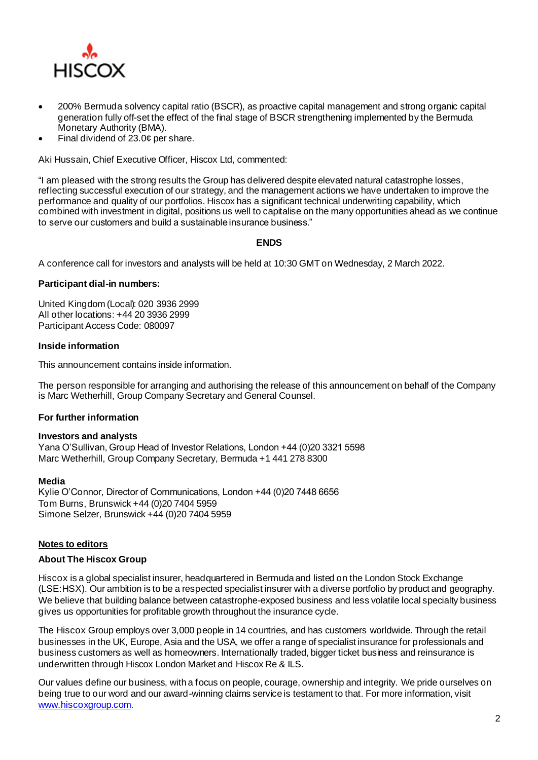- 200% Bermuda solvency capital ratio (BSCR), as proactive capital management and strong organic capital generation fully off-set the effect of the final stage of BSCR strengthening implemented by the Bermuda Monetary Authority (BMA).
- Final dividend of 23.0¢ per share.

Aki Hussain, Chief Executive Officer, Hiscox Ltd, commented:

"I am pleased with the strong results the Group has delivered despite elevated natural catastrophe losses, reflecting successful execution of our strategy, and the management actions we have undertaken to improve the performance and quality of our portfolios. Hiscox has a significant technical underwriting capability, which combined with investment in digital, positions us well to capitalise on the many opportunities ahead as we continue to serve our customers and build a sustainable insurance business."

**ENDS**

A conference call for investors and analysts will be held at 10:30 GMT on Wednesday, 2 March 2022.

**Participant dial-in numbers:**

United Kingdom (Local): 020 3936 2999
All other locations: +44 20 3936 2999
Participant Access Code: 080097

**Inside information**

This announcement contains inside information.

The person responsible for arranging and authorising the release of this announcement on behalf of the Company is Marc Wetherhill, Group Company Secretary and General Counsel.

**For further information**

**Investors and analysts**
Yana O'Sullivan, Group Head of Investor Relations, London +44 (0)20 3321 5598
Marc Wetherhill, Group Company Secretary, Bermuda +1 441 278 8300

**Media**
Kylie O'Connor, Director of Communications, London +44 (0)20 7448 6656
Tom Burns, Brunswick +44 (0)20 7404 5959
Simone Selzer, Brunswick +44 (0)20 7404 5959

**Notes to editors**

**About The Hiscox Group**

Hiscox is a global specialist insurer, headquartered in Bermuda and listed on the London Stock Exchange (LSE:HSX). Our ambition is to be a respected specialist insurer with a diverse portfolio by product and geography. We believe that building balance between catastrophe-exposed business and less volatile local specialty business gives us opportunities for profitable growth throughout the insurance cycle.

The Hiscox Group employs over 3,000 people in 14 countries, and has customers worldwide. Through the retail businesses in the UK, Europe, Asia and the USA, we offer a range of specialist insurance for professionals and business customers as well as homeowners. Internationally traded, bigger ticket business and reinsurance is underwritten through Hiscox London Market and Hiscox Re & ILS.

Our values define our business, with a focus on people, courage, ownership and integrity. We pride ourselves on being true to our word and our award-winning claims service is testament to that. For more information, visit www.hiscoxgroup.com.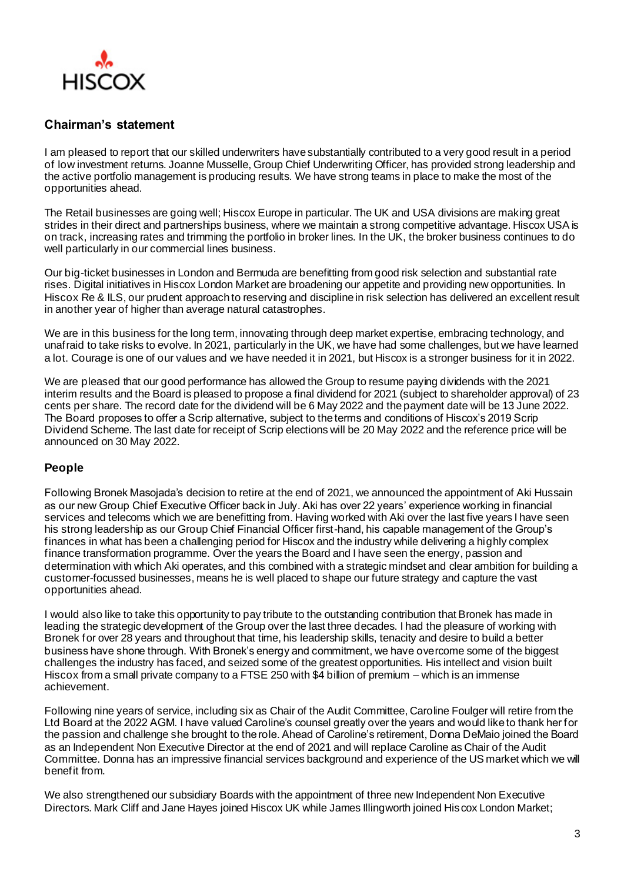## Chairman's statement

I am pleased to report that our skilled underwriters have substantially contributed to a very good result in a period of low investment returns. Joanne Musselle, Group Chief Underwriting Officer, has provided strong leadership and the active portfolio management is producing results. We have strong teams in place to make the most of the opportunities ahead.

The Retail businesses are going well; Hiscox Europe in particular. The UK and USA divisions are making great strides in their direct and partnerships business, where we maintain a strong competitive advantage. Hiscox USA is on track, increasing rates and trimming the portfolio in broker lines. In the UK, the broker business continues to do well particularly in our commercial lines business.

Our big-ticket businesses in London and Bermuda are benefitting from good risk selection and substantial rate rises. Digital initiatives in Hiscox London Market are broadening our appetite and providing new opportunities. In Hiscox Re & ILS, our prudent approach to reserving and discipline in risk selection has delivered an excellent result in another year of higher than average natural catastrophes.

We are in this business for the long term, innovating through deep market expertise, embracing technology, and unafraid to take risks to evolve. In 2021, particularly in the UK, we have had some challenges, but we have learned a lot. Courage is one of our values and we have needed it in 2021, but Hiscox is a stronger business for it in 2022.

We are pleased that our good performance has allowed the Group to resume paying dividends with the 2021 interim results and the Board is pleased to propose a final dividend for 2021 (subject to shareholder approval) of 23 cents per share. The record date for the dividend will be 6 May 2022 and the payment date will be 13 June 2022. The Board proposes to offer a Scrip alternative, subject to the terms and conditions of Hiscox's 2019 Scrip Dividend Scheme. The last date for receipt of Scrip elections will be 20 May 2022 and the reference price will be announced on 30 May 2022.

## People

Following Bronek Masojada's decision to retire at the end of 2021, we announced the appointment of Aki Hussain as our new Group Chief Executive Officer back in July. Aki has over 22 years' experience working in financial services and telecoms which we are benefitting from. Having worked with Aki over the last five years I have seen his strong leadership as our Group Chief Financial Officer first-hand, his capable management of the Group's finances in what has been a challenging period for Hiscox and the industry while delivering a highly complex finance transformation programme. Over the years the Board and I have seen the energy, passion and determination with which Aki operates, and this combined with a strategic mindset and clear ambition for building a customer-focussed businesses, means he is well placed to shape our future strategy and capture the vast opportunities ahead.

I would also like to take this opportunity to pay tribute to the outstanding contribution that Bronek has made in leading the strategic development of the Group over the last three decades. I had the pleasure of working with Bronek for over 28 years and throughout that time, his leadership skills, tenacity and desire to build a better business have shone through. With Bronek's energy and commitment, we have overcome some of the biggest challenges the industry has faced, and seized some of the greatest opportunities. His intellect and vision built Hiscox from a small private company to a FTSE 250 with $4 billion of premium – which is an immense achievement.

Following nine years of service, including six as Chair of the Audit Committee, Caroline Foulger will retire from the Ltd Board at the 2022 AGM. I have valued Caroline's counsel greatly over the years and would like to thank her for the passion and challenge she brought to the role. Ahead of Caroline's retirement, Donna DeMaio joined the Board as an Independent Non Executive Director at the end of 2021 and will replace Caroline as Chair of the Audit Committee. Donna has an impressive financial services background and experience of the US market which we will benefit from.

We also strengthened our subsidiary Boards with the appointment of three new Independent Non Executive Directors. Mark Cliff and Jane Hayes joined Hiscox UK while James Illingworth joined Hiscox London Market;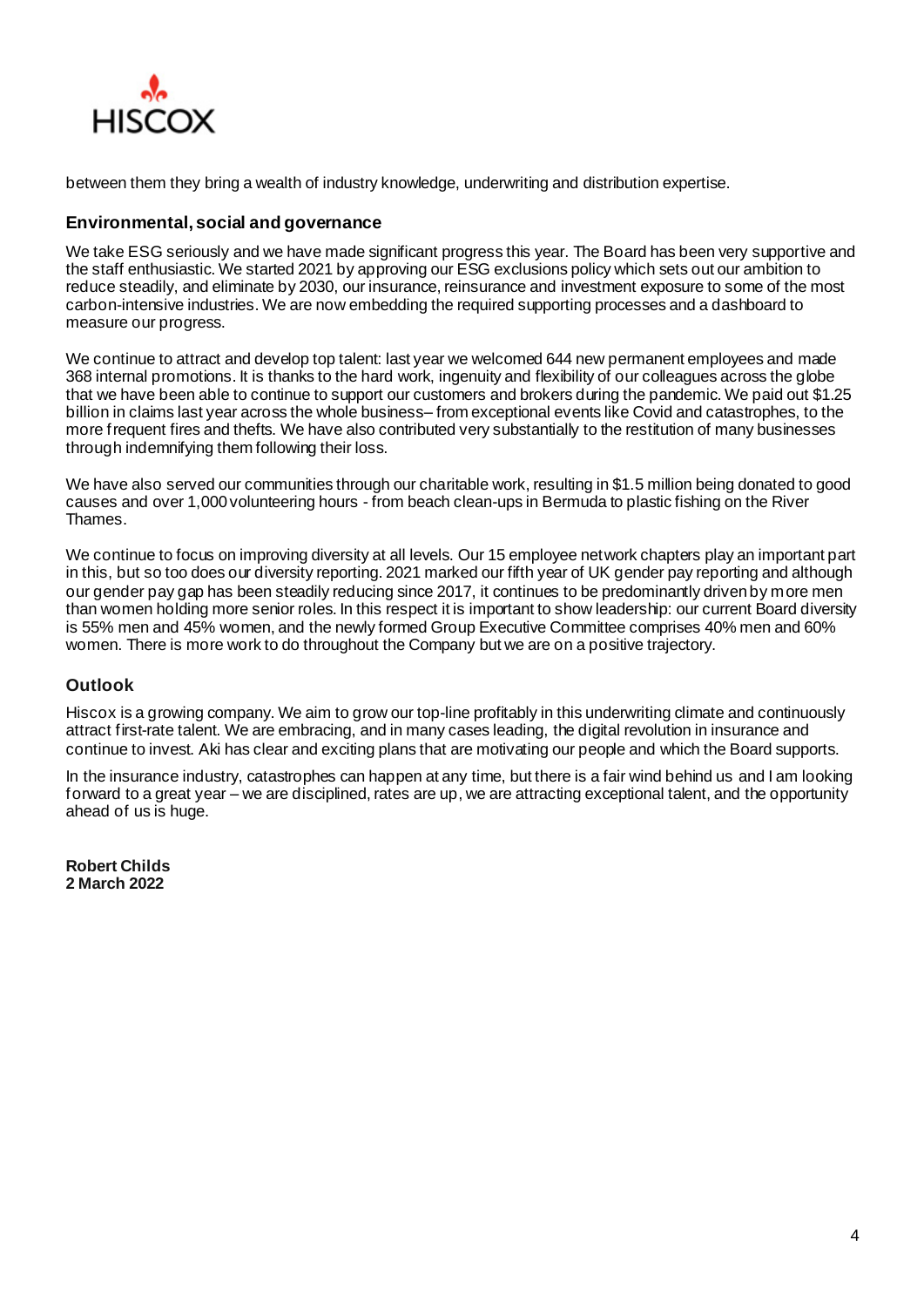between them they bring a wealth of industry knowledge, underwriting and distribution expertise.

### Environmental, social and governance

We take ESG seriously and we have made significant progress this year. The Board has been very supportive and the staff enthusiastic. We started 2021 by approving our ESG exclusions policy which sets out our ambition to reduce steadily, and eliminate by 2030, our insurance, reinsurance and investment exposure to some of the most carbon-intensive industries. We are now embedding the required supporting processes and a dashboard to measure our progress.

We continue to attract and develop top talent: last year we welcomed 644 new permanent employees and made 368 internal promotions. It is thanks to the hard work, ingenuity and flexibility of our colleagues across the globe that we have been able to continue to support our customers and brokers during the pandemic. We paid out $1.25 billion in claims last year across the whole business– from exceptional events like Covid and catastrophes, to the more frequent fires and thefts. We have also contributed very substantially to the restitution of many businesses through indemnifying them following their loss.

We have also served our communities through our charitable work, resulting in $1.5 million being donated to good causes and over 1,000 volunteering hours - from beach clean-ups in Bermuda to plastic fishing on the River Thames.

We continue to focus on improving diversity at all levels. Our 15 employee network chapters play an important part in this, but so too does our diversity reporting. 2021 marked our fifth year of UK gender pay reporting and although our gender pay gap has been steadily reducing since 2017, it continues to be predominantly driven by more men than women holding more senior roles. In this respect it is important to show leadership: our current Board diversity is 55% men and 45% women, and the newly formed Group Executive Committee comprises 40% men and 60% women. There is more work to do throughout the Company but we are on a positive trajectory.

### Outlook

Hiscox is a growing company. We aim to grow our top-line profitably in this underwriting climate and continuously attract first-rate talent. We are embracing, and in many cases leading, the digital revolution in insurance and continue to invest. Aki has clear and exciting plans that are motivating our people and which the Board supports.

In the insurance industry, catastrophes can happen at any time, but there is a fair wind behind us and I am looking forward to a great year – we are disciplined, rates are up, we are attracting exceptional talent, and the opportunity ahead of us is huge.

**Robert Childs**
**2 March 2022**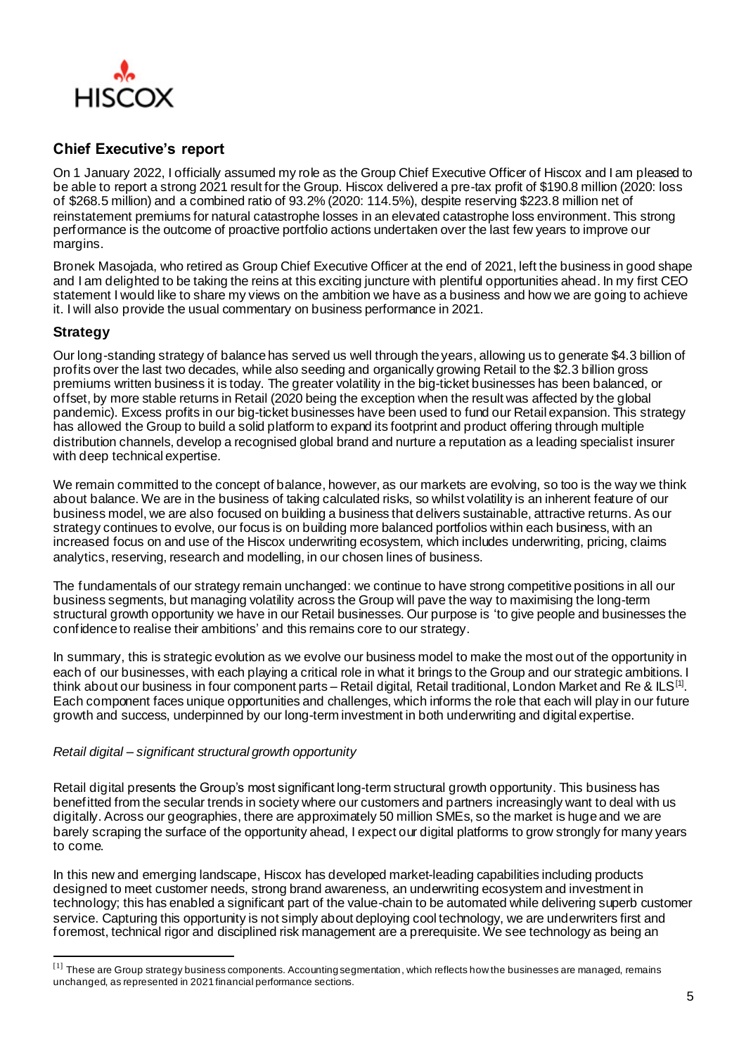## Chief Executive's report

On 1 January 2022, I officially assumed my role as the Group Chief Executive Officer of Hiscox and I am pleased to be able to report a strong 2021 result for the Group. Hiscox delivered a pre-tax profit of $190.8 million (2020: loss of $268.5 million) and a combined ratio of 93.2% (2020: 114.5%), despite reserving $223.8 million net of reinstatement premiums for natural catastrophe losses in an elevated catastrophe loss environment. This strong performance is the outcome of proactive portfolio actions undertaken over the last few years to improve our margins.

Bronek Masojada, who retired as Group Chief Executive Officer at the end of 2021, left the business in good shape and I am delighted to be taking the reins at this exciting juncture with plentiful opportunities ahead. In my first CEO statement I would like to share my views on the ambition we have as a business and how we are going to achieve it. I will also provide the usual commentary on business performance in 2021.

### Strategy

Our long-standing strategy of balance has served us well through the years, allowing us to generate $4.3 billion of profits over the last two decades, while also seeding and organically growing Retail to the $2.3 billion gross premiums written business it is today. The greater volatility in the big-ticket businesses has been balanced, or offset, by more stable returns in Retail (2020 being the exception when the result was affected by the global pandemic). Excess profits in our big-ticket businesses have been used to fund our Retail expansion. This strategy has allowed the Group to build a solid platform to expand its footprint and product offering through multiple distribution channels, develop a recognised global brand and nurture a reputation as a leading specialist insurer with deep technical expertise.

We remain committed to the concept of balance, however, as our markets are evolving, so too is the way we think about balance. We are in the business of taking calculated risks, so whilst volatility is an inherent feature of our business model, we are also focused on building a business that delivers sustainable, attractive returns. As our strategy continues to evolve, our focus is on building more balanced portfolios within each business, with an increased focus on and use of the Hiscox underwriting ecosystem, which includes underwriting, pricing, claims analytics, reserving, research and modelling, in our chosen lines of business.

The fundamentals of our strategy remain unchanged: we continue to have strong competitive positions in all our business segments, but managing volatility across the Group will pave the way to maximising the long-term structural growth opportunity we have in our Retail businesses. Our purpose is 'to give people and businesses the confidence to realise their ambitions' and this remains core to our strategy.

In summary, this is strategic evolution as we evolve our business model to make the most out of the opportunity in each of our businesses, with each playing a critical role in what it brings to the Group and our strategic ambitions. I think about our business in four component parts – Retail digital, Retail traditional, London Market and Re & ILS[1]. Each component faces unique opportunities and challenges, which informs the role that each will play in our future growth and success, underpinned by our long-term investment in both underwriting and digital expertise.

*Retail digital – significant structural growth opportunity*

Retail digital presents the Group's most significant long-term structural growth opportunity. This business has benefitted from the secular trends in society where our customers and partners increasingly want to deal with us digitally. Across our geographies, there are approximately 50 million SMEs, so the market is huge and we are barely scraping the surface of the opportunity ahead, I expect our digital platforms to grow strongly for many years to come.

In this new and emerging landscape, Hiscox has developed market-leading capabilities including products designed to meet customer needs, strong brand awareness, an underwriting ecosystem and investment in technology; this has enabled a significant part of the value-chain to be automated while delivering superb customer service. Capturing this opportunity is not simply about deploying cool technology, we are underwriters first and foremost, technical rigor and disciplined risk management are a prerequisite. We see technology as being an

[1] These are Group strategy business components. Accounting segmentation, which reflects how the businesses are managed, remains unchanged, as represented in 2021 financial performance sections.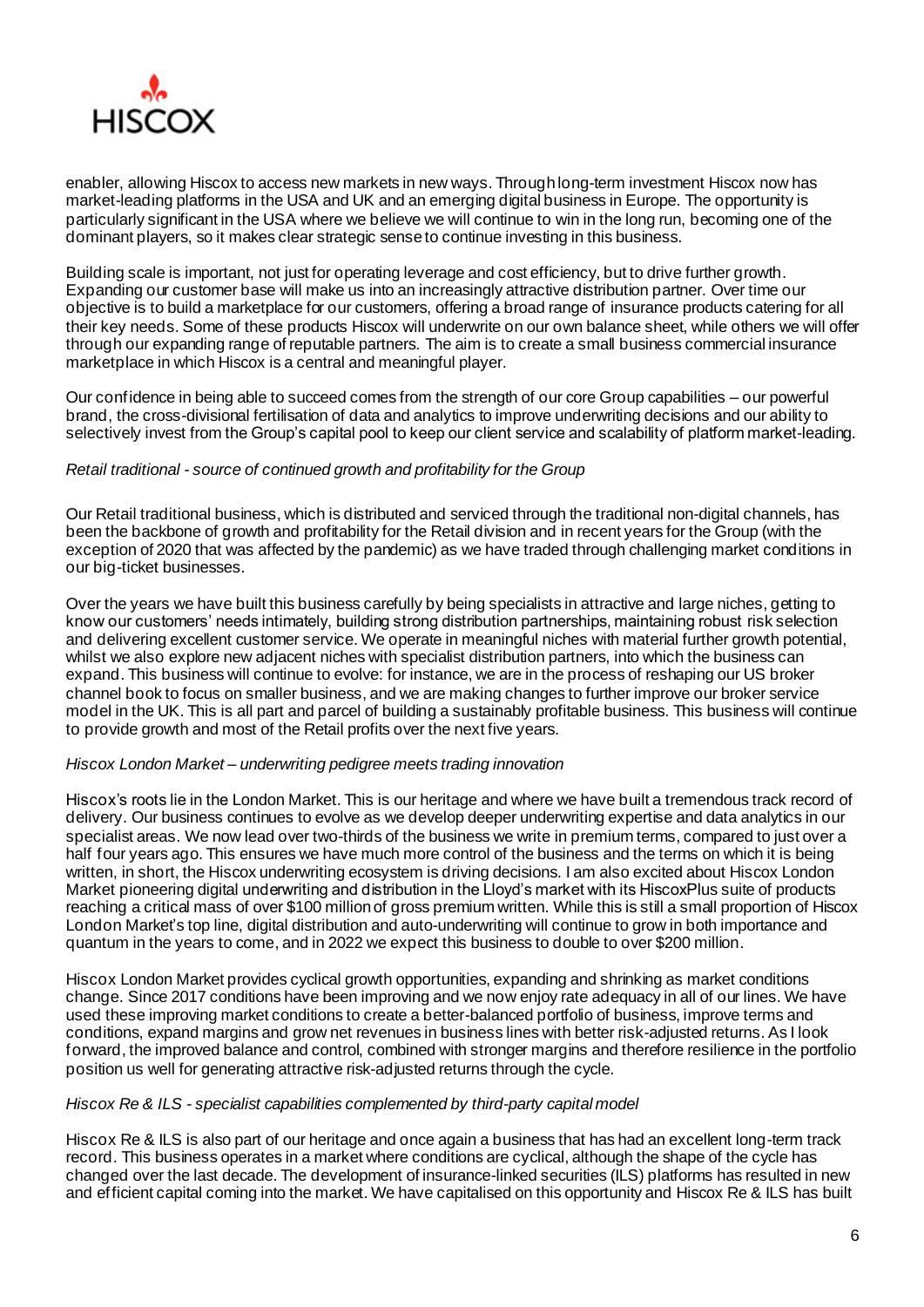enabler, allowing Hiscox to access new markets in new ways. Through long-term investment Hiscox now has market-leading platforms in the USA and UK and an emerging digital business in Europe. The opportunity is particularly significant in the USA where we believe we will continue to win in the long run, becoming one of the dominant players, so it makes clear strategic sense to continue investing in this business.

Building scale is important, not just for operating leverage and cost efficiency, but to drive further growth. Expanding our customer base will make us into an increasingly attractive distribution partner. Over time our objective is to build a marketplace for our customers, offering a broad range of insurance products catering for all their key needs. Some of these products Hiscox will underwrite on our own balance sheet, while others we will offer through our expanding range of reputable partners. The aim is to create a small business commercial insurance marketplace in which Hiscox is a central and meaningful player.

Our confidence in being able to succeed comes from the strength of our core Group capabilities – our powerful brand, the cross-divisional fertilisation of data and analytics to improve underwriting decisions and our ability to selectively invest from the Group's capital pool to keep our client service and scalability of platform market-leading.

*Retail traditional - source of continued growth and profitability for the Group*

Our Retail traditional business, which is distributed and serviced through the traditional non-digital channels, has been the backbone of growth and profitability for the Retail division and in recent years for the Group (with the exception of 2020 that was affected by the pandemic) as we have traded through challenging market conditions in our big-ticket businesses.

Over the years we have built this business carefully by being specialists in attractive and large niches, getting to know our customers' needs intimately, building strong distribution partnerships, maintaining robust risk selection and delivering excellent customer service. We operate in meaningful niches with material further growth potential, whilst we also explore new adjacent niches with specialist distribution partners, into which the business can expand. This business will continue to evolve: for instance, we are in the process of reshaping our US broker channel book to focus on smaller business, and we are making changes to further improve our broker service model in the UK. This is all part and parcel of building a sustainably profitable business. This business will continue to provide growth and most of the Retail profits over the next five years.

*Hiscox London Market – underwriting pedigree meets trading innovation*

Hiscox's roots lie in the London Market. This is our heritage and where we have built a tremendous track record of delivery. Our business continues to evolve as we develop deeper underwriting expertise and data analytics in our specialist areas. We now lead over two-thirds of the business we write in premium terms, compared to just over a half four years ago. This ensures we have much more control of the business and the terms on which it is being written, in short, the Hiscox underwriting ecosystem is driving decisions. I am also excited about Hiscox London Market pioneering digital underwriting and distribution in the Lloyd's market with its HiscoxPlus suite of products reaching a critical mass of over $100 million of gross premium written. While this is still a small proportion of Hiscox London Market's top line, digital distribution and auto-underwriting will continue to grow in both importance and quantum in the years to come, and in 2022 we expect this business to double to over $200 million.

Hiscox London Market provides cyclical growth opportunities, expanding and shrinking as market conditions change. Since 2017 conditions have been improving and we now enjoy rate adequacy in all of our lines. We have used these improving market conditions to create a better-balanced portfolio of business, improve terms and conditions, expand margins and grow net revenues in business lines with better risk-adjusted returns. As I look forward, the improved balance and control, combined with stronger margins and therefore resilience in the portfolio position us well for generating attractive risk-adjusted returns through the cycle.

*Hiscox Re & ILS - specialist capabilities complemented by third-party capital model*

Hiscox Re & ILS is also part of our heritage and once again a business that has had an excellent long-term track record. This business operates in a market where conditions are cyclical, although the shape of the cycle has changed over the last decade. The development of insurance-linked securities (ILS) platforms has resulted in new and efficient capital coming into the market. We have capitalised on this opportunity and Hiscox Re & ILS has built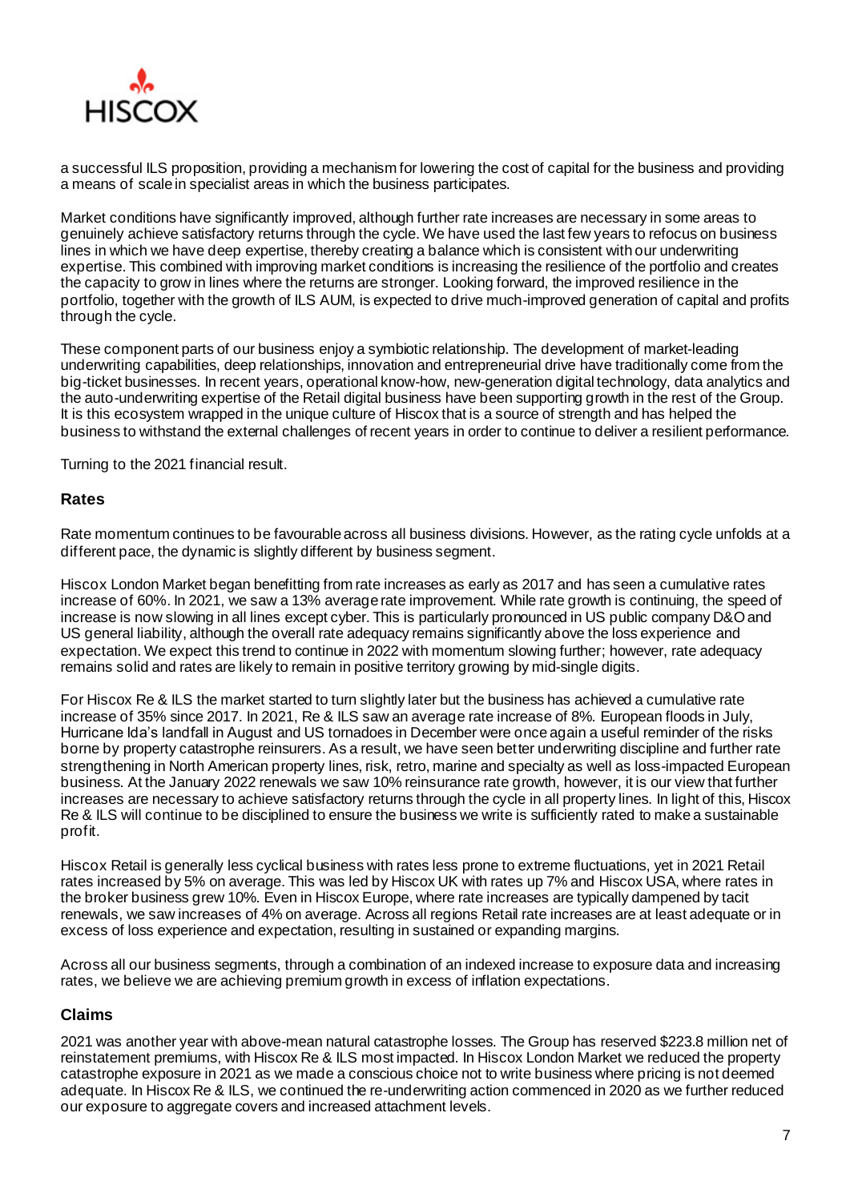a successful ILS proposition, providing a mechanism for lowering the cost of capital for the business and providing a means of scale in specialist areas in which the business participates.

Market conditions have significantly improved, although further rate increases are necessary in some areas to genuinely achieve satisfactory returns through the cycle. We have used the last few years to refocus on business lines in which we have deep expertise, thereby creating a balance which is consistent with our underwriting expertise. This combined with improving market conditions is increasing the resilience of the portfolio and creates the capacity to grow in lines where the returns are stronger. Looking forward, the improved resilience in the portfolio, together with the growth of ILS AUM, is expected to drive much-improved generation of capital and profits through the cycle.

These component parts of our business enjoy a symbiotic relationship. The development of market-leading underwriting capabilities, deep relationships, innovation and entrepreneurial drive have traditionally come from the big-ticket businesses. In recent years, operational know-how, new-generation digital technology, data analytics and the auto-underwriting expertise of the Retail digital business have been supporting growth in the rest of the Group. It is this ecosystem wrapped in the unique culture of Hiscox that is a source of strength and has helped the business to withstand the external challenges of recent years in order to continue to deliver a resilient performance.

Turning to the 2021 financial result.

## Rates

Rate momentum continues to be favourable across all business divisions. However, as the rating cycle unfolds at a different pace, the dynamic is slightly different by business segment.

Hiscox London Market began benefitting from rate increases as early as 2017 and has seen a cumulative rates increase of 60%. In 2021, we saw a 13% average rate improvement. While rate growth is continuing, the speed of increase is now slowing in all lines except cyber. This is particularly pronounced in US public company D&O and US general liability, although the overall rate adequacy remains significantly above the loss experience and expectation. We expect this trend to continue in 2022 with momentum slowing further; however, rate adequacy remains solid and rates are likely to remain in positive territory growing by mid-single digits.

For Hiscox Re & ILS the market started to turn slightly later but the business has achieved a cumulative rate increase of 35% since 2017. In 2021, Re & ILS saw an average rate increase of 8%. European floods in July, Hurricane Ida's landfall in August and US tornadoes in December were once again a useful reminder of the risks borne by property catastrophe reinsurers. As a result, we have seen better underwriting discipline and further rate strengthening in North American property lines, risk, retro, marine and specialty as well as loss-impacted European business. At the January 2022 renewals we saw 10% reinsurance rate growth, however, it is our view that further increases are necessary to achieve satisfactory returns through the cycle in all property lines. In light of this, Hiscox Re & ILS will continue to be disciplined to ensure the business we write is sufficiently rated to make a sustainable profit.

Hiscox Retail is generally less cyclical business with rates less prone to extreme fluctuations, yet in 2021 Retail rates increased by 5% on average. This was led by Hiscox UK with rates up 7% and Hiscox USA, where rates in the broker business grew 10%. Even in Hiscox Europe, where rate increases are typically dampened by tacit renewals, we saw increases of 4% on average. Across all regions Retail rate increases are at least adequate or in excess of loss experience and expectation, resulting in sustained or expanding margins.

Across all our business segments, through a combination of an indexed increase to exposure data and increasing rates, we believe we are achieving premium growth in excess of inflation expectations.

## Claims

2021 was another year with above-mean natural catastrophe losses. The Group has reserved $223.8 million net of reinstatement premiums, with Hiscox Re & ILS most impacted. In Hiscox London Market we reduced the property catastrophe exposure in 2021 as we made a conscious choice not to write business where pricing is not deemed adequate. In Hiscox Re & ILS, we continued the re-underwriting action commenced in 2020 as we further reduced our exposure to aggregate covers and increased attachment levels.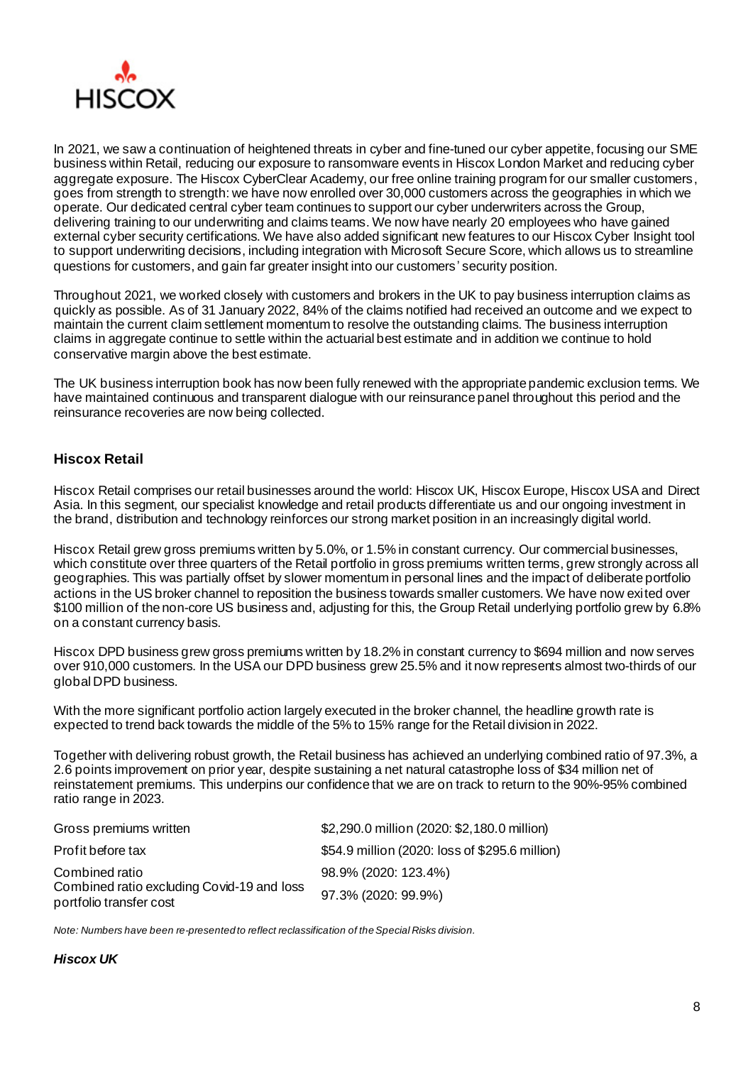In 2021, we saw a continuation of heightened threats in cyber and fine-tuned our cyber appetite, focusing our SME business within Retail, reducing our exposure to ransomware events in Hiscox London Market and reducing cyber aggregate exposure. The Hiscox CyberClear Academy, our free online training program for our smaller customers, goes from strength to strength: we have now enrolled over 30,000 customers across the geographies in which we operate. Our dedicated central cyber team continues to support our cyber underwriters across the Group, delivering training to our underwriting and claims teams. We now have nearly 20 employees who have gained external cyber security certifications. We have also added significant new features to our Hiscox Cyber Insight tool to support underwriting decisions, including integration with Microsoft Secure Score, which allows us to streamline questions for customers, and gain far greater insight into our customers' security position.

Throughout 2021, we worked closely with customers and brokers in the UK to pay business interruption claims as quickly as possible. As of 31 January 2022, 84% of the claims notified had received an outcome and we expect to maintain the current claim settlement momentum to resolve the outstanding claims. The business interruption claims in aggregate continue to settle within the actuarial best estimate and in addition we continue to hold conservative margin above the best estimate.

The UK business interruption book has now been fully renewed with the appropriate pandemic exclusion terms. We have maintained continuous and transparent dialogue with our reinsurance panel throughout this period and the reinsurance recoveries are now being collected.

## Hiscox Retail

Hiscox Retail comprises our retail businesses around the world: Hiscox UK, Hiscox Europe, Hiscox USA and Direct Asia. In this segment, our specialist knowledge and retail products differentiate us and our ongoing investment in the brand, distribution and technology reinforces our strong market position in an increasingly digital world.

Hiscox Retail grew gross premiums written by 5.0%, or 1.5% in constant currency. Our commercial businesses, which constitute over three quarters of the Retail portfolio in gross premiums written terms, grew strongly across all geographies. This was partially offset by slower momentum in personal lines and the impact of deliberate portfolio actions in the US broker channel to reposition the business towards smaller customers. We have now exited over $100 million of the non-core US business and, adjusting for this, the Group Retail underlying portfolio grew by 6.8% on a constant currency basis.

Hiscox DPD business grew gross premiums written by 18.2% in constant currency to $694 million and now serves over 910,000 customers. In the USA our DPD business grew 25.5% and it now represents almost two-thirds of our global DPD business.

With the more significant portfolio action largely executed in the broker channel, the headline growth rate is expected to trend back towards the middle of the 5% to 15% range for the Retail division in 2022.

Together with delivering robust growth, the Retail business has achieved an underlying combined ratio of 97.3%, a 2.6 points improvement on prior year, despite sustaining a net natural catastrophe loss of $34 million net of reinstatement premiums. This underpins our confidence that we are on track to return to the 90%-95% combined ratio range in 2023.

| | |
|---|---|
| Gross premiums written | $2,290.0 million (2020: $2,180.0 million) |
| Profit before tax | $54.9 million (2020: loss of $295.6 million) |
| Combined ratio | 98.9% (2020: 123.4%) |
| Combined ratio excluding Covid-19 and loss portfolio transfer cost | 97.3% (2020: 99.9%) |

*Note: Numbers have been re-presented to reflect reclassification of the Special Risks division.*

### *Hiscox UK*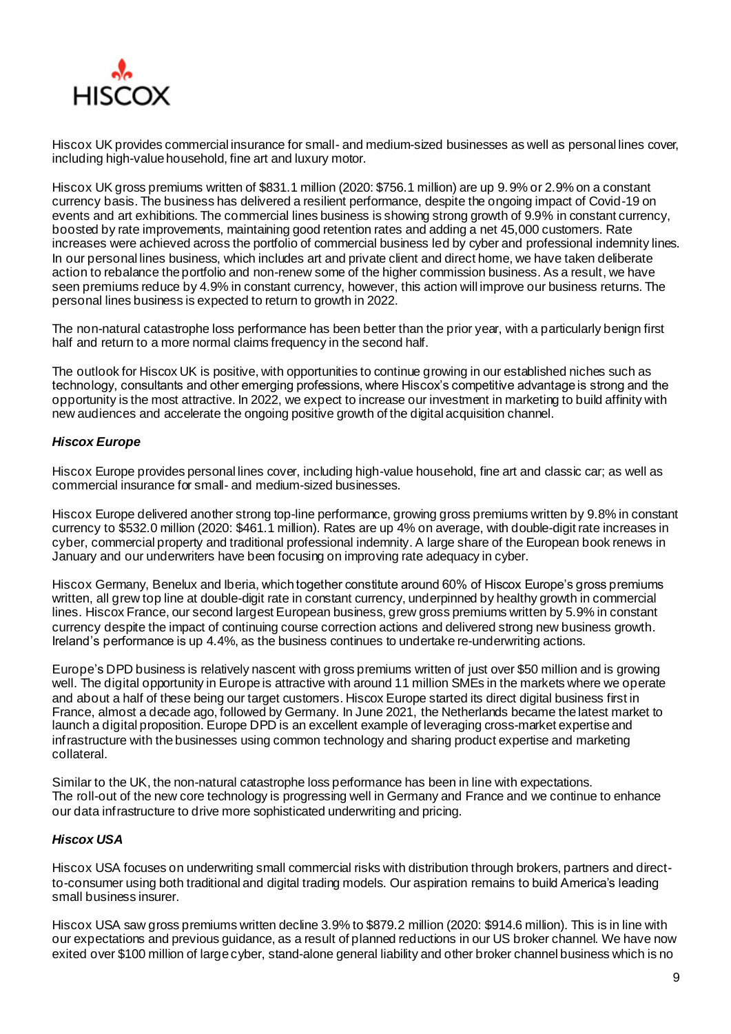Hiscox UK provides commercial insurance for small- and medium-sized businesses as well as personal lines cover, including high-value household, fine art and luxury motor.

Hiscox UK gross premiums written of $831.1 million (2020: $756.1 million) are up 9.9% or 2.9% on a constant currency basis. The business has delivered a resilient performance, despite the ongoing impact of Covid-19 on events and art exhibitions. The commercial lines business is showing strong growth of 9.9% in constant currency, boosted by rate improvements, maintaining good retention rates and adding a net 45,000 customers. Rate increases were achieved across the portfolio of commercial business led by cyber and professional indemnity lines. In our personal lines business, which includes art and private client and direct home, we have taken deliberate action to rebalance the portfolio and non-renew some of the higher commission business. As a result, we have seen premiums reduce by 4.9% in constant currency, however, this action will improve our business returns. The personal lines business is expected to return to growth in 2022.

The non-natural catastrophe loss performance has been better than the prior year, with a particularly benign first half and return to a more normal claims frequency in the second half.

The outlook for Hiscox UK is positive, with opportunities to continue growing in our established niches such as technology, consultants and other emerging professions, where Hiscox's competitive advantage is strong and the opportunity is the most attractive. In 2022, we expect to increase our investment in marketing to build affinity with new audiences and accelerate the ongoing positive growth of the digital acquisition channel.

***Hiscox Europe***

Hiscox Europe provides personal lines cover, including high-value household, fine art and classic car; as well as commercial insurance for small- and medium-sized businesses.

Hiscox Europe delivered another strong top-line performance, growing gross premiums written by 9.8% in constant currency to $532.0 million (2020: $461.1 million). Rates are up 4% on average, with double-digit rate increases in cyber, commercial property and traditional professional indemnity. A large share of the European book renews in January and our underwriters have been focusing on improving rate adequacy in cyber.

Hiscox Germany, Benelux and Iberia, which together constitute around 60% of Hiscox Europe's gross premiums written, all grew top line at double-digit rate in constant currency, underpinned by healthy growth in commercial lines. Hiscox France, our second largest European business, grew gross premiums written by 5.9% in constant currency despite the impact of continuing course correction actions and delivered strong new business growth. Ireland's performance is up 4.4%, as the business continues to undertake re-underwriting actions.

Europe's DPD business is relatively nascent with gross premiums written of just over $50 million and is growing well. The digital opportunity in Europe is attractive with around 11 million SMEs in the markets where we operate and about a half of these being our target customers. Hiscox Europe started its direct digital business first in France, almost a decade ago, followed by Germany. In June 2021, the Netherlands became the latest market to launch a digital proposition. Europe DPD is an excellent example of leveraging cross-market expertise and infrastructure with the businesses using common technology and sharing product expertise and marketing collateral.

Similar to the UK, the non-natural catastrophe loss performance has been in line with expectations. The roll-out of the new core technology is progressing well in Germany and France and we continue to enhance our data infrastructure to drive more sophisticated underwriting and pricing.

***Hiscox USA***

Hiscox USA focuses on underwriting small commercial risks with distribution through brokers, partners and direct-to-consumer using both traditional and digital trading models. Our aspiration remains to build America's leading small business insurer.

Hiscox USA saw gross premiums written decline 3.9% to $879.2 million (2020: $914.6 million). This is in line with our expectations and previous guidance, as a result of planned reductions in our US broker channel. We have now exited over $100 million of large cyber, stand-alone general liability and other broker channel business which is no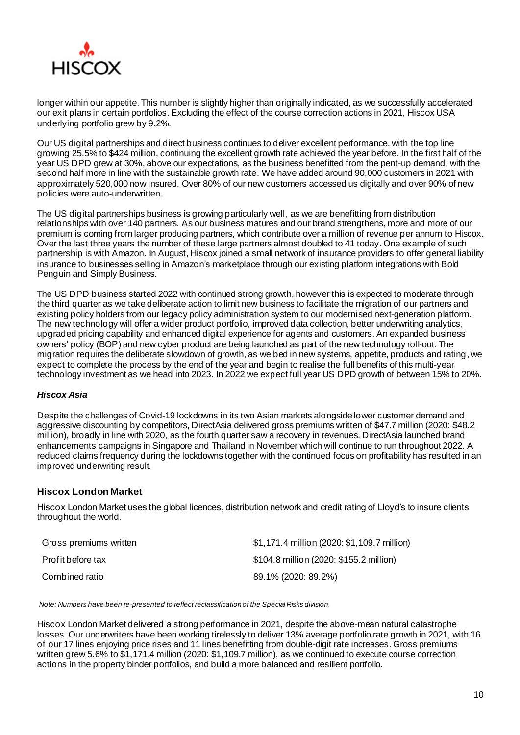longer within our appetite. This number is slightly higher than originally indicated, as we successfully accelerated our exit plans in certain portfolios. Excluding the effect of the course correction actions in 2021, Hiscox USA underlying portfolio grew by 9.2%.

Our US digital partnerships and direct business continues to deliver excellent performance, with the top line growing 25.5% to $424 million, continuing the excellent growth rate achieved the year before. In the first half of the year US DPD grew at 30%, above our expectations, as the business benefitted from the pent-up demand, with the second half more in line with the sustainable growth rate. We have added around 90,000 customers in 2021 with approximately 520,000 now insured. Over 80% of our new customers accessed us digitally and over 90% of new policies were auto-underwritten.

The US digital partnerships business is growing particularly well, as we are benefitting from distribution relationships with over 140 partners. As our business matures and our brand strengthens, more and more of our premium is coming from larger producing partners, which contribute over a million of revenue per annum to Hiscox. Over the last three years the number of these large partners almost doubled to 41 today. One example of such partnership is with Amazon. In August, Hiscox joined a small network of insurance providers to offer general liability insurance to businesses selling in Amazon's marketplace through our existing platform integrations with Bold Penguin and Simply Business.

The US DPD business started 2022 with continued strong growth, however this is expected to moderate through the third quarter as we take deliberate action to limit new business to facilitate the migration of our partners and existing policy holders from our legacy policy administration system to our modernised next-generation platform. The new technology will offer a wider product portfolio, improved data collection, better underwriting analytics, upgraded pricing capability and enhanced digital experience for agents and customers. An expanded business owners' policy (BOP) and new cyber product are being launched as part of the new technology roll-out. The migration requires the deliberate slowdown of growth, as we bed in new systems, appetite, products and rating, we expect to complete the process by the end of the year and begin to realise the full benefits of this multi-year technology investment as we head into 2023. In 2022 we expect full year US DPD growth of between 15% to 20%.

### *Hiscox Asia*

Despite the challenges of Covid-19 lockdowns in its two Asian markets alongside lower customer demand and aggressive discounting by competitors, DirectAsia delivered gross premiums written of $47.7 million (2020: $48.2 million), broadly in line with 2020, as the fourth quarter saw a recovery in revenues. DirectAsia launched brand enhancements campaigns in Singapore and Thailand in November which will continue to run throughout 2022. A reduced claims frequency during the lockdowns together with the continued focus on profitability has resulted in an improved underwriting result.

## Hiscox London Market

Hiscox London Market uses the global licences, distribution network and credit rating of Lloyd's to insure clients throughout the world.

| | |
|---|---|
| Gross premiums written | $1,171.4 million (2020: $1,109.7 million) |
| Profit before tax | $104.8 million (2020: $155.2 million) |
| Combined ratio | 89.1% (2020: 89.2%) |

*Note: Numbers have been re-presented to reflect reclassification of the Special Risks division.*

Hiscox London Market delivered a strong performance in 2021, despite the above-mean natural catastrophe losses. Our underwriters have been working tirelessly to deliver 13% average portfolio rate growth in 2021, with 16 of our 17 lines enjoying price rises and 11 lines benefitting from double-digit rate increases. Gross premiums written grew 5.6% to $1,171.4 million (2020: $1,109.7 million), as we continued to execute course correction actions in the property binder portfolios, and build a more balanced and resilient portfolio.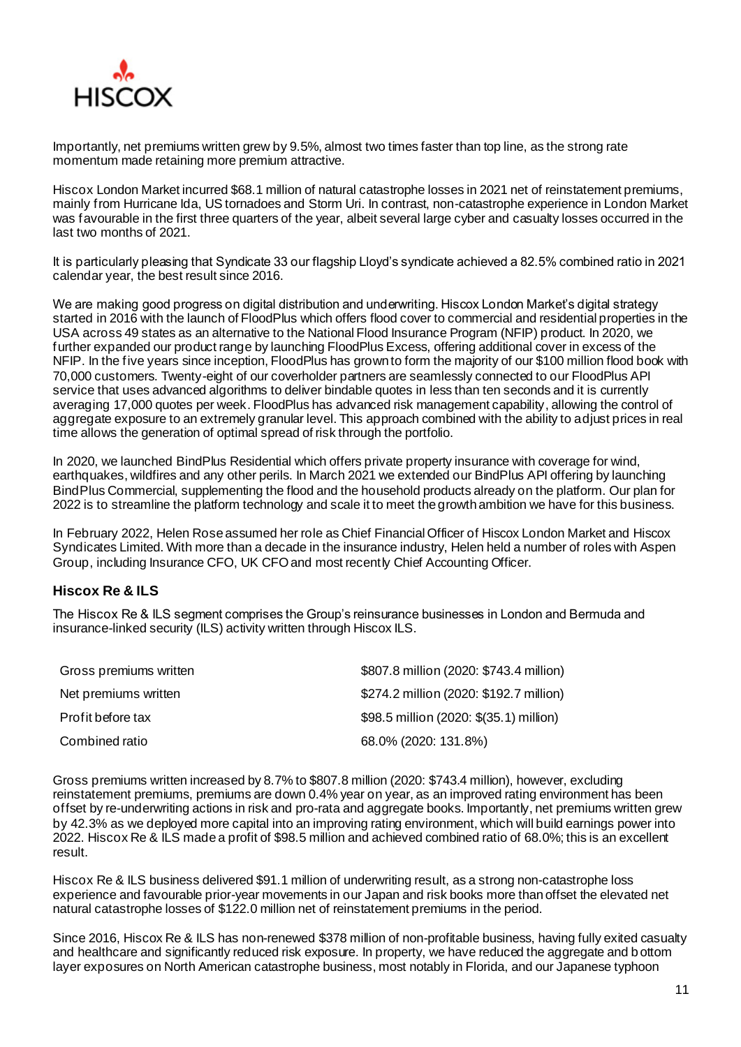Importantly, net premiums written grew by 9.5%, almost two times faster than top line, as the strong rate momentum made retaining more premium attractive.

Hiscox London Market incurred $68.1 million of natural catastrophe losses in 2021 net of reinstatement premiums, mainly from Hurricane Ida, US tornadoes and Storm Uri. In contrast, non-catastrophe experience in London Market was favourable in the first three quarters of the year, albeit several large cyber and casualty losses occurred in the last two months of 2021.

It is particularly pleasing that Syndicate 33 our flagship Lloyd's syndicate achieved a 82.5% combined ratio in 2021 calendar year, the best result since 2016.

We are making good progress on digital distribution and underwriting. Hiscox London Market's digital strategy started in 2016 with the launch of FloodPlus which offers flood cover to commercial and residential properties in the USA across 49 states as an alternative to the National Flood Insurance Program (NFIP) product. In 2020, we further expanded our product range by launching FloodPlus Excess, offering additional cover in excess of the NFIP. In the five years since inception, FloodPlus has grown to form the majority of our $100 million flood book with 70,000 customers. Twenty-eight of our coverholder partners are seamlessly connected to our FloodPlus API service that uses advanced algorithms to deliver bindable quotes in less than ten seconds and it is currently averaging 17,000 quotes per week. FloodPlus has advanced risk management capability, allowing the control of aggregate exposure to an extremely granular level. This approach combined with the ability to adjust prices in real time allows the generation of optimal spread of risk through the portfolio.

In 2020, we launched BindPlus Residential which offers private property insurance with coverage for wind, earthquakes, wildfires and any other perils. In March 2021 we extended our BindPlus API offering by launching BindPlus Commercial, supplementing the flood and the household products already on the platform. Our plan for 2022 is to streamline the platform technology and scale it to meet the growth ambition we have for this business.

In February 2022, Helen Rose assumed her role as Chief Financial Officer of Hiscox London Market and Hiscox Syndicates Limited. With more than a decade in the insurance industry, Helen held a number of roles with Aspen Group, including Insurance CFO, UK CFO and most recently Chief Accounting Officer.

### Hiscox Re & ILS

The Hiscox Re & ILS segment comprises the Group's reinsurance businesses in London and Bermuda and insurance-linked security (ILS) activity written through Hiscox ILS.

| | |
|---|---|
| Gross premiums written | $807.8 million (2020: $743.4 million) |
| Net premiums written | $274.2 million (2020: $192.7 million) |
| Profit before tax | $98.5 million (2020: $(35.1) million) |
| Combined ratio | 68.0% (2020: 131.8%) |

Gross premiums written increased by 8.7% to $807.8 million (2020: $743.4 million), however, excluding reinstatement premiums, premiums are down 0.4% year on year, as an improved rating environment has been offset by re-underwriting actions in risk and pro-rata and aggregate books. Importantly, net premiums written grew by 42.3% as we deployed more capital into an improving rating environment, which will build earnings power into 2022. Hiscox Re & ILS made a profit of $98.5 million and achieved combined ratio of 68.0%; this is an excellent result.

Hiscox Re & ILS business delivered $91.1 million of underwriting result, as a strong non-catastrophe loss experience and favourable prior-year movements in our Japan and risk books more than offset the elevated net natural catastrophe losses of $122.0 million net of reinstatement premiums in the period.

Since 2016, Hiscox Re & ILS has non-renewed $378 million of non-profitable business, having fully exited casualty and healthcare and significantly reduced risk exposure. In property, we have reduced the aggregate and bottom layer exposures on North American catastrophe business, most notably in Florida, and our Japanese typhoon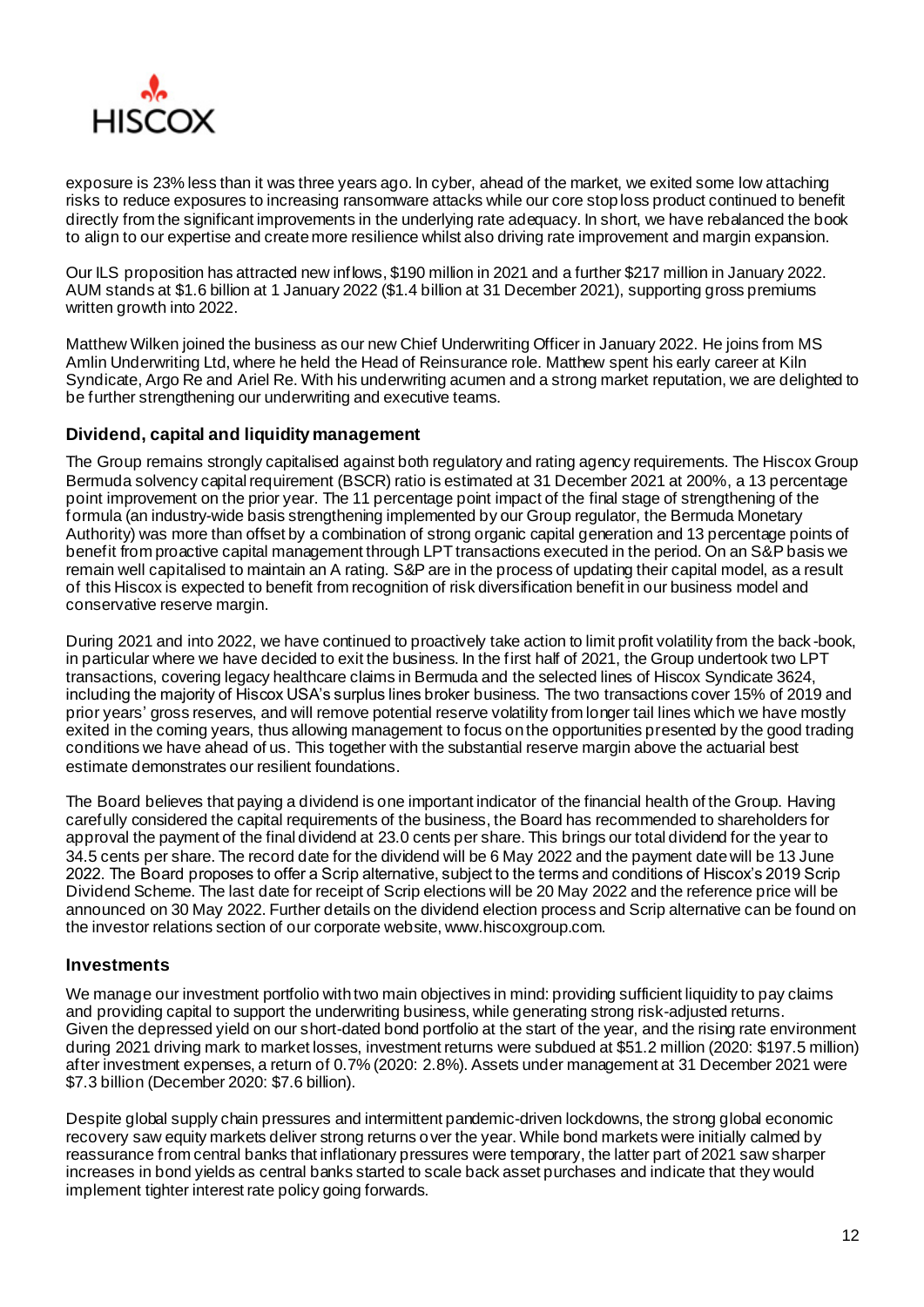exposure is 23% less than it was three years ago. In cyber, ahead of the market, we exited some low attaching risks to reduce exposures to increasing ransomware attacks while our core stop loss product continued to benefit directly from the significant improvements in the underlying rate adequacy. In short, we have rebalanced the book to align to our expertise and create more resilience whilst also driving rate improvement and margin expansion.

Our ILS proposition has attracted new inflows, $190 million in 2021 and a further $217 million in January 2022. AUM stands at $1.6 billion at 1 January 2022 ($1.4 billion at 31 December 2021), supporting gross premiums written growth into 2022.

Matthew Wilken joined the business as our new Chief Underwriting Officer in January 2022. He joins from MS Amlin Underwriting Ltd, where he held the Head of Reinsurance role. Matthew spent his early career at Kiln Syndicate, Argo Re and Ariel Re. With his underwriting acumen and a strong market reputation, we are delighted to be further strengthening our underwriting and executive teams.

## Dividend, capital and liquidity management

The Group remains strongly capitalised against both regulatory and rating agency requirements. The Hiscox Group Bermuda solvency capital requirement (BSCR) ratio is estimated at 31 December 2021 at 200%, a 13 percentage point improvement on the prior year. The 11 percentage point impact of the final stage of strengthening of the formula (an industry-wide basis strengthening implemented by our Group regulator, the Bermuda Monetary Authority) was more than offset by a combination of strong organic capital generation and 13 percentage points of benefit from proactive capital management through LPT transactions executed in the period. On an S&P basis we remain well capitalised to maintain an A rating. S&P are in the process of updating their capital model, as a result of this Hiscox is expected to benefit from recognition of risk diversification benefit in our business model and conservative reserve margin.

During 2021 and into 2022, we have continued to proactively take action to limit profit volatility from the back-book, in particular where we have decided to exit the business. In the first half of 2021, the Group undertook two LPT transactions, covering legacy healthcare claims in Bermuda and the selected lines of Hiscox Syndicate 3624, including the majority of Hiscox USA's surplus lines broker business. The two transactions cover 15% of 2019 and prior years' gross reserves, and will remove potential reserve volatility from longer tail lines which we have mostly exited in the coming years, thus allowing management to focus on the opportunities presented by the good trading conditions we have ahead of us. This together with the substantial reserve margin above the actuarial best estimate demonstrates our resilient foundations.

The Board believes that paying a dividend is one important indicator of the financial health of the Group. Having carefully considered the capital requirements of the business, the Board has recommended to shareholders for approval the payment of the final dividend at 23.0 cents per share. This brings our total dividend for the year to 34.5 cents per share. The record date for the dividend will be 6 May 2022 and the payment date will be 13 June 2022. The Board proposes to offer a Scrip alternative, subject to the terms and conditions of Hiscox's 2019 Scrip Dividend Scheme. The last date for receipt of Scrip elections will be 20 May 2022 and the reference price will be announced on 30 May 2022. Further details on the dividend election process and Scrip alternative can be found on the investor relations section of our corporate website, www.hiscoxgroup.com.

## Investments

We manage our investment portfolio with two main objectives in mind: providing sufficient liquidity to pay claims and providing capital to support the underwriting business, while generating strong risk-adjusted returns. Given the depressed yield on our short-dated bond portfolio at the start of the year, and the rising rate environment during 2021 driving mark to market losses, investment returns were subdued at $51.2 million (2020: $197.5 million) after investment expenses, a return of 0.7% (2020: 2.8%). Assets under management at 31 December 2021 were $7.3 billion (December 2020: $7.6 billion).

Despite global supply chain pressures and intermittent pandemic-driven lockdowns, the strong global economic recovery saw equity markets deliver strong returns over the year. While bond markets were initially calmed by reassurance from central banks that inflationary pressures were temporary, the latter part of 2021 saw sharper increases in bond yields as central banks started to scale back asset purchases and indicate that they would implement tighter interest rate policy going forwards.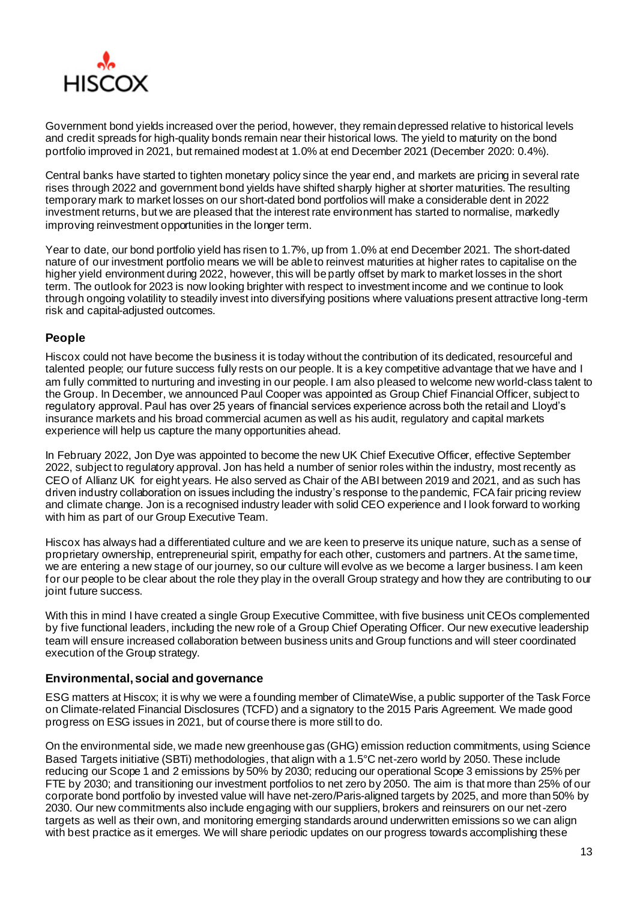Government bond yields increased over the period, however, they remain depressed relative to historical levels and credit spreads for high-quality bonds remain near their historical lows. The yield to maturity on the bond portfolio improved in 2021, but remained modest at 1.0% at end December 2021 (December 2020: 0.4%).

Central banks have started to tighten monetary policy since the year end, and markets are pricing in several rate rises through 2022 and government bond yields have shifted sharply higher at shorter maturities. The resulting temporary mark to market losses on our short-dated bond portfolios will make a considerable dent in 2022 investment returns, but we are pleased that the interest rate environment has started to normalise, markedly improving reinvestment opportunities in the longer term.

Year to date, our bond portfolio yield has risen to 1.7%, up from 1.0% at end December 2021. The short-dated nature of our investment portfolio means we will be able to reinvest maturities at higher rates to capitalise on the higher yield environment during 2022, however, this will be partly offset by mark to market losses in the short term. The outlook for 2023 is now looking brighter with respect to investment income and we continue to look through ongoing volatility to steadily invest into diversifying positions where valuations present attractive long-term risk and capital-adjusted outcomes.

### People

Hiscox could not have become the business it is today without the contribution of its dedicated, resourceful and talented people; our future success fully rests on our people. It is a key competitive advantage that we have and I am fully committed to nurturing and investing in our people. I am also pleased to welcome new world-class talent to the Group. In December, we announced Paul Cooper was appointed as Group Chief Financial Officer, subject to regulatory approval. Paul has over 25 years of financial services experience across both the retail and Lloyd's insurance markets and his broad commercial acumen as well as his audit, regulatory and capital markets experience will help us capture the many opportunities ahead.

In February 2022, Jon Dye was appointed to become the new UK Chief Executive Officer, effective September 2022, subject to regulatory approval. Jon has held a number of senior roles within the industry, most recently as CEO of Allianz UK for eight years. He also served as Chair of the ABI between 2019 and 2021, and as such has driven industry collaboration on issues including the industry's response to the pandemic, FCA fair pricing review and climate change. Jon is a recognised industry leader with solid CEO experience and I look forward to working with him as part of our Group Executive Team.

Hiscox has always had a differentiated culture and we are keen to preserve its unique nature, such as a sense of proprietary ownership, entrepreneurial spirit, empathy for each other, customers and partners. At the same time, we are entering a new stage of our journey, so our culture will evolve as we become a larger business. I am keen for our people to be clear about the role they play in the overall Group strategy and how they are contributing to our joint future success.

With this in mind I have created a single Group Executive Committee, with five business unit CEOs complemented by five functional leaders, including the new role of a Group Chief Operating Officer. Our new executive leadership team will ensure increased collaboration between business units and Group functions and will steer coordinated execution of the Group strategy.

### Environmental, social and governance

ESG matters at Hiscox; it is why we were a founding member of ClimateWise, a public supporter of the Task Force on Climate-related Financial Disclosures (TCFD) and a signatory to the 2015 Paris Agreement. We made good progress on ESG issues in 2021, but of course there is more still to do.

On the environmental side, we made new greenhouse gas (GHG) emission reduction commitments, using Science Based Targets initiative (SBTi) methodologies, that align with a 1.5°C net-zero world by 2050. These include reducing our Scope 1 and 2 emissions by 50% by 2030; reducing our operational Scope 3 emissions by 25% per FTE by 2030; and transitioning our investment portfolios to net zero by 2050. The aim is that more than 25% of our corporate bond portfolio by invested value will have net-zero/Paris-aligned targets by 2025, and more than 50% by 2030. Our new commitments also include engaging with our suppliers, brokers and reinsurers on our net-zero targets as well as their own, and monitoring emerging standards around underwritten emissions so we can align with best practice as it emerges. We will share periodic updates on our progress towards accomplishing these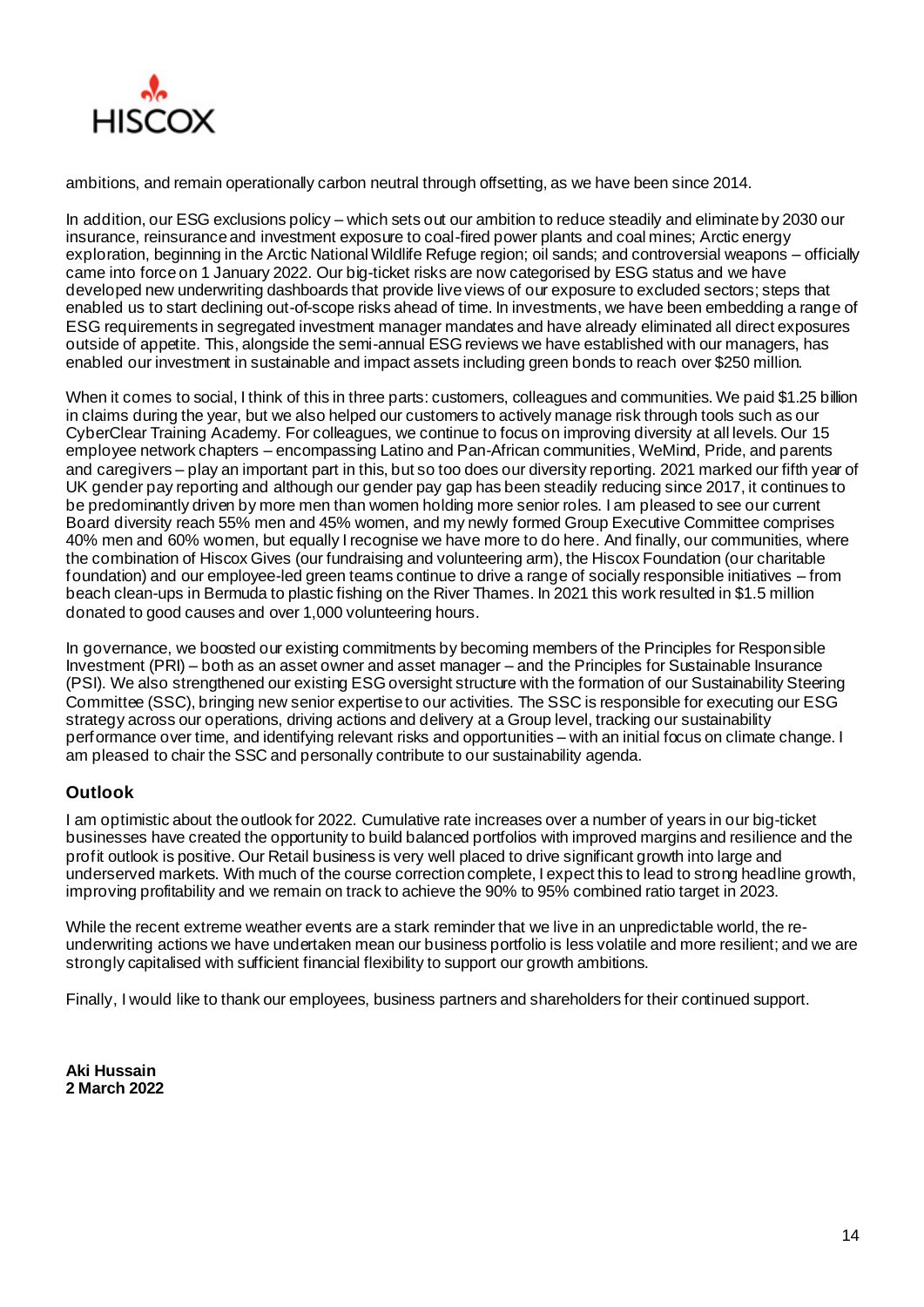ambitions, and remain operationally carbon neutral through offsetting, as we have been since 2014.

In addition, our ESG exclusions policy – which sets out our ambition to reduce steadily and eliminate by 2030 our insurance, reinsurance and investment exposure to coal-fired power plants and coal mines; Arctic energy exploration, beginning in the Arctic National Wildlife Refuge region; oil sands; and controversial weapons – officially came into force on 1 January 2022. Our big-ticket risks are now categorised by ESG status and we have developed new underwriting dashboards that provide live views of our exposure to excluded sectors; steps that enabled us to start declining out-of-scope risks ahead of time. In investments, we have been embedding a range of ESG requirements in segregated investment manager mandates and have already eliminated all direct exposures outside of appetite. This, alongside the semi-annual ESG reviews we have established with our managers, has enabled our investment in sustainable and impact assets including green bonds to reach over $250 million.

When it comes to social, I think of this in three parts: customers, colleagues and communities. We paid $1.25 billion in claims during the year, but we also helped our customers to actively manage risk through tools such as our CyberClear Training Academy. For colleagues, we continue to focus on improving diversity at all levels. Our 15 employee network chapters – encompassing Latino and Pan-African communities, WeMind, Pride, and parents and caregivers – play an important part in this, but so too does our diversity reporting. 2021 marked our fifth year of UK gender pay reporting and although our gender pay gap has been steadily reducing since 2017, it continues to be predominantly driven by more men than women holding more senior roles. I am pleased to see our current Board diversity reach 55% men and 45% women, and my newly formed Group Executive Committee comprises 40% men and 60% women, but equally I recognise we have more to do here. And finally, our communities, where the combination of Hiscox Gives (our fundraising and volunteering arm), the Hiscox Foundation (our charitable foundation) and our employee-led green teams continue to drive a range of socially responsible initiatives – from beach clean-ups in Bermuda to plastic fishing on the River Thames. In 2021 this work resulted in $1.5 million donated to good causes and over 1,000 volunteering hours.

In governance, we boosted our existing commitments by becoming members of the Principles for Responsible Investment (PRI) – both as an asset owner and asset manager – and the Principles for Sustainable Insurance (PSI). We also strengthened our existing ESG oversight structure with the formation of our Sustainability Steering Committee (SSC), bringing new senior expertise to our activities. The SSC is responsible for executing our ESG strategy across our operations, driving actions and delivery at a Group level, tracking our sustainability performance over time, and identifying relevant risks and opportunities – with an initial focus on climate change. I am pleased to chair the SSC and personally contribute to our sustainability agenda.

## Outlook

I am optimistic about the outlook for 2022. Cumulative rate increases over a number of years in our big-ticket businesses have created the opportunity to build balanced portfolios with improved margins and resilience and the profit outlook is positive. Our Retail business is very well placed to drive significant growth into large and underserved markets. With much of the course correction complete, I expect this to lead to strong headline growth, improving profitability and we remain on track to achieve the 90% to 95% combined ratio target in 2023.

While the recent extreme weather events are a stark reminder that we live in an unpredictable world, the re-underwriting actions we have undertaken mean our business portfolio is less volatile and more resilient; and we are strongly capitalised with sufficient financial flexibility to support our growth ambitions.

Finally, I would like to thank our employees, business partners and shareholders for their continued support.

**Aki Hussain**
**2 March 2022**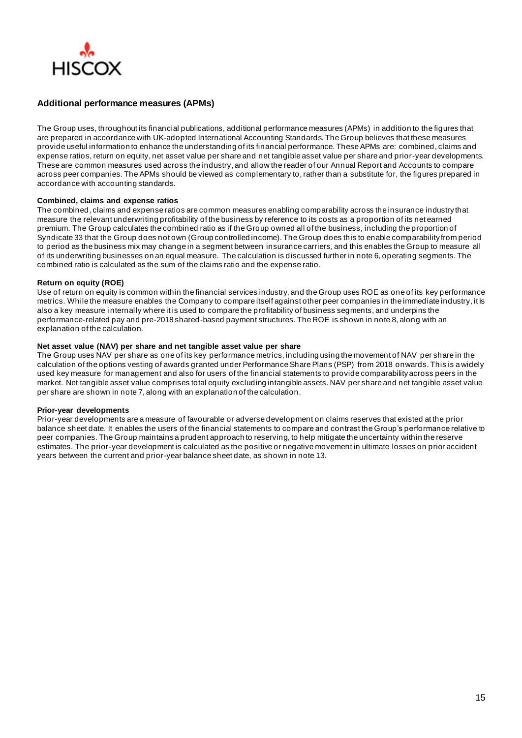## Additional performance measures (APMs)

The Group uses, throughout its financial publications, additional performance measures (APMs) in addition to the figures that are prepared in accordance with UK-adopted International Accounting Standards. The Group believes that these measures provide useful information to enhance the understanding of its financial performance. These APMs are: combined, claims and expense ratios, return on equity, net asset value per share and net tangible asset value per share and prior-year developments. These are common measures used across the industry, and allow the reader of our Annual Report and Accounts to compare across peer companies. The APMs should be viewed as complementary to, rather than a substitute for, the figures prepared in accordance with accounting standards.

### Combined, claims and expense ratios

The combined, claims and expense ratios are common measures enabling comparability across the insurance industry that measure the relevant underwriting profitability of the business by reference to its costs as a proportion of its net earned premium. The Group calculates the combined ratio as if the Group owned all of the business, including the proportion of Syndicate 33 that the Group does not own (Group controlled income). The Group does this to enable comparability from period to period as the business mix may change in a segment between insurance carriers, and this enables the Group to measure all of its underwriting businesses on an equal measure. The calculation is discussed further in note 6, operating segments. The combined ratio is calculated as the sum of the claims ratio and the expense ratio.

### Return on equity (ROE)

Use of return on equity is common within the financial services industry, and the Group uses ROE as one of its key performance metrics. While the measure enables the Company to compare itself against other peer companies in the immediate industry, it is also a key measure internally where it is used to compare the profitability of business segments, and underpins the performance-related pay and pre-2018 shared-based payment structures. The ROE is shown in note 8, along with an explanation of the calculation.

### Net asset value (NAV) per share and net tangible asset value per share

The Group uses NAV per share as one of its key performance metrics, including using the movement of NAV per share in the calculation of the options vesting of awards granted under Performance Share Plans (PSP) from 2018 onwards. This is a widely used key measure for management and also for users of the financial statements to provide comparability across peers in the market. Net tangible asset value comprises total equity excluding intangible assets. NAV per share and net tangible asset value per share are shown in note 7, along with an explanation of the calculation.

### Prior-year developments

Prior-year developments are a measure of favourable or adverse development on claims reserves that existed at the prior balance sheet date. It enables the users of the financial statements to compare and contrast the Group's performance relative to peer companies. The Group maintains a prudent approach to reserving, to help mitigate the uncertainty within the reserve estimates. The prior-year development is calculated as the positive or negative movement in ultimate losses on prior accident years between the current and prior-year balance sheet date, as shown in note 13.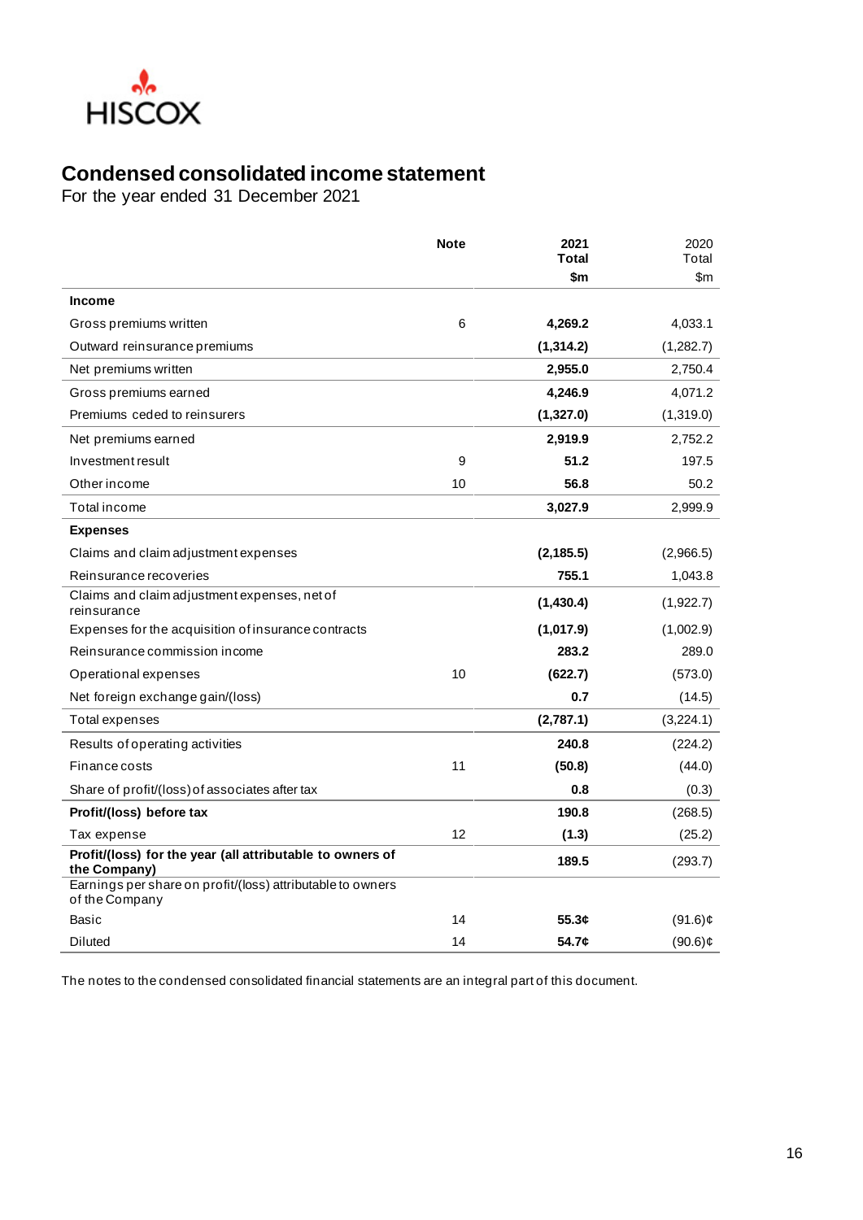HISCOX

# Condensed consolidated income statement

For the year ended 31 December 2021

| | Note | 2021 Total $m | 2020 Total $m |
|---|---|---|---|
| **Income** | | | |
| Gross premiums written | 6 | **4,269.2** | 4,033.1 |
| Outward reinsurance premiums | | **(1,314.2)** | (1,282.7) |
| Net premiums written | | **2,955.0** | 2,750.4 |
| Gross premiums earned | | **4,246.9** | 4,071.2 |
| Premiums ceded to reinsurers | | **(1,327.0)** | (1,319.0) |
| Net premiums earned | | **2,919.9** | 2,752.2 |
| Investment result | 9 | **51.2** | 197.5 |
| Other income | 10 | **56.8** | 50.2 |
| Total income | | **3,027.9** | 2,999.9 |
| **Expenses** | | | |
| Claims and claim adjustment expenses | | **(2,185.5)** | (2,966.5) |
| Reinsurance recoveries | | **755.1** | 1,043.8 |
| Claims and claim adjustment expenses, net of reinsurance | | **(1,430.4)** | (1,922.7) |
| Expenses for the acquisition of insurance contracts | | **(1,017.9)** | (1,002.9) |
| Reinsurance commission income | | **283.2** | 289.0 |
| Operational expenses | 10 | **(622.7)** | (573.0) |
| Net foreign exchange gain/(loss) | | **0.7** | (14.5) |
| Total expenses | | **(2,787.1)** | (3,224.1) |
| Results of operating activities | | **240.8** | (224.2) |
| Finance costs | 11 | **(50.8)** | (44.0) |
| Share of profit/(loss) of associates after tax | | **0.8** | (0.3) |
| **Profit/(loss) before tax** | | **190.8** | (268.5) |
| Tax expense | 12 | **(1.3)** | (25.2) |
| **Profit/(loss) for the year (all attributable to owners of the Company)** | | **189.5** | (293.7) |
| Earnings per share on profit/(loss) attributable to owners of the Company | | | |
| Basic | 14 | **55.3¢** | (91.6)¢ |
| Diluted | 14 | **54.7¢** | (90.6)¢ |

The notes to the condensed consolidated financial statements are an integral part of this document.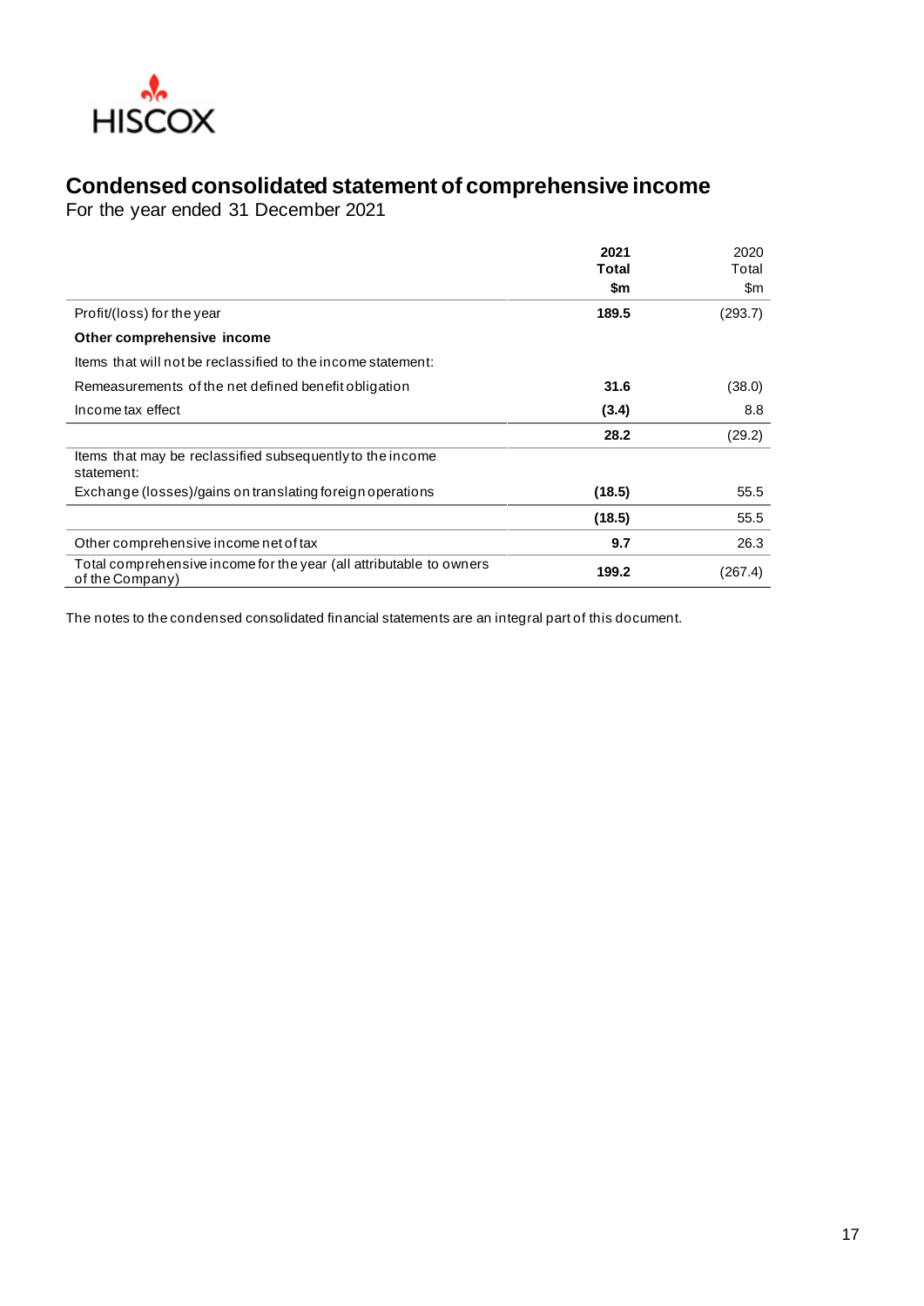HISCOX

# Condensed consolidated statement of comprehensive income

For the year ended 31 December 2021

| | **2021 Total $m** | 2020 Total $m |
|---|---|---|
| Profit/(loss) for the year | **189.5** | (293.7) |
| **Other comprehensive income** | | |
| Items that will not be reclassified to the income statement: | | |
| Remeasurements of the net defined benefit obligation | **31.6** | (38.0) |
| Income tax effect | **(3.4)** | 8.8 |
| | **28.2** | (29.2) |
| Items that may be reclassified subsequently to the income statement: | | |
| Exchange (losses)/gains on translating foreign operations | **(18.5)** | 55.5 |
| | **(18.5)** | 55.5 |
| Other comprehensive income net of tax | **9.7** | 26.3 |
| Total comprehensive income for the year (all attributable to owners of the Company) | **199.2** | (267.4) |

The notes to the condensed consolidated financial statements are an integral part of this document.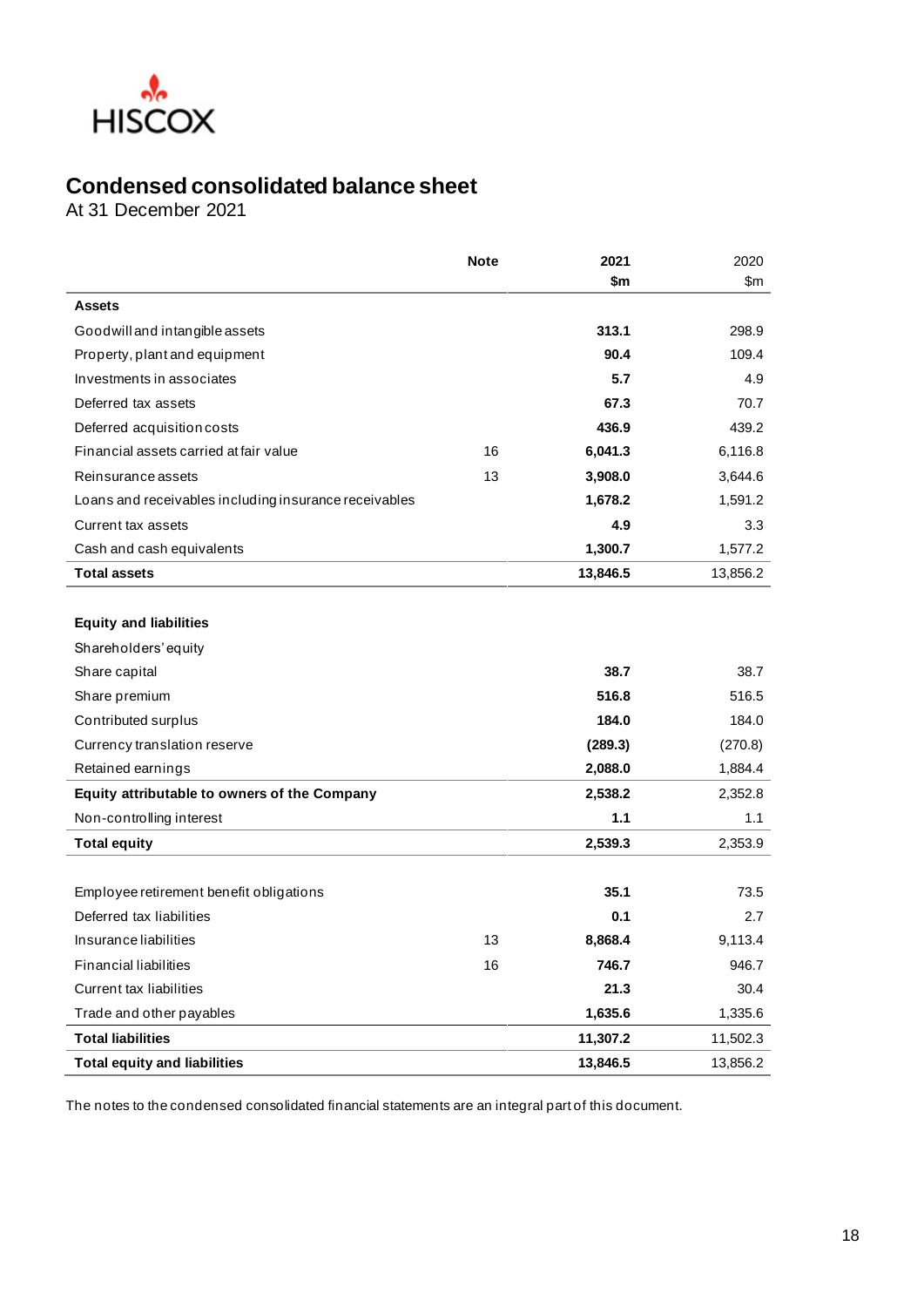HISCOX

# Condensed consolidated balance sheet

At 31 December 2021

| | Note | 2021 $m | 2020 $m |
|---|---|---|---|
| **Assets** | | | |
| Goodwill and intangible assets | | **313.1** | 298.9 |
| Property, plant and equipment | | **90.4** | 109.4 |
| Investments in associates | | **5.7** | 4.9 |
| Deferred tax assets | | **67.3** | 70.7 |
| Deferred acquisition costs | | **436.9** | 439.2 |
| Financial assets carried at fair value | 16 | **6,041.3** | 6,116.8 |
| Reinsurance assets | 13 | **3,908.0** | 3,644.6 |
| Loans and receivables including insurance receivables | | **1,678.2** | 1,591.2 |
| Current tax assets | | **4.9** | 3.3 |
| Cash and cash equivalents | | **1,300.7** | 1,577.2 |
| **Total assets** | | **13,846.5** | 13,856.2 |
| | | | |
| **Equity and liabilities** | | | |
| Shareholders' equity | | | |
| Share capital | | **38.7** | 38.7 |
| Share premium | | **516.8** | 516.5 |
| Contributed surplus | | **184.0** | 184.0 |
| Currency translation reserve | | **(289.3)** | (270.8) |
| Retained earnings | | **2,088.0** | 1,884.4 |
| **Equity attributable to owners of the Company** | | **2,538.2** | 2,352.8 |
| Non-controlling interest | | **1.1** | 1.1 |
| **Total equity** | | **2,539.3** | 2,353.9 |
| | | | |
| Employee retirement benefit obligations | | **35.1** | 73.5 |
| Deferred tax liabilities | | **0.1** | 2.7 |
| Insurance liabilities | 13 | **8,868.4** | 9,113.4 |
| Financial liabilities | 16 | **746.7** | 946.7 |
| Current tax liabilities | | **21.3** | 30.4 |
| Trade and other payables | | **1,635.6** | 1,335.6 |
| **Total liabilities** | | **11,307.2** | 11,502.3 |
| **Total equity and liabilities** | | **13,846.5** | 13,856.2 |

The notes to the condensed consolidated financial statements are an integral part of this document.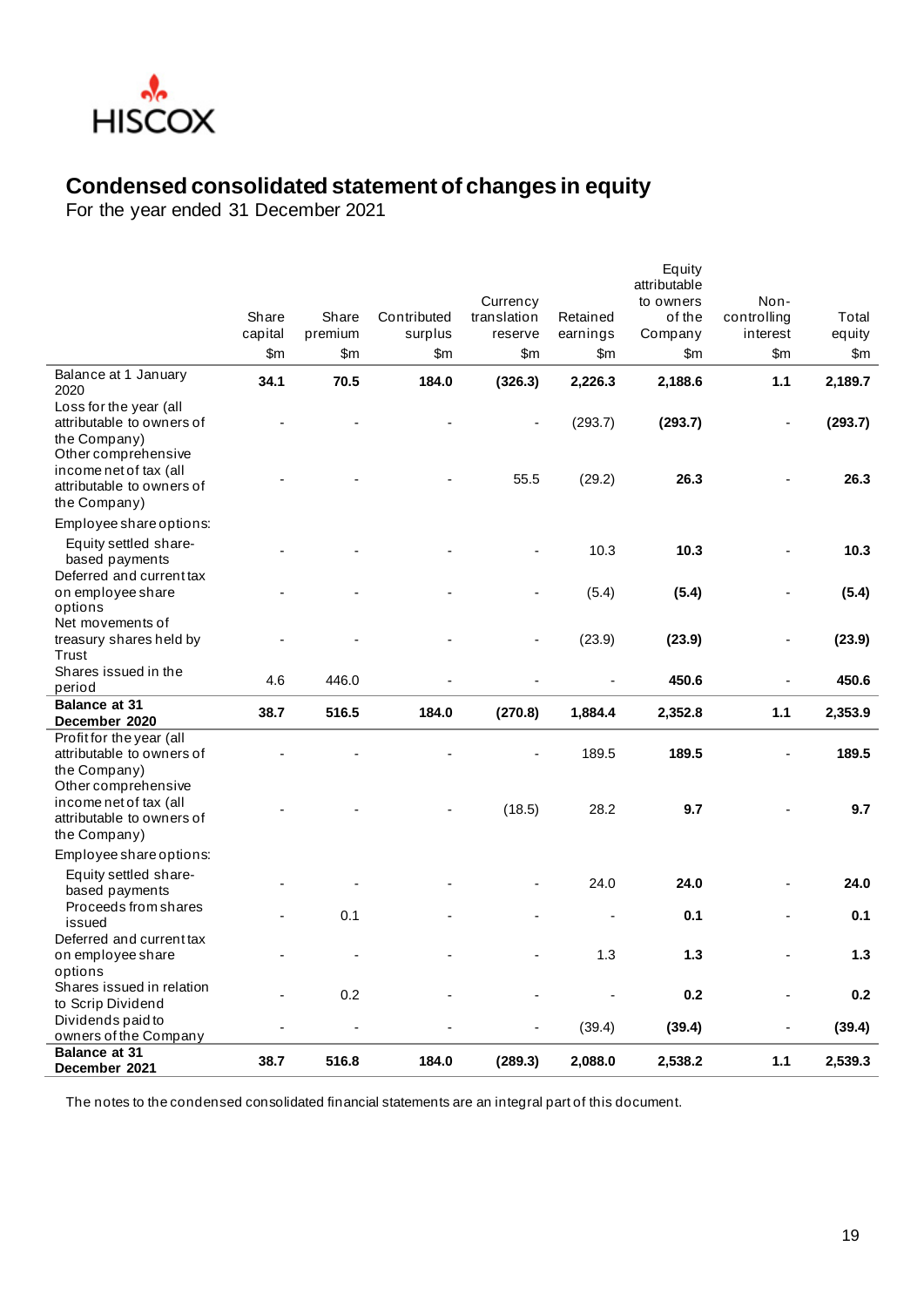HISCOX

# Condensed consolidated statement of changes in equity

For the year ended 31 December 2021

| | Share capital $m | Share premium $m | Contributed surplus $m | Currency translation reserve $m | Retained earnings $m | Equity attributable to owners of the Company $m | Non-controlling interest $m | Total equity $m |
|---|---|---|---|---|---|---|---|---|
| Balance at 1 January 2020 | **34.1** | **70.5** | **184.0** | **(326.3)** | **2,226.3** | **2,188.6** | **1.1** | **2,189.7** |
| Loss for the year (all attributable to owners of the Company) | - | - | - | - | (293.7) | **(293.7)** | - | **(293.7)** |
| Other comprehensive income net of tax (all attributable to owners of the Company) | - | - | - | 55.5 | (29.2) | **26.3** | - | **26.3** |
| Employee share options: | | | | | | | | |
| Equity settled share-based payments | - | - | - | - | 10.3 | **10.3** | - | **10.3** |
| Deferred and current tax on employee share options | - | - | - | - | (5.4) | **(5.4)** | - | **(5.4)** |
| Net movements of treasury shares held by Trust | - | - | - | - | (23.9) | **(23.9)** | - | **(23.9)** |
| Shares issued in the period | 4.6 | 446.0 | - | - | - | **450.6** | - | **450.6** |
| **Balance at 31 December 2020** | **38.7** | **516.5** | **184.0** | **(270.8)** | **1,884.4** | **2,352.8** | **1.1** | **2,353.9** |
| Profit for the year (all attributable to owners of the Company) | - | - | - | - | 189.5 | **189.5** | - | **189.5** |
| Other comprehensive income net of tax (all attributable to owners of the Company) | - | - | - | (18.5) | 28.2 | **9.7** | - | **9.7** |
| Employee share options: | | | | | | | | |
| Equity settled share-based payments | - | - | - | - | 24.0 | **24.0** | - | **24.0** |
| Proceeds from shares issued | - | 0.1 | - | - | - | **0.1** | - | **0.1** |
| Deferred and current tax on employee share options | - | - | - | - | 1.3 | **1.3** | - | **1.3** |
| Shares issued in relation to Scrip Dividend | - | 0.2 | - | - | - | **0.2** | - | **0.2** |
| Dividends paid to owners of the Company | - | - | - | - | (39.4) | **(39.4)** | - | **(39.4)** |
| **Balance at 31 December 2021** | **38.7** | **516.8** | **184.0** | **(289.3)** | **2,088.0** | **2,538.2** | **1.1** | **2,539.3** |

The notes to the condensed consolidated financial statements are an integral part of this document.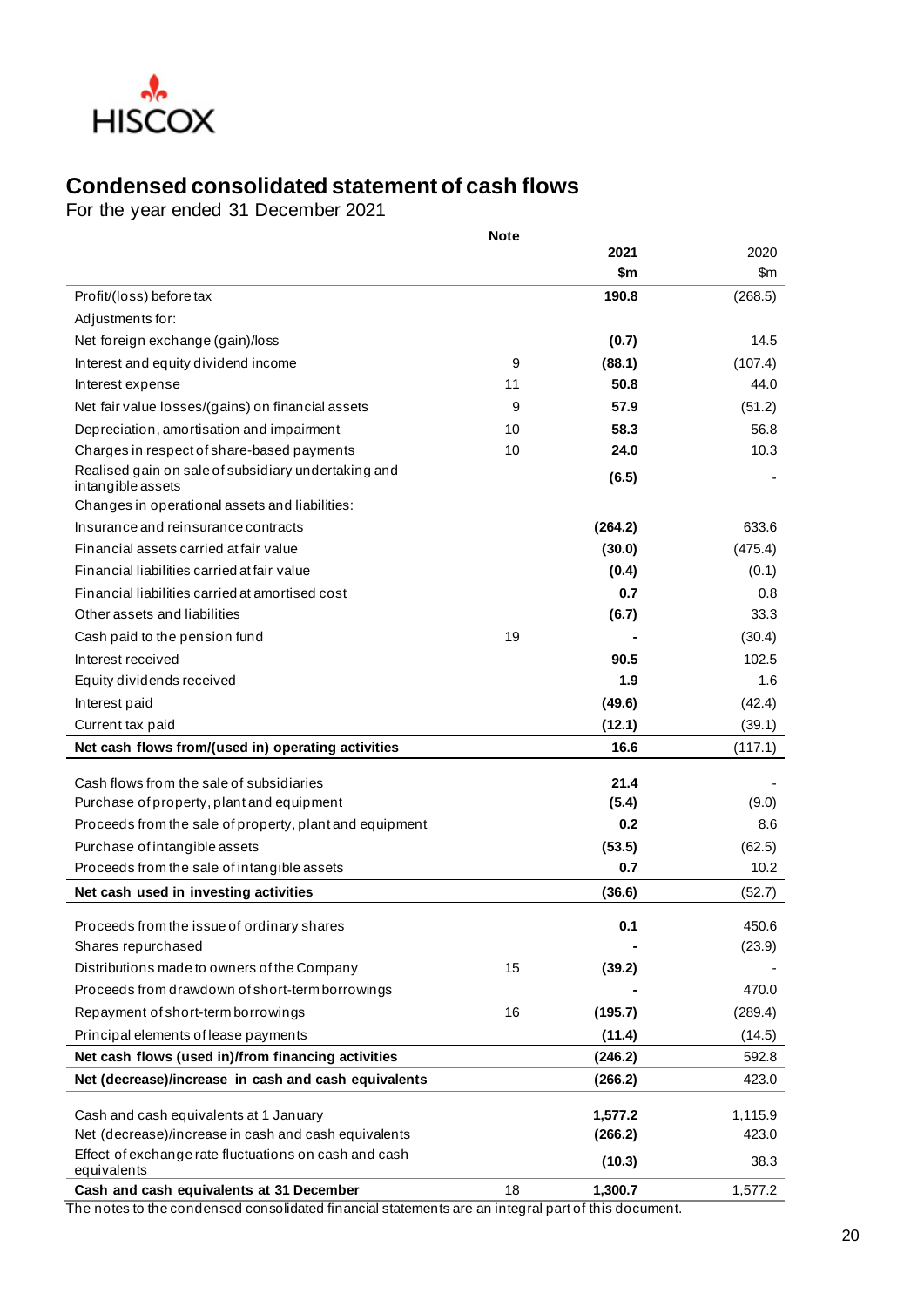HISCOX

# Condensed consolidated statement of cash flows

For the year ended 31 December 2021

| | Note | 2021 $m | 2020 $m |
|---|---|---|---|
| Profit/(loss) before tax | | **190.8** | (268.5) |
| Adjustments for: | | | |
| Net foreign exchange (gain)/loss | | **(0.7)** | 14.5 |
| Interest and equity dividend income | 9 | **(88.1)** | (107.4) |
| Interest expense | 11 | **50.8** | 44.0 |
| Net fair value losses/(gains) on financial assets | 9 | **57.9** | (51.2) |
| Depreciation, amortisation and impairment | 10 | **58.3** | 56.8 |
| Charges in respect of share-based payments | 10 | **24.0** | 10.3 |
| Realised gain on sale of subsidiary undertaking and intangible assets | | **(6.5)** | - |
| Changes in operational assets and liabilities: | | | |
| Insurance and reinsurance contracts | | **(264.2)** | 633.6 |
| Financial assets carried at fair value | | **(30.0)** | (475.4) |
| Financial liabilities carried at fair value | | **(0.4)** | (0.1) |
| Financial liabilities carried at amortised cost | | **0.7** | 0.8 |
| Other assets and liabilities | | **(6.7)** | 33.3 |
| Cash paid to the pension fund | 19 | **-** | (30.4) |
| Interest received | | **90.5** | 102.5 |
| Equity dividends received | | **1.9** | 1.6 |
| Interest paid | | **(49.6)** | (42.4) |
| Current tax paid | | **(12.1)** | (39.1) |
| **Net cash flows from/(used in) operating activities** | | **16.6** | (117.1) |
| Cash flows from the sale of subsidiaries | | **21.4** | - |
| Purchase of property, plant and equipment | | **(5.4)** | (9.0) |
| Proceeds from the sale of property, plant and equipment | | **0.2** | 8.6 |
| Purchase of intangible assets | | **(53.5)** | (62.5) |
| Proceeds from the sale of intangible assets | | **0.7** | 10.2 |
| **Net cash used in investing activities** | | **(36.6)** | (52.7) |
| Proceeds from the issue of ordinary shares | | **0.1** | 450.6 |
| Shares repurchased | | **-** | (23.9) |
| Distributions made to owners of the Company | 15 | **(39.2)** | - |
| Proceeds from drawdown of short-term borrowings | | **-** | 470.0 |
| Repayment of short-term borrowings | 16 | **(195.7)** | (289.4) |
| Principal elements of lease payments | | **(11.4)** | (14.5) |
| **Net cash flows (used in)/from financing activities** | | **(246.2)** | 592.8 |
| **Net (decrease)/increase in cash and cash equivalents** | | **(266.2)** | 423.0 |
| Cash and cash equivalents at 1 January | | **1,577.2** | 1,115.9 |
| Net (decrease)/increase in cash and cash equivalents | | **(266.2)** | 423.0 |
| Effect of exchange rate fluctuations on cash and cash equivalents | | **(10.3)** | 38.3 |
| **Cash and cash equivalents at 31 December** | 18 | **1,300.7** | 1,577.2 |

The notes to the condensed consolidated financial statements are an integral part of this document.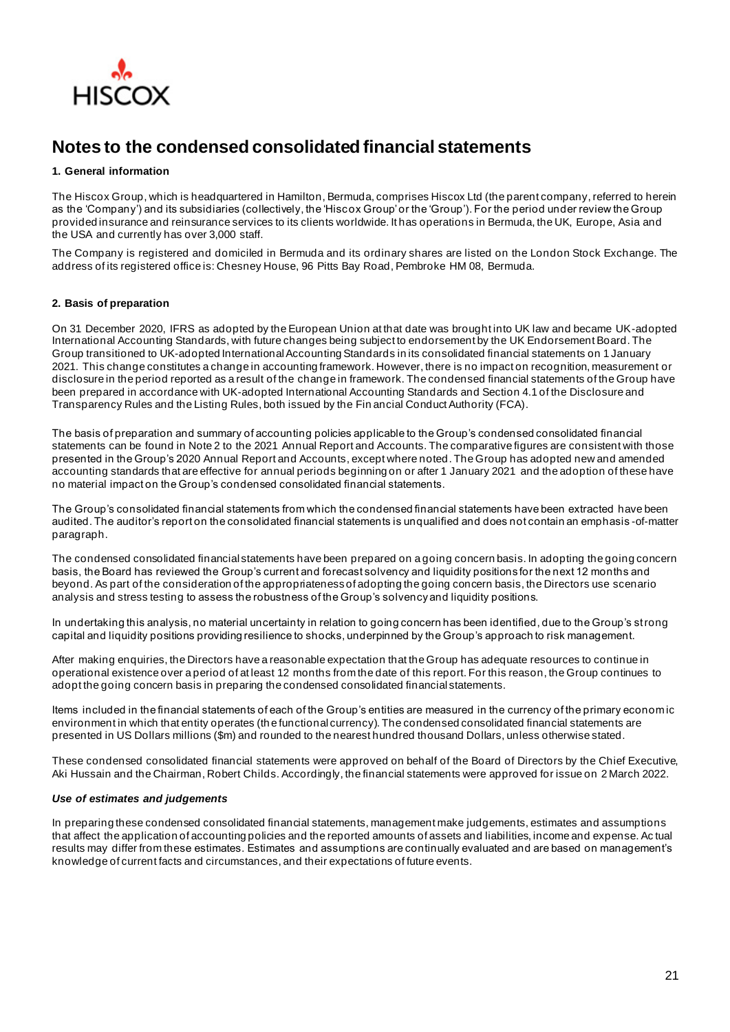# Notes to the condensed consolidated financial statements

## 1. General information

The Hiscox Group, which is headquartered in Hamilton, Bermuda, comprises Hiscox Ltd (the parent company, referred to herein as the 'Company') and its subsidiaries (collectively, the 'Hiscox Group' or the 'Group'). For the period under review the Group provided insurance and reinsurance services to its clients worldwide. It has operations in Bermuda, the UK, Europe, Asia and the USA and currently has over 3,000 staff.

The Company is registered and domiciled in Bermuda and its ordinary shares are listed on the London Stock Exchange. The address of its registered office is: Chesney House, 96 Pitts Bay Road, Pembroke HM 08, Bermuda.

## 2. Basis of preparation

On 31 December 2020, IFRS as adopted by the European Union at that date was brought into UK law and became UK-adopted International Accounting Standards, with future changes being subject to endorsement by the UK Endorsement Board. The Group transitioned to UK-adopted International Accounting Standards in its consolidated financial statements on 1 January 2021. This change constitutes a change in accounting framework. However, there is no impact on recognition, measurement or disclosure in the period reported as a result of the change in framework. The condensed financial statements of the Group have been prepared in accordance with UK-adopted International Accounting Standards and Section 4.1 of the Disclosure and Transparency Rules and the Listing Rules, both issued by the Financial Conduct Authority (FCA).

The basis of preparation and summary of accounting policies applicable to the Group's condensed consolidated financial statements can be found in Note 2 to the 2021 Annual Report and Accounts. The comparative figures are consistent with those presented in the Group's 2020 Annual Report and Accounts, except where noted. The Group has adopted new and amended accounting standards that are effective for annual periods beginning on or after 1 January 2021 and the adoption of these have no material impact on the Group's condensed consolidated financial statements.

The Group's consolidated financial statements from which the condensed financial statements have been extracted have been audited. The auditor's report on the consolidated financial statements is unqualified and does not contain an emphasis-of-matter paragraph.

The condensed consolidated financial statements have been prepared on a going concern basis. In adopting the going concern basis, the Board has reviewed the Group's current and forecast solvency and liquidity positions for the next 12 months and beyond. As part of the consideration of the appropriateness of adopting the going concern basis, the Directors use scenario analysis and stress testing to assess the robustness of the Group's solvency and liquidity positions.

In undertaking this analysis, no material uncertainty in relation to going concern has been identified, due to the Group's strong capital and liquidity positions providing resilience to shocks, underpinned by the Group's approach to risk management.

After making enquiries, the Directors have a reasonable expectation that the Group has adequate resources to continue in operational existence over a period of at least 12 months from the date of this report. For this reason, the Group continues to adopt the going concern basis in preparing the condensed consolidated financial statements.

Items included in the financial statements of each of the Group's entities are measured in the currency of the primary economic environment in which that entity operates (the functional currency). The condensed consolidated financial statements are presented in US Dollars millions ($m) and rounded to the nearest hundred thousand Dollars, unless otherwise stated.

These condensed consolidated financial statements were approved on behalf of the Board of Directors by the Chief Executive, Aki Hussain and the Chairman, Robert Childs. Accordingly, the financial statements were approved for issue on 2 March 2022.

### *Use of estimates and judgements*

In preparing these condensed consolidated financial statements, management make judgements, estimates and assumptions that affect the application of accounting policies and the reported amounts of assets and liabilities, income and expense. Actual results may differ from these estimates. Estimates and assumptions are continually evaluated and are based on management's knowledge of current facts and circumstances, and their expectations of future events.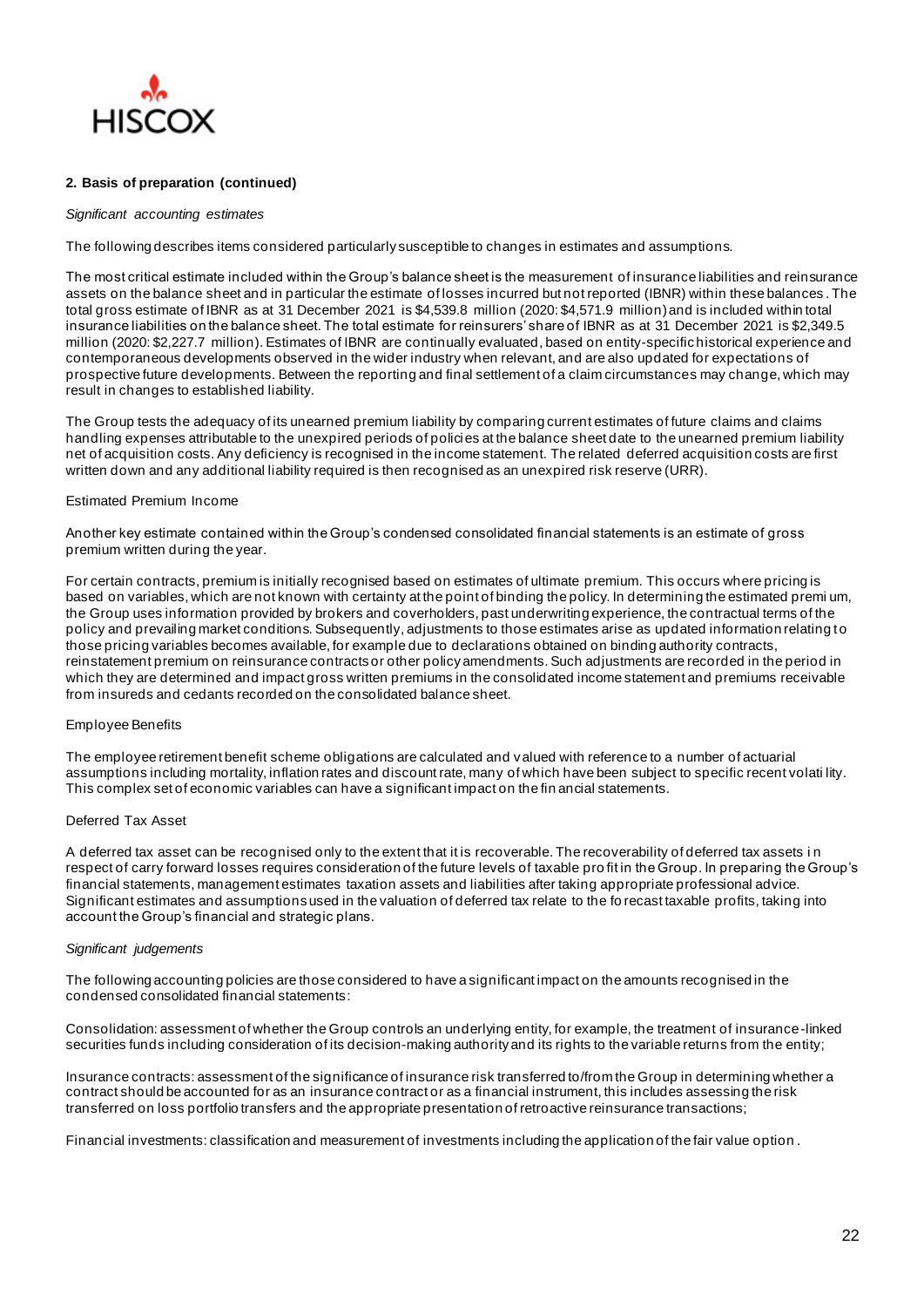## 2. Basis of preparation (continued)

*Significant accounting estimates*

The following describes items considered particularly susceptible to changes in estimates and assumptions.

The most critical estimate included within the Group's balance sheet is the measurement of insurance liabilities and reinsurance assets on the balance sheet and in particular the estimate of losses incurred but not reported (IBNR) within these balances. The total gross estimate of IBNR as at 31 December 2021 is $4,539.8 million (2020: $4,571.9 million) and is included within total insurance liabilities on the balance sheet. The total estimate for reinsurers' share of IBNR as at 31 December 2021 is $2,349.5 million (2020: $2,227.7 million). Estimates of IBNR are continually evaluated, based on entity-specific historical experience and contemporaneous developments observed in the wider industry when relevant, and are also updated for expectations of prospective future developments. Between the reporting and final settlement of a claim circumstances may change, which may result in changes to established liability.

The Group tests the adequacy of its unearned premium liability by comparing current estimates of future claims and claims handling expenses attributable to the unexpired periods of policies at the balance sheet date to the unearned premium liability net of acquisition costs. Any deficiency is recognised in the income statement. The related deferred acquisition costs are first written down and any additional liability required is then recognised as an unexpired risk reserve (URR).

Estimated Premium Income

Another key estimate contained within the Group's condensed consolidated financial statements is an estimate of gross premium written during the year.

For certain contracts, premium is initially recognised based on estimates of ultimate premium. This occurs where pricing is based on variables, which are not known with certainty at the point of binding the policy. In determining the estimated premium, the Group uses information provided by brokers and coverholders, past underwriting experience, the contractual terms of the policy and prevailing market conditions. Subsequently, adjustments to those estimates arise as updated information relating to those pricing variables becomes available, for example due to declarations obtained on binding authority contracts, reinstatement premium on reinsurance contracts or other policy amendments. Such adjustments are recorded in the period in which they are determined and impact gross written premiums in the consolidated income statement and premiums receivable from insureds and cedants recorded on the consolidated balance sheet.

Employee Benefits

The employee retirement benefit scheme obligations are calculated and valued with reference to a number of actuarial assumptions including mortality, inflation rates and discount rate, many of which have been subject to specific recent volatility. This complex set of economic variables can have a significant impact on the financial statements.

Deferred Tax Asset

A deferred tax asset can be recognised only to the extent that it is recoverable. The recoverability of deferred tax assets in respect of carry forward losses requires consideration of the future levels of taxable profit in the Group. In preparing the Group's financial statements, management estimates taxation assets and liabilities after taking appropriate professional advice. Significant estimates and assumptions used in the valuation of deferred tax relate to the forecast taxable profits, taking into account the Group's financial and strategic plans.

*Significant judgements*

The following accounting policies are those considered to have a significant impact on the amounts recognised in the condensed consolidated financial statements:

Consolidation: assessment of whether the Group controls an underlying entity, for example, the treatment of insurance-linked securities funds including consideration of its decision-making authority and its rights to the variable returns from the entity;

Insurance contracts: assessment of the significance of insurance risk transferred to/from the Group in determining whether a contract should be accounted for as an insurance contract or as a financial instrument, this includes assessing the risk transferred on loss portfolio transfers and the appropriate presentation of retroactive reinsurance transactions;

Financial investments: classification and measurement of investments including the application of the fair value option.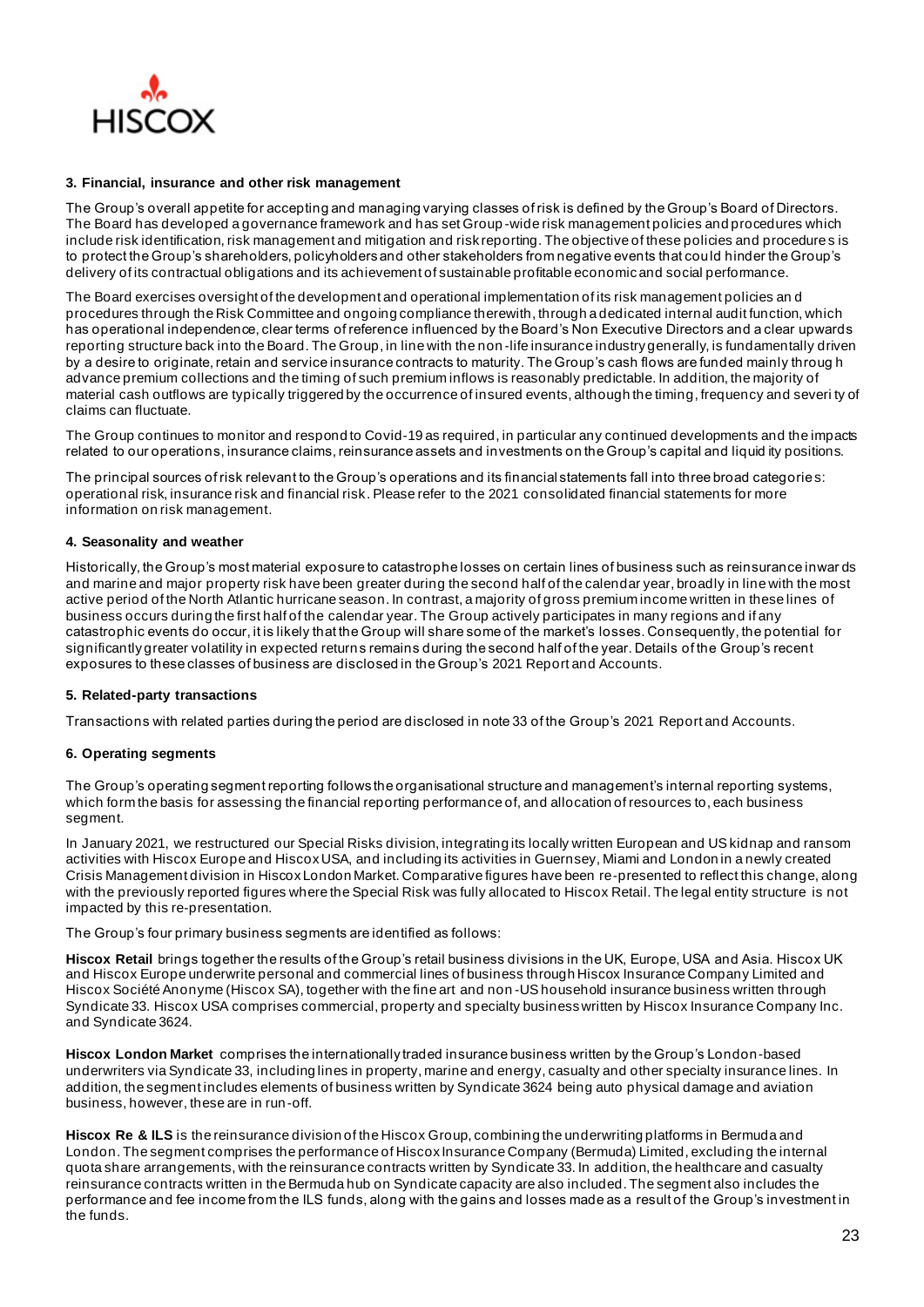### 3. Financial, insurance and other risk management

The Group's overall appetite for accepting and managing varying classes of risk is defined by the Group's Board of Directors. The Board has developed a governance framework and has set Group-wide risk management policies and procedures which include risk identification, risk management and mitigation and risk reporting. The objective of these policies and procedures is to protect the Group's shareholders, policyholders and other stakeholders from negative events that could hinder the Group's delivery of its contractual obligations and its achievement of sustainable profitable economic and social performance.

The Board exercises oversight of the development and operational implementation of its risk management policies and procedures through the Risk Committee and ongoing compliance therewith, through a dedicated internal audit function, which has operational independence, clear terms of reference influenced by the Board's Non Executive Directors and a clear upwards reporting structure back into the Board. The Group, in line with the non-life insurance industry generally, is fundamentally driven by a desire to originate, retain and service insurance contracts to maturity. The Group's cash flows are funded mainly through advance premium collections and the timing of such premium inflows is reasonably predictable. In addition, the majority of material cash outflows are typically triggered by the occurrence of insured events, although the timing, frequency and severity of claims can fluctuate.

The Group continues to monitor and respond to Covid-19 as required, in particular any continued developments and the impacts related to our operations, insurance claims, reinsurance assets and investments on the Group's capital and liquidity positions.

The principal sources of risk relevant to the Group's operations and its financial statements fall into three broad categories: operational risk, insurance risk and financial risk. Please refer to the 2021 consolidated financial statements for more information on risk management.

### 4. Seasonality and weather

Historically, the Group's most material exposure to catastrophe losses on certain lines of business such as reinsurance inwards and marine and major property risk have been greater during the second half of the calendar year, broadly in line with the most active period of the North Atlantic hurricane season. In contrast, a majority of gross premium income written in these lines of business occurs during the first half of the calendar year. The Group actively participates in many regions and if any catastrophic events do occur, it is likely that the Group will share some of the market's losses. Consequently, the potential for significantly greater volatility in expected returns remains during the second half of the year. Details of the Group's recent exposures to these classes of business are disclosed in the Group's 2021 Report and Accounts.

### 5. Related-party transactions

Transactions with related parties during the period are disclosed in note 33 of the Group's 2021 Report and Accounts.

### 6. Operating segments

The Group's operating segment reporting follows the organisational structure and management's internal reporting systems, which form the basis for assessing the financial reporting performance of, and allocation of resources to, each business segment.

In January 2021, we restructured our Special Risks division, integrating its locally written European and US kidnap and ransom activities with Hiscox Europe and Hiscox USA, and including its activities in Guernsey, Miami and London in a newly created Crisis Management division in Hiscox London Market. Comparative figures have been re-presented to reflect this change, along with the previously reported figures where the Special Risk was fully allocated to Hiscox Retail. The legal entity structure is not impacted by this re-presentation.

The Group's four primary business segments are identified as follows:

**Hiscox Retail** brings together the results of the Group's retail business divisions in the UK, Europe, USA and Asia. Hiscox UK and Hiscox Europe underwrite personal and commercial lines of business through Hiscox Insurance Company Limited and Hiscox Société Anonyme (Hiscox SA), together with the fine art and non-US household insurance business written through Syndicate 33. Hiscox USA comprises commercial, property and specialty business written by Hiscox Insurance Company Inc. and Syndicate 3624.

**Hiscox London Market** comprises the internationally traded insurance business written by the Group's London-based underwriters via Syndicate 33, including lines in property, marine and energy, casualty and other specialty insurance lines. In addition, the segment includes elements of business written by Syndicate 3624 being auto physical damage and aviation business, however, these are in run-off.

**Hiscox Re & ILS** is the reinsurance division of the Hiscox Group, combining the underwriting platforms in Bermuda and London. The segment comprises the performance of Hiscox Insurance Company (Bermuda) Limited, excluding the internal quota share arrangements, with the reinsurance contracts written by Syndicate 33. In addition, the healthcare and casualty reinsurance contracts written in the Bermuda hub on Syndicate capacity are also included. The segment also includes the performance and fee income from the ILS funds, along with the gains and losses made as a result of the Group's investment in the funds.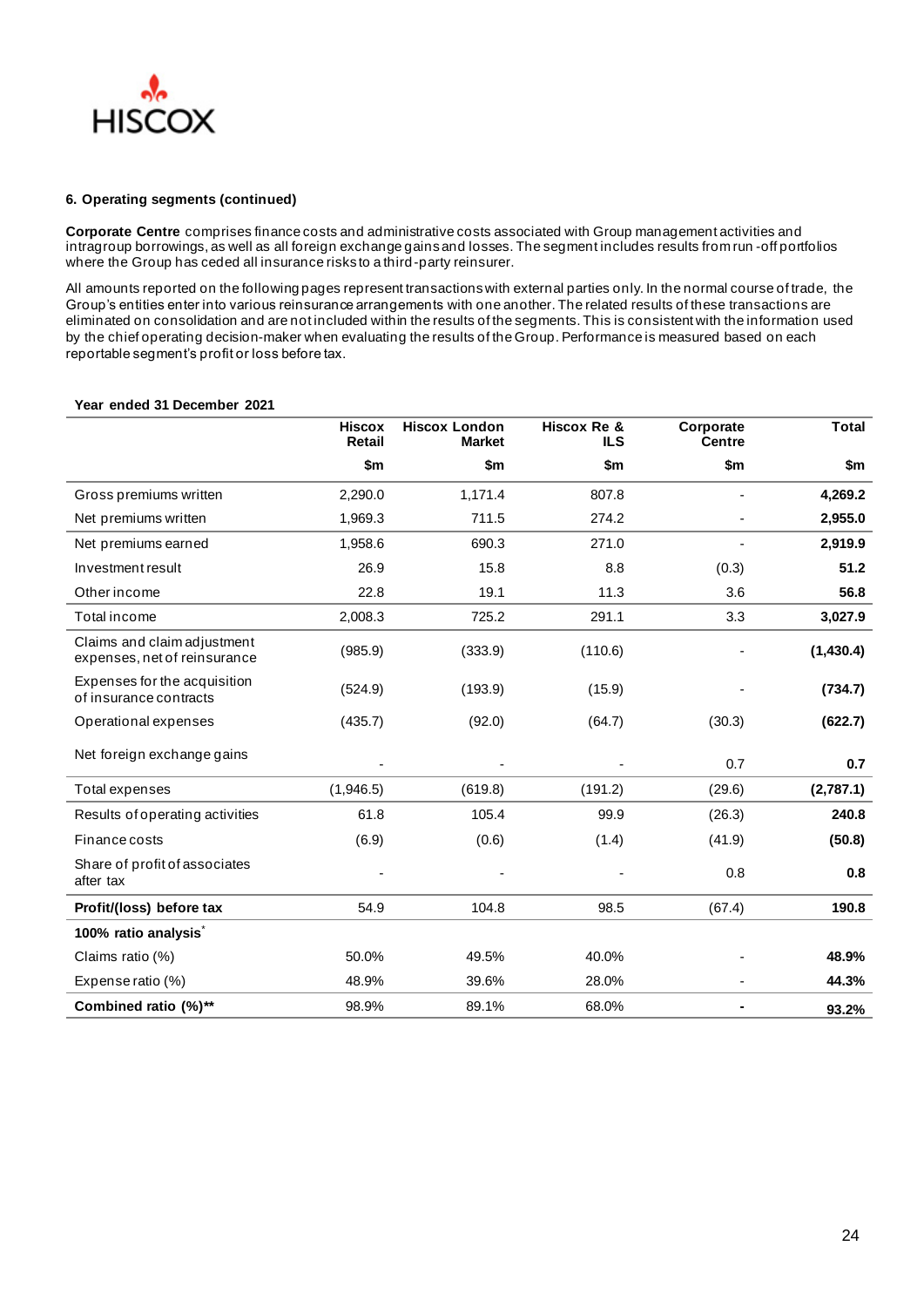#### 6. Operating segments (continued)

**Corporate Centre** comprises finance costs and administrative costs associated with Group management activities and intragroup borrowings, as well as all foreign exchange gains and losses. The segment includes results from run-off portfolios where the Group has ceded all insurance risks to a third-party reinsurer.

All amounts reported on the following pages represent transactions with external parties only. In the normal course of trade, the Group's entities enter into various reinsurance arrangements with one another. The related results of these transactions are eliminated on consolidation and are not included within the results of the segments. This is consistent with the information used by the chief operating decision-maker when evaluating the results of the Group. Performance is measured based on each reportable segment's profit or loss before tax.

**Year ended 31 December 2021**

| | Hiscox Retail | Hiscox London Market | Hiscox Re & ILS | Corporate Centre | Total |
|---|---|---|---|---|---|
| | $m | $m | $m | $m | $m |
| Gross premiums written | 2,290.0 | 1,171.4 | 807.8 | - | **4,269.2** |
| Net premiums written | 1,969.3 | 711.5 | 274.2 | - | **2,955.0** |
| Net premiums earned | 1,958.6 | 690.3 | 271.0 | - | **2,919.9** |
| Investment result | 26.9 | 15.8 | 8.8 | (0.3) | **51.2** |
| Other income | 22.8 | 19.1 | 11.3 | 3.6 | **56.8** |
| Total income | 2,008.3 | 725.2 | 291.1 | 3.3 | **3,027.9** |
| Claims and claim adjustment expenses, net of reinsurance | (985.9) | (333.9) | (110.6) | - | **(1,430.4)** |
| Expenses for the acquisition of insurance contracts | (524.9) | (193.9) | (15.9) | - | **(734.7)** |
| Operational expenses | (435.7) | (92.0) | (64.7) | (30.3) | **(622.7)** |
| Net foreign exchange gains | - | - | - | 0.7 | **0.7** |
| Total expenses | (1,946.5) | (619.8) | (191.2) | (29.6) | **(2,787.1)** |
| Results of operating activities | 61.8 | 105.4 | 99.9 | (26.3) | **240.8** |
| Finance costs | (6.9) | (0.6) | (1.4) | (41.9) | **(50.8)** |
| Share of profit of associates after tax | - | - | - | 0.8 | **0.8** |
| **Profit/(loss) before tax** | 54.9 | 104.8 | 98.5 | (67.4) | 190.8 |
| **100% ratio analysis*** | | | | | |
| Claims ratio (%) | 50.0% | 49.5% | 40.0% | - | **48.9%** |
| Expense ratio (%) | 48.9% | 39.6% | 28.0% | - | **44.3%** |
| **Combined ratio (%)**** | 98.9% | 89.1% | 68.0% | **-** | **93.2%** |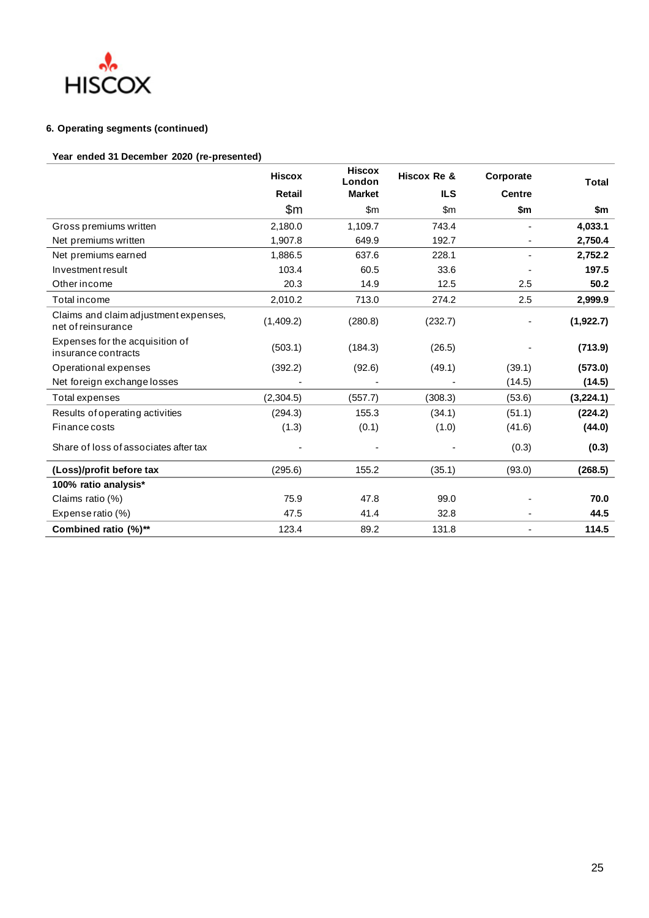#### 6. Operating segments (continued)

**Year ended 31 December 2020 (re-presented)**

| | Hiscox Retail $m | Hiscox London Market $m | Hiscox Re & ILS $m | Corporate Centre $m | Total $m |
|---|---|---|---|---|---|
| Gross premiums written | 2,180.0 | 1,109.7 | 743.4 | - | **4,033.1** |
| Net premiums written | 1,907.8 | 649.9 | 192.7 | - | **2,750.4** |
| Net premiums earned | 1,886.5 | 637.6 | 228.1 | - | **2,752.2** |
| Investment result | 103.4 | 60.5 | 33.6 | - | **197.5** |
| Other income | 20.3 | 14.9 | 12.5 | 2.5 | **50.2** |
| Total income | 2,010.2 | 713.0 | 274.2 | 2.5 | **2,999.9** |
| Claims and claim adjustment expenses, net of reinsurance | (1,409.2) | (280.8) | (232.7) | - | **(1,922.7)** |
| Expenses for the acquisition of insurance contracts | (503.1) | (184.3) | (26.5) | - | **(713.9)** |
| Operational expenses | (392.2) | (92.6) | (49.1) | (39.1) | **(573.0)** |
| Net foreign exchange losses | - | - | - | (14.5) | **(14.5)** |
| Total expenses | (2,304.5) | (557.7) | (308.3) | (53.6) | **(3,224.1)** |
| Results of operating activities | (294.3) | 155.3 | (34.1) | (51.1) | **(224.2)** |
| Finance costs | (1.3) | (0.1) | (1.0) | (41.6) | **(44.0)** |
| Share of loss of associates after tax | - | - | - | (0.3) | **(0.3)** |
| **(Loss)/profit before tax** | (295.6) | 155.2 | (35.1) | (93.0) | **(268.5)** |
| **100% ratio analysis*** | | | | | |
| Claims ratio (%) | 75.9 | 47.8 | 99.0 | - | **70.0** |
| Expense ratio (%) | 47.5 | 41.4 | 32.8 | - | **44.5** |
| **Combined ratio (%)**** | 123.4 | 89.2 | 131.8 | - | **114.5** |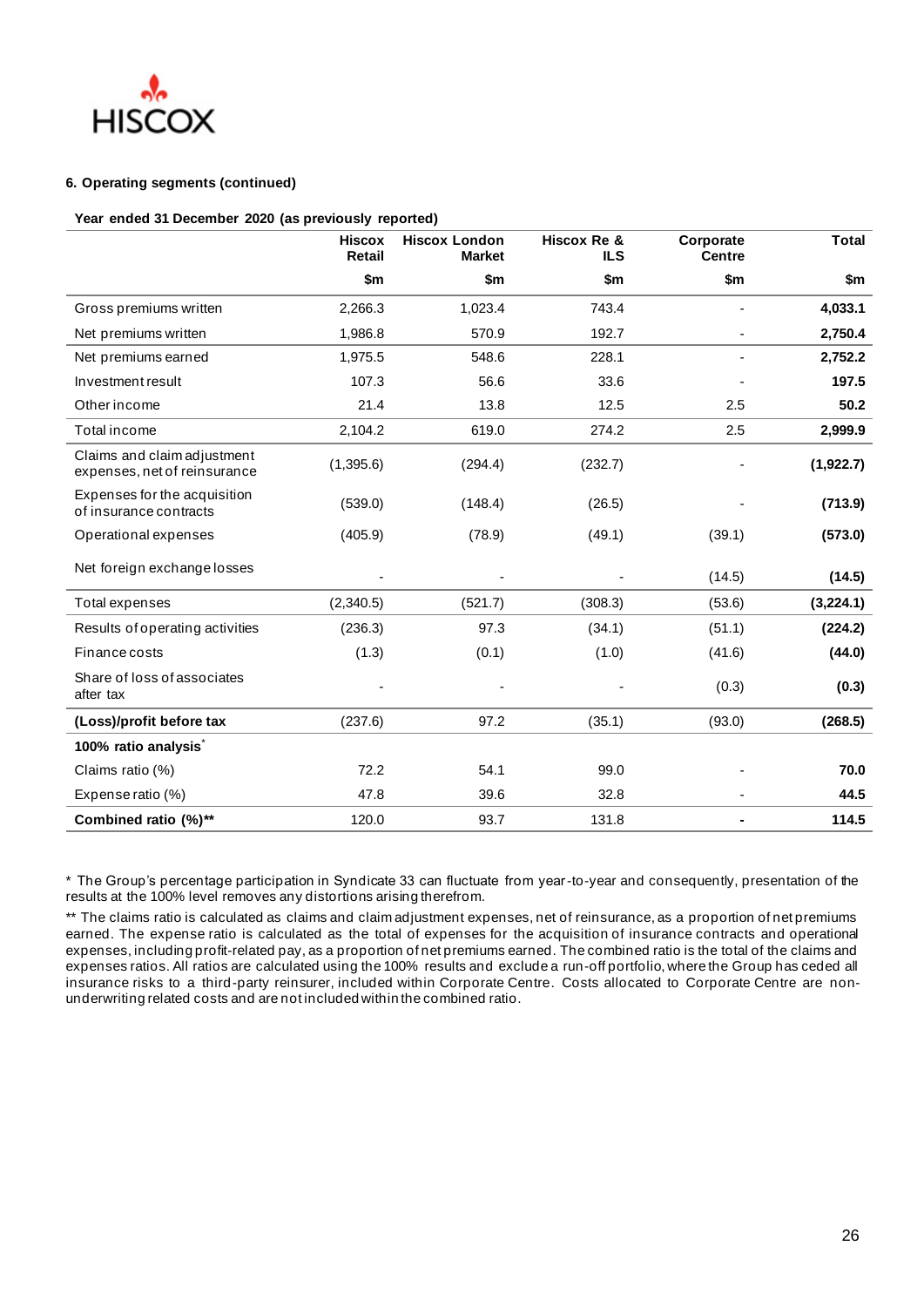### 6. Operating segments (continued)

**Year ended 31 December 2020 (as previously reported)**

| | Hiscox Retail | Hiscox London Market | Hiscox Re & ILS | Corporate Centre | Total |
|---|---|---|---|---|---|
| | $m | $m | $m | $m | $m |
| Gross premiums written | 2,266.3 | 1,023.4 | 743.4 | - | **4,033.1** |
| Net premiums written | 1,986.8 | 570.9 | 192.7 | - | **2,750.4** |
| Net premiums earned | 1,975.5 | 548.6 | 228.1 | - | **2,752.2** |
| Investment result | 107.3 | 56.6 | 33.6 | - | **197.5** |
| Other income | 21.4 | 13.8 | 12.5 | 2.5 | **50.2** |
| Total income | 2,104.2 | 619.0 | 274.2 | 2.5 | **2,999.9** |
| Claims and claim adjustment expenses, net of reinsurance | (1,395.6) | (294.4) | (232.7) | - | **(1,922.7)** |
| Expenses for the acquisition of insurance contracts | (539.0) | (148.4) | (26.5) | - | **(713.9)** |
| Operational expenses | (405.9) | (78.9) | (49.1) | (39.1) | **(573.0)** |
| Net foreign exchange losses | - | - | - | (14.5) | **(14.5)** |
| Total expenses | (2,340.5) | (521.7) | (308.3) | (53.6) | **(3,224.1)** |
| Results of operating activities | (236.3) | 97.3 | (34.1) | (51.1) | **(224.2)** |
| Finance costs | (1.3) | (0.1) | (1.0) | (41.6) | **(44.0)** |
| Share of loss of associates after tax | - | - | - | (0.3) | **(0.3)** |
| **(Loss)/profit before tax** | (237.6) | 97.2 | (35.1) | (93.0) | **(268.5)** |
| **100% ratio analysis*** | | | | | |
| Claims ratio (%) | 72.2 | 54.1 | 99.0 | - | **70.0** |
| Expense ratio (%) | 47.8 | 39.6 | 32.8 | - | **44.5** |
| **Combined ratio (%)**** | 120.0 | 93.7 | 131.8 | **-** | **114.5** |

\* The Group's percentage participation in Syndicate 33 can fluctuate from year-to-year and consequently, presentation of the results at the 100% level removes any distortions arising therefrom.

** The claims ratio is calculated as claims and claim adjustment expenses, net of reinsurance, as a proportion of net premiums earned. The expense ratio is calculated as the total of expenses for the acquisition of insurance contracts and operational expenses, including profit-related pay, as a proportion of net premiums earned. The combined ratio is the total of the claims and expenses ratios. All ratios are calculated using the 100% results and exclude a run-off portfolio, where the Group has ceded all insurance risks to a third-party reinsurer, included within Corporate Centre. Costs allocated to Corporate Centre are non-underwriting related costs and are not included within the combined ratio.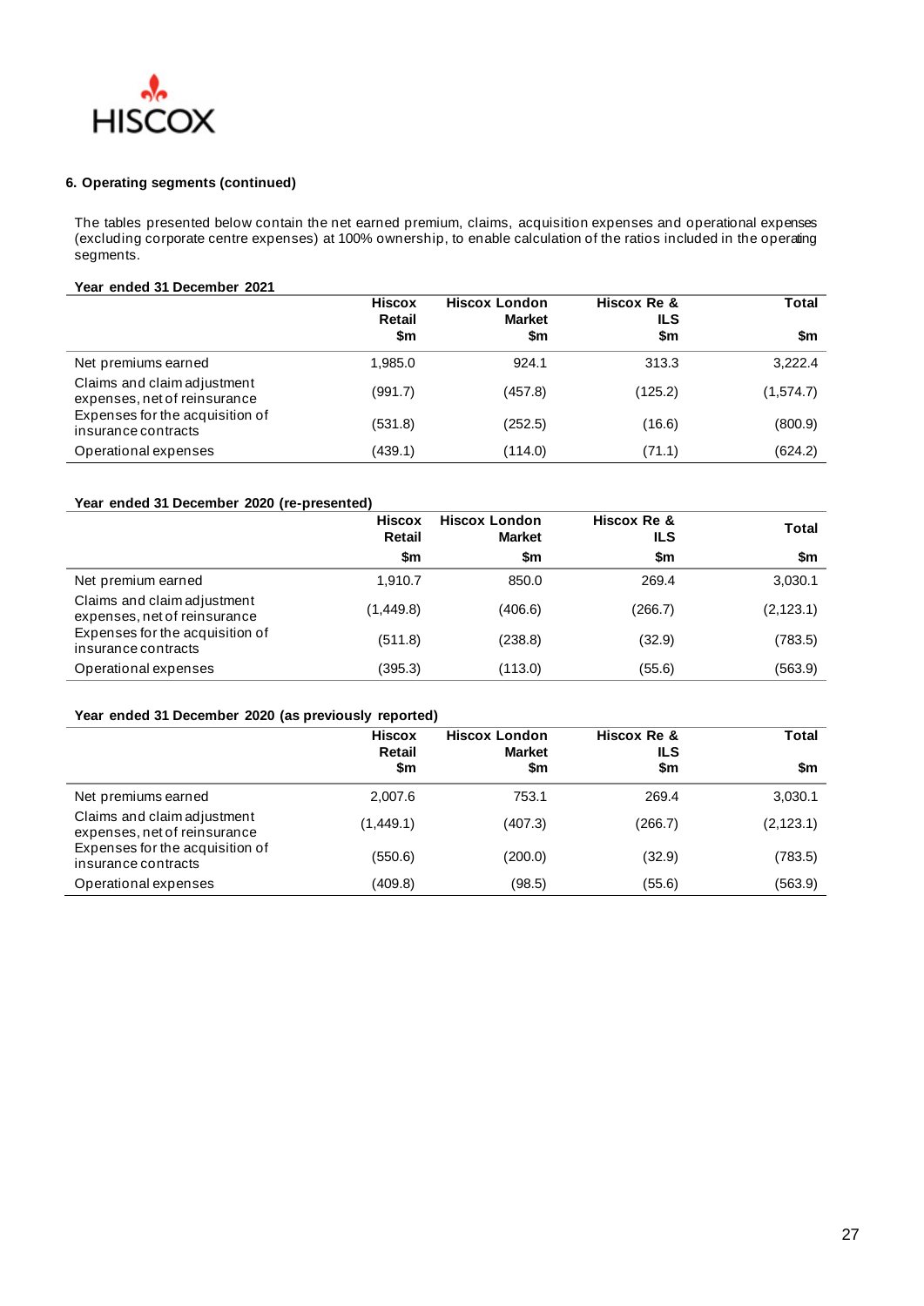### 6. Operating segments (continued)

The tables presented below contain the net earned premium, claims, acquisition expenses and operational expenses (excluding corporate centre expenses) at 100% ownership, to enable calculation of the ratios included in the operating segments.

**Year ended 31 December 2021**

| | Hiscox Retail $m | Hiscox London Market $m | Hiscox Re & ILS $m | Total $m |
|---|---|---|---|---|
| Net premiums earned | 1,985.0 | 924.1 | 313.3 | 3,222.4 |
| Claims and claim adjustment expenses, net of reinsurance | (991.7) | (457.8) | (125.2) | (1,574.7) |
| Expenses for the acquisition of insurance contracts | (531.8) | (252.5) | (16.6) | (800.9) |
| Operational expenses | (439.1) | (114.0) | (71.1) | (624.2) |

**Year ended 31 December 2020 (re-presented)**

| | Hiscox Retail $m | Hiscox London Market $m | Hiscox Re & ILS $m | Total $m |
|---|---|---|---|---|
| Net premium earned | 1,910.7 | 850.0 | 269.4 | 3,030.1 |
| Claims and claim adjustment expenses, net of reinsurance | (1,449.8) | (406.6) | (266.7) | (2,123.1) |
| Expenses for the acquisition of insurance contracts | (511.8) | (238.8) | (32.9) | (783.5) |
| Operational expenses | (395.3) | (113.0) | (55.6) | (563.9) |

**Year ended 31 December 2020 (as previously reported)**

| | Hiscox Retail $m | Hiscox London Market $m | Hiscox Re & ILS $m | Total $m |
|---|---|---|---|---|
| Net premiums earned | 2,007.6 | 753.1 | 269.4 | 3,030.1 |
| Claims and claim adjustment expenses, net of reinsurance | (1,449.1) | (407.3) | (266.7) | (2,123.1) |
| Expenses for the acquisition of insurance contracts | (550.6) | (200.0) | (32.9) | (783.5) |
| Operational expenses | (409.8) | (98.5) | (55.6) | (563.9) |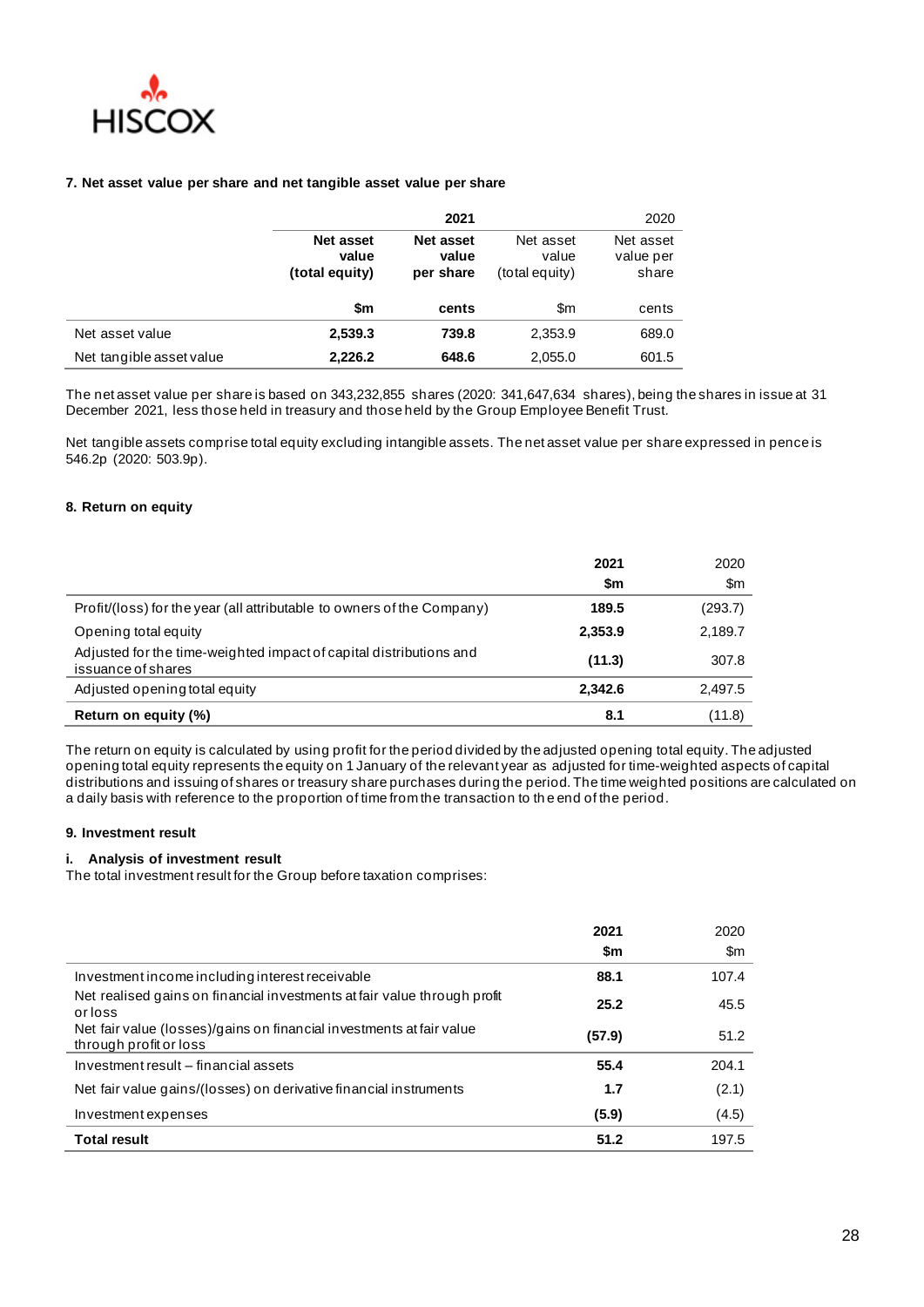### 7. Net asset value per share and net tangible asset value per share

| | 2021 | | 2020 | |
|---|---|---|---|---|
| | **Net asset value (total equity)** | **Net asset value per share** | Net asset value (total equity) | Net asset value per share |
| | **$m** | **cents** | $m | cents |
| Net asset value | **2,539.3** | **739.8** | 2,353.9 | 689.0 |
| Net tangible asset value | **2,226.2** | **648.6** | 2,055.0 | 601.5 |

The net asset value per share is based on 343,232,855 shares (2020: 341,647,634 shares), being the shares in issue at 31 December 2021, less those held in treasury and those held by the Group Employee Benefit Trust.

Net tangible assets comprise total equity excluding intangible assets. The net asset value per share expressed in pence is 546.2p (2020: 503.9p).

### 8. Return on equity

| | 2021 | 2020 |
|---|---|---|
| | **$m** | $m |
| Profit/(loss) for the year (all attributable to owners of the Company) | **189.5** | (293.7) |
| Opening total equity | **2,353.9** | 2,189.7 |
| Adjusted for the time-weighted impact of capital distributions and issuance of shares | **(11.3)** | 307.8 |
| Adjusted opening total equity | **2,342.6** | 2,497.5 |
| **Return on equity (%)** | **8.1** | (11.8) |

The return on equity is calculated by using profit for the period divided by the adjusted opening total equity. The adjusted opening total equity represents the equity on 1 January of the relevant year as adjusted for time-weighted aspects of capital distributions and issuing of shares or treasury share purchases during the period. The time weighted positions are calculated on a daily basis with reference to the proportion of time from the transaction to the end of the period.

### 9. Investment result

#### i. Analysis of investment result

The total investment result for the Group before taxation comprises:

| | 2021 | 2020 |
|---|---|---|
| | **$m** | $m |
| Investment income including interest receivable | **88.1** | 107.4 |
| Net realised gains on financial investments at fair value through profit or loss | **25.2** | 45.5 |
| Net fair value (losses)/gains on financial investments at fair value through profit or loss | **(57.9)** | 51.2 |
| Investment result – financial assets | **55.4** | 204.1 |
| Net fair value gains/(losses) on derivative financial instruments | **1.7** | (2.1) |
| Investment expenses | **(5.9)** | (4.5) |
| **Total result** | **51.2** | 197.5 |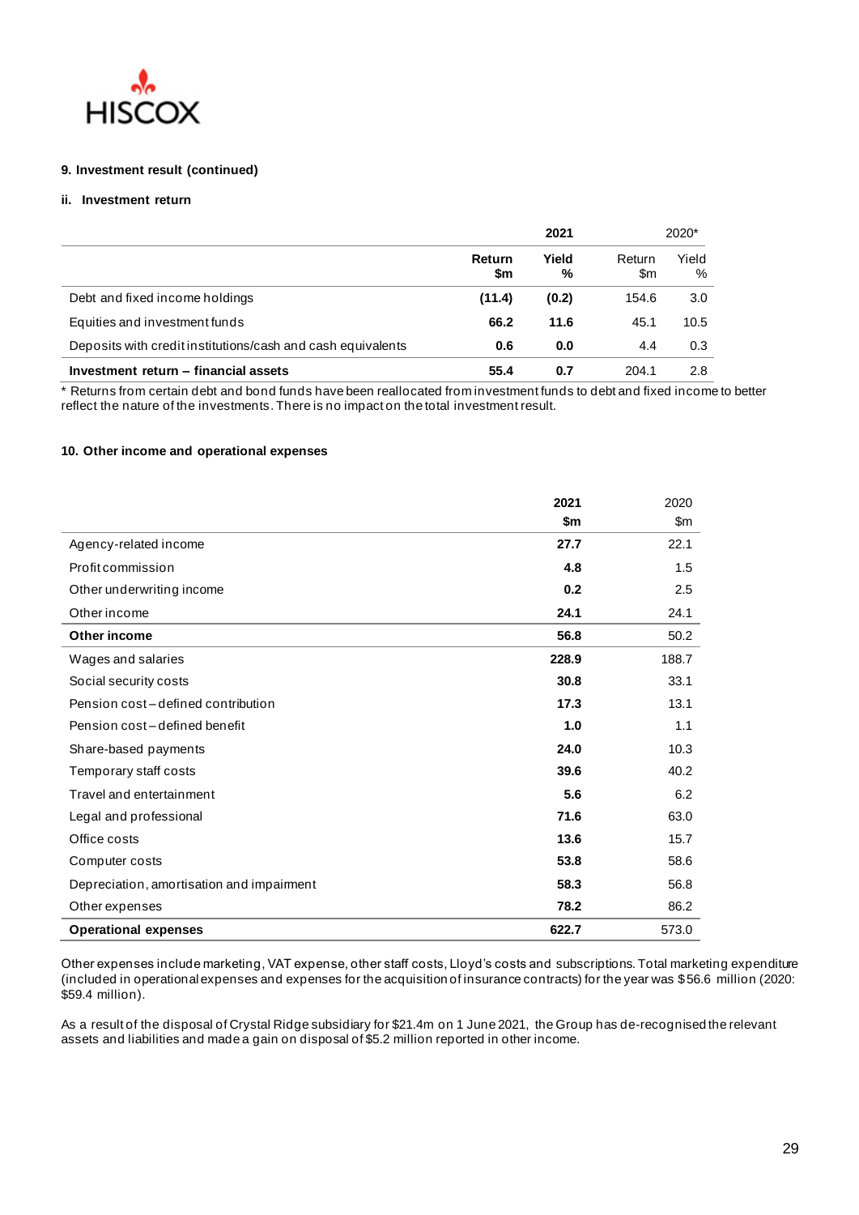#### 9. Investment result (continued)

##### ii. Investment return

| | **2021** | | 2020* | |
|---|---|---|---|---|
| | **Return $m** | **Yield %** | Return $m | Yield % |
| Debt and fixed income holdings | **(11.4)** | **(0.2)** | 154.6 | 3.0 |
| Equities and investment funds | **66.2** | **11.6** | 45.1 | 10.5 |
| Deposits with credit institutions/cash and cash equivalents | **0.6** | **0.0** | 4.4 | 0.3 |
| **Investment return – financial assets** | **55.4** | **0.7** | 204.1 | 2.8 |

\* Returns from certain debt and bond funds have been reallocated from investment funds to debt and fixed income to better reflect the nature of the investments. There is no impact on the total investment result.

#### 10. Other income and operational expenses

| | **2021 $m** | 2020 $m |
|---|---|---|
| Agency-related income | **27.7** | 22.1 |
| Profit commission | **4.8** | 1.5 |
| Other underwriting income | **0.2** | 2.5 |
| Other income | **24.1** | 24.1 |
| **Other income** | **56.8** | 50.2 |
| Wages and salaries | **228.9** | 188.7 |
| Social security costs | **30.8** | 33.1 |
| Pension cost – defined contribution | **17.3** | 13.1 |
| Pension cost – defined benefit | **1.0** | 1.1 |
| Share-based payments | **24.0** | 10.3 |
| Temporary staff costs | **39.6** | 40.2 |
| Travel and entertainment | **5.6** | 6.2 |
| Legal and professional | **71.6** | 63.0 |
| Office costs | **13.6** | 15.7 |
| Computer costs | **53.8** | 58.6 |
| Depreciation, amortisation and impairment | **58.3** | 56.8 |
| Other expenses | **78.2** | 86.2 |
| **Operational expenses** | **622.7** | 573.0 |

Other expenses include marketing, VAT expense, other staff costs, Lloyd's costs and subscriptions. Total marketing expenditure (included in operational expenses and expenses for the acquisition of insurance contracts) for the year was $56.6 million (2020: $59.4 million).

As a result of the disposal of Crystal Ridge subsidiary for $21.4m on 1 June 2021, the Group has de-recognised the relevant assets and liabilities and made a gain on disposal of $5.2 million reported in other income.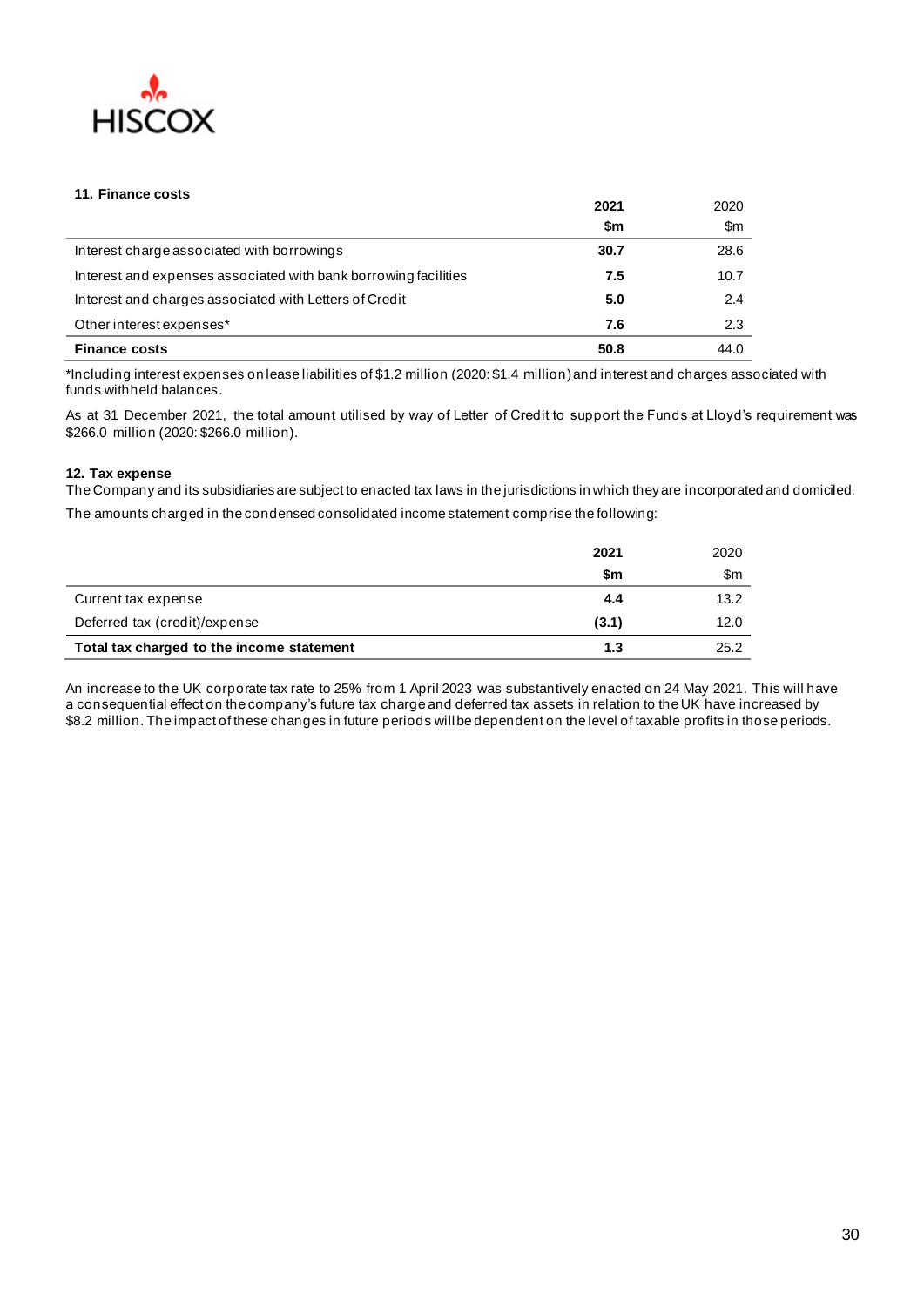### 11. Finance costs

| | 2021 | 2020 |
|---|---|---|
| | **$m** | $m |
| Interest charge associated with borrowings | **30.7** | 28.6 |
| Interest and expenses associated with bank borrowing facilities | **7.5** | 10.7 |
| Interest and charges associated with Letters of Credit | **5.0** | 2.4 |
| Other interest expenses* | **7.6** | 2.3 |
| **Finance costs** | **50.8** | 44.0 |

*Including interest expenses on lease liabilities of $1.2 million (2020: $1.4 million) and interest and charges associated with funds withheld balances.

As at 31 December 2021, the total amount utilised by way of Letter of Credit to support the Funds at Lloyd's requirement was $266.0 million (2020: $266.0 million).

### 12. Tax expense

The Company and its subsidiaries are subject to enacted tax laws in the jurisdictions in which they are incorporated and domiciled.

The amounts charged in the condensed consolidated income statement comprise the following:

| | 2021 | 2020 |
|---|---|---|
| | **$m** | $m |
| Current tax expense | **4.4** | 13.2 |
| Deferred tax (credit)/expense | **(3.1)** | 12.0 |
| **Total tax charged to the income statement** | **1.3** | 25.2 |

An increase to the UK corporate tax rate to 25% from 1 April 2023 was substantively enacted on 24 May 2021. This will have a consequential effect on the company's future tax charge and deferred tax assets in relation to the UK have increased by $8.2 million. The impact of these changes in future periods will be dependent on the level of taxable profits in those periods.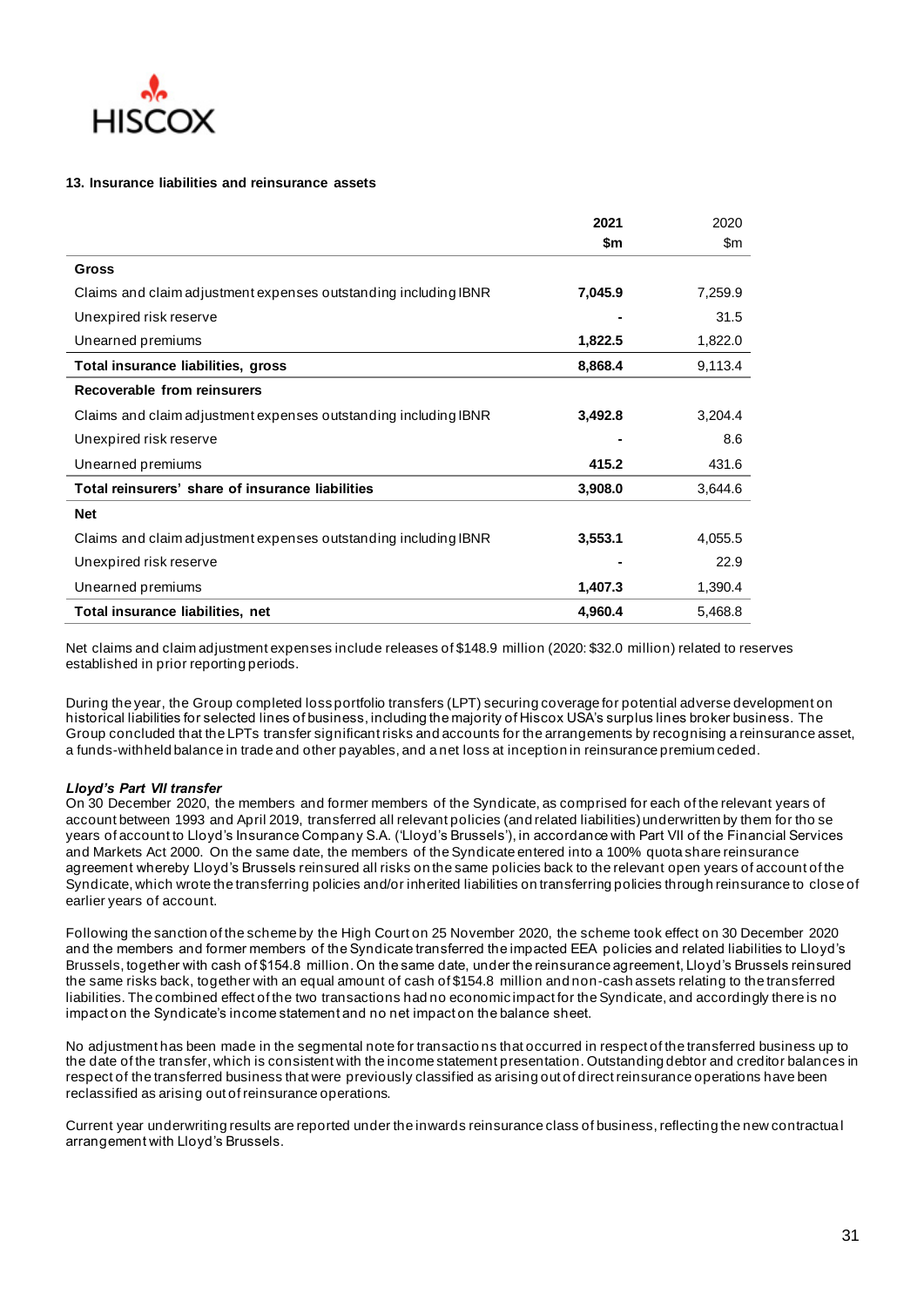### 13. Insurance liabilities and reinsurance assets

| | 2021 $m | 2020 $m |
|---|---|---|
| **Gross** | | |
| Claims and claim adjustment expenses outstanding including IBNR | **7,045.9** | 7,259.9 |
| Unexpired risk reserve | **-** | 31.5 |
| Unearned premiums | **1,822.5** | 1,822.0 |
| **Total insurance liabilities, gross** | **8,868.4** | 9,113.4 |
| **Recoverable from reinsurers** | | |
| Claims and claim adjustment expenses outstanding including IBNR | **3,492.8** | 3,204.4 |
| Unexpired risk reserve | **-** | 8.6 |
| Unearned premiums | **415.2** | 431.6 |
| **Total reinsurers' share of insurance liabilities** | **3,908.0** | 3,644.6 |
| **Net** | | |
| Claims and claim adjustment expenses outstanding including IBNR | **3,553.1** | 4,055.5 |
| Unexpired risk reserve | **-** | 22.9 |
| Unearned premiums | **1,407.3** | 1,390.4 |
| **Total insurance liabilities, net** | **4,960.4** | 5,468.8 |

Net claims and claim adjustment expenses include releases of $148.9 million (2020: $32.0 million) related to reserves established in prior reporting periods.

During the year, the Group completed loss portfolio transfers (LPT) securing coverage for potential adverse development on historical liabilities for selected lines of business, including the majority of Hiscox USA's surplus lines broker business. The Group concluded that the LPTs transfer significant risks and accounts for the arrangements by recognising a reinsurance asset, a funds-withheld balance in trade and other payables, and a net loss at inception in reinsurance premium ceded.

***Lloyd's Part VII transfer***

On 30 December 2020, the members and former members of the Syndicate, as comprised for each of the relevant years of account between 1993 and April 2019, transferred all relevant policies (and related liabilities) underwritten by them for those years of account to Lloyd's Insurance Company S.A. ('Lloyd's Brussels'), in accordance with Part VII of the Financial Services and Markets Act 2000. On the same date, the members of the Syndicate entered into a 100% quota share reinsurance agreement whereby Lloyd's Brussels reinsured all risks on the same policies back to the relevant open years of account of the Syndicate, which wrote the transferring policies and/or inherited liabilities on transferring policies through reinsurance to close of earlier years of account.

Following the sanction of the scheme by the High Court on 25 November 2020, the scheme took effect on 30 December 2020 and the members and former members of the Syndicate transferred the impacted EEA policies and related liabilities to Lloyd's Brussels, together with cash of $154.8 million. On the same date, under the reinsurance agreement, Lloyd's Brussels reinsured the same risks back, together with an equal amount of cash of $154.8 million and non-cash assets relating to the transferred liabilities. The combined effect of the two transactions had no economic impact for the Syndicate, and accordingly there is no impact on the Syndicate's income statement and no net impact on the balance sheet.

No adjustment has been made in the segmental note for transactions that occurred in respect of the transferred business up to the date of the transfer, which is consistent with the income statement presentation. Outstanding debtor and creditor balances in respect of the transferred business that were previously classified as arising out of direct reinsurance operations have been reclassified as arising out of reinsurance operations.

Current year underwriting results are reported under the inwards reinsurance class of business, reflecting the new contractual arrangement with Lloyd's Brussels.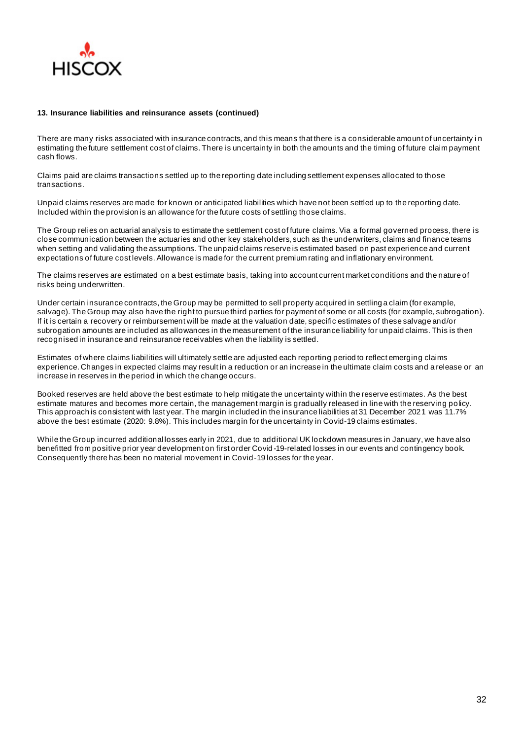**13. Insurance liabilities and reinsurance assets (continued)**

There are many risks associated with insurance contracts, and this means that there is a considerable amount of uncertainty in estimating the future settlement cost of claims. There is uncertainty in both the amounts and the timing of future claim payment cash flows.

Claims paid are claims transactions settled up to the reporting date including settlement expenses allocated to those transactions.

Unpaid claims reserves are made for known or anticipated liabilities which have not been settled up to the reporting date. Included within the provision is an allowance for the future costs of settling those claims.

The Group relies on actuarial analysis to estimate the settlement cost of future claims. Via a formal governed process, there is close communication between the actuaries and other key stakeholders, such as the underwriters, claims and finance teams when setting and validating the assumptions. The unpaid claims reserve is estimated based on past experience and current expectations of future cost levels. Allowance is made for the current premium rating and inflationary environment.

The claims reserves are estimated on a best estimate basis, taking into account current market conditions and the nature of risks being underwritten.

Under certain insurance contracts, the Group may be permitted to sell property acquired in settling a claim (for example, salvage). The Group may also have the right to pursue third parties for payment of some or all costs (for example, subrogation). If it is certain a recovery or reimbursement will be made at the valuation date, specific estimates of these salvage and/or subrogation amounts are included as allowances in the measurement of the insurance liability for unpaid claims. This is then recognised in insurance and reinsurance receivables when the liability is settled.

Estimates of where claims liabilities will ultimately settle are adjusted each reporting period to reflect emerging claims experience. Changes in expected claims may result in a reduction or an increase in the ultimate claim costs and a release or an increase in reserves in the period in which the change occurs.

Booked reserves are held above the best estimate to help mitigate the uncertainty within the reserve estimates. As the best estimate matures and becomes more certain, the management margin is gradually released in line with the reserving policy. This approach is consistent with last year. The margin included in the insurance liabilities at 31 December 2021 was 11.7% above the best estimate (2020: 9.8%). This includes margin for the uncertainty in Covid-19 claims estimates.

While the Group incurred additional losses early in 2021, due to additional UK lockdown measures in January, we have also benefitted from positive prior year development on first order Covid-19-related losses in our events and contingency book. Consequently there has been no material movement in Covid-19 losses for the year.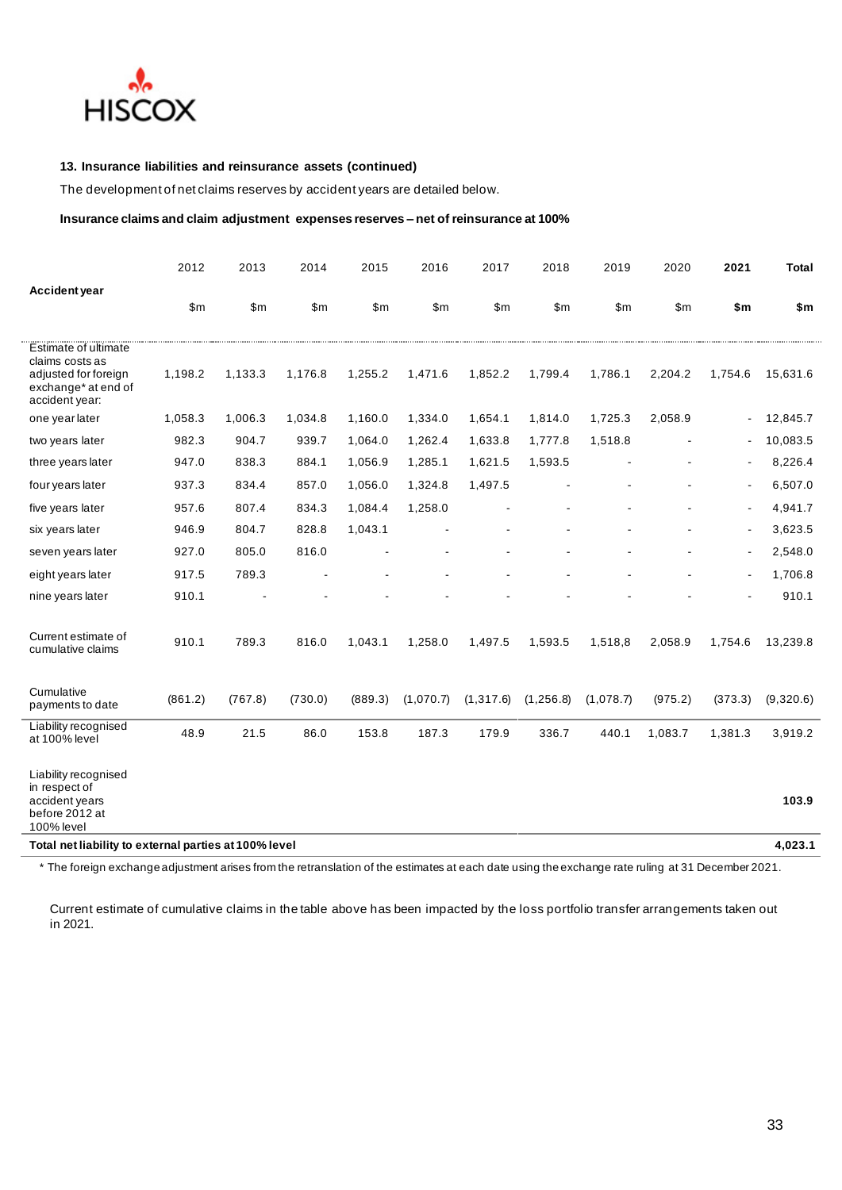### 13. Insurance liabilities and reinsurance assets (continued)

The development of net claims reserves by accident years are detailed below.

**Insurance claims and claim adjustment expenses reserves – net of reinsurance at 100%**

| Accident year | 2012 | 2013 | 2014 | 2015 | 2016 | 2017 | 2018 | 2019 | 2020 | **2021** | **Total** |
|---|---|---|---|---|---|---|---|---|---|---|---|
| | $m | $m | $m | $m | $m | $m | $m | $m | $m | **$m** | **$m** |
| Estimate of ultimate claims costs as adjusted for foreign exchange* at end of accident year: | 1,198.2 | 1,133.3 | 1,176.8 | 1,255.2 | 1,471.6 | 1,852.2 | 1,799.4 | 1,786.1 | 2,204.2 | 1,754.6 | 15,631.6 |
| one year later | 1,058.3 | 1,006.3 | 1,034.8 | 1,160.0 | 1,334.0 | 1,654.1 | 1,814.0 | 1,725.3 | 2,058.9 | - | 12,845.7 |
| two years later | 982.3 | 904.7 | 939.7 | 1,064.0 | 1,262.4 | 1,633.8 | 1,777.8 | 1,518.8 | - | - | 10,083.5 |
| three years later | 947.0 | 838.3 | 884.1 | 1,056.9 | 1,285.1 | 1,621.5 | 1,593.5 | - | - | - | 8,226.4 |
| four years later | 937.3 | 834.4 | 857.0 | 1,056.0 | 1,324.8 | 1,497.5 | - | - | - | - | 6,507.0 |
| five years later | 957.6 | 807.4 | 834.3 | 1,084.4 | 1,258.0 | - | - | - | - | - | 4,941.7 |
| six years later | 946.9 | 804.7 | 828.8 | 1,043.1 | - | - | - | - | - | - | 3,623.5 |
| seven years later | 927.0 | 805.0 | 816.0 | - | - | - | - | - | - | - | 2,548.0 |
| eight years later | 917.5 | 789.3 | - | - | - | - | - | - | - | - | 1,706.8 |
| nine years later | 910.1 | - | - | - | - | - | - | - | - | - | 910.1 |
| Current estimate of cumulative claims | 910.1 | 789.3 | 816.0 | 1,043.1 | 1,258.0 | 1,497.5 | 1,593.5 | 1,518,8 | 2,058.9 | 1,754.6 | 13,239.8 |
| Cumulative payments to date | (861.2) | (767.8) | (730.0) | (889.3) | (1,070.7) | (1,317.6) | (1,256.8) | (1,078.7) | (975.2) | (373.3) | (9,320.6) |
| Liability recognised at 100% level | 48.9 | 21.5 | 86.0 | 153.8 | 187.3 | 179.9 | 336.7 | 440.1 | 1,083.7 | 1,381.3 | 3,919.2 |
| Liability recognised in respect of accident years before 2012 at 100% level | | | | | | | | | | | **103.9** |
| **Total net liability to external parties at 100% level** | | | | | | | | | | | **4,023.1** |

\* The foreign exchange adjustment arises from the retranslation of the estimates at each date using the exchange rate ruling at 31 December 2021.

Current estimate of cumulative claims in the table above has been impacted by the loss portfolio transfer arrangements taken out in 2021.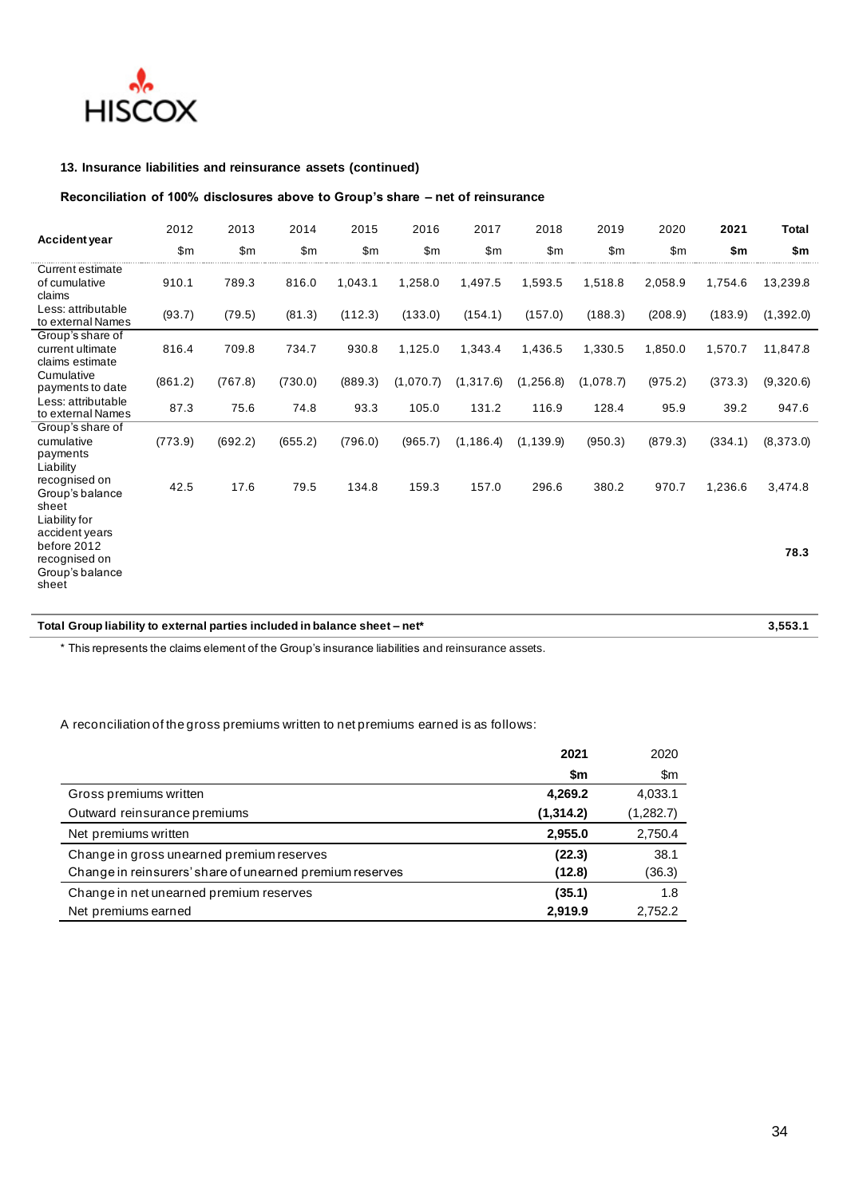### 13. Insurance liabilities and reinsurance assets (continued)

**Reconciliation of 100% disclosures above to Group's share – net of reinsurance**

| Accident year | 2012 | 2013 | 2014 | 2015 | 2016 | 2017 | 2018 | 2019 | 2020 | **2021** | **Total** |
|---|---|---|---|---|---|---|---|---|---|---|---|
| | $m | $m | $m | $m | $m | $m | $m | $m | $m | **$m** | **$m** |
| Current estimate of cumulative claims | 910.1 | 789.3 | 816.0 | 1,043.1 | 1,258.0 | 1,497.5 | 1,593.5 | 1,518.8 | 2,058.9 | 1,754.6 | 13,239.8 |
| Less: attributable to external Names | (93.7) | (79.5) | (81.3) | (112.3) | (133.0) | (154.1) | (157.0) | (188.3) | (208.9) | (183.9) | (1,392.0) |
| Group's share of current ultimate claims estimate | 816.4 | 709.8 | 734.7 | 930.8 | 1,125.0 | 1,343.4 | 1,436.5 | 1,330.5 | 1,850.0 | 1,570.7 | 11,847.8 |
| Cumulative payments to date | (861.2) | (767.8) | (730.0) | (889.3) | (1,070.7) | (1,317.6) | (1,256.8) | (1,078.7) | (975.2) | (373.3) | (9,320.6) |
| Less: attributable to external Names | 87.3 | 75.6 | 74.8 | 93.3 | 105.0 | 131.2 | 116.9 | 128.4 | 95.9 | 39.2 | 947.6 |
| Group's share of cumulative payments | (773.9) | (692.2) | (655.2) | (796.0) | (965.7) | (1,186.4) | (1,139.9) | (950.3) | (879.3) | (334.1) | (8,373.0) |
| Liability recognised on Group's balance sheet | 42.5 | 17.6 | 79.5 | 134.8 | 159.3 | 157.0 | 296.6 | 380.2 | 970.7 | 1,236.6 | 3,474.8 |
| Liability for accident years before 2012 recognised on Group's balance sheet | | | | | | | | | | | **78.3** |
| **Total Group liability to external parties included in balance sheet – net*** | | | | | | | | | | | **3,553.1** |

\* This represents the claims element of the Group's insurance liabilities and reinsurance assets.

A reconciliation of the gross premiums written to net premiums earned is as follows:

| | **2021** | 2020 |
|---|---|---|
| | **$m** | $m |
| Gross premiums written | **4,269.2** | 4,033.1 |
| Outward reinsurance premiums | **(1,314.2)** | (1,282.7) |
| Net premiums written | **2,955.0** | 2,750.4 |
| Change in gross unearned premium reserves | **(22.3)** | 38.1 |
| Change in reinsurers' share of unearned premium reserves | **(12.8)** | (36.3) |
| Change in net unearned premium reserves | **(35.1)** | 1.8 |
| Net premiums earned | **2,919.9** | 2,752.2 |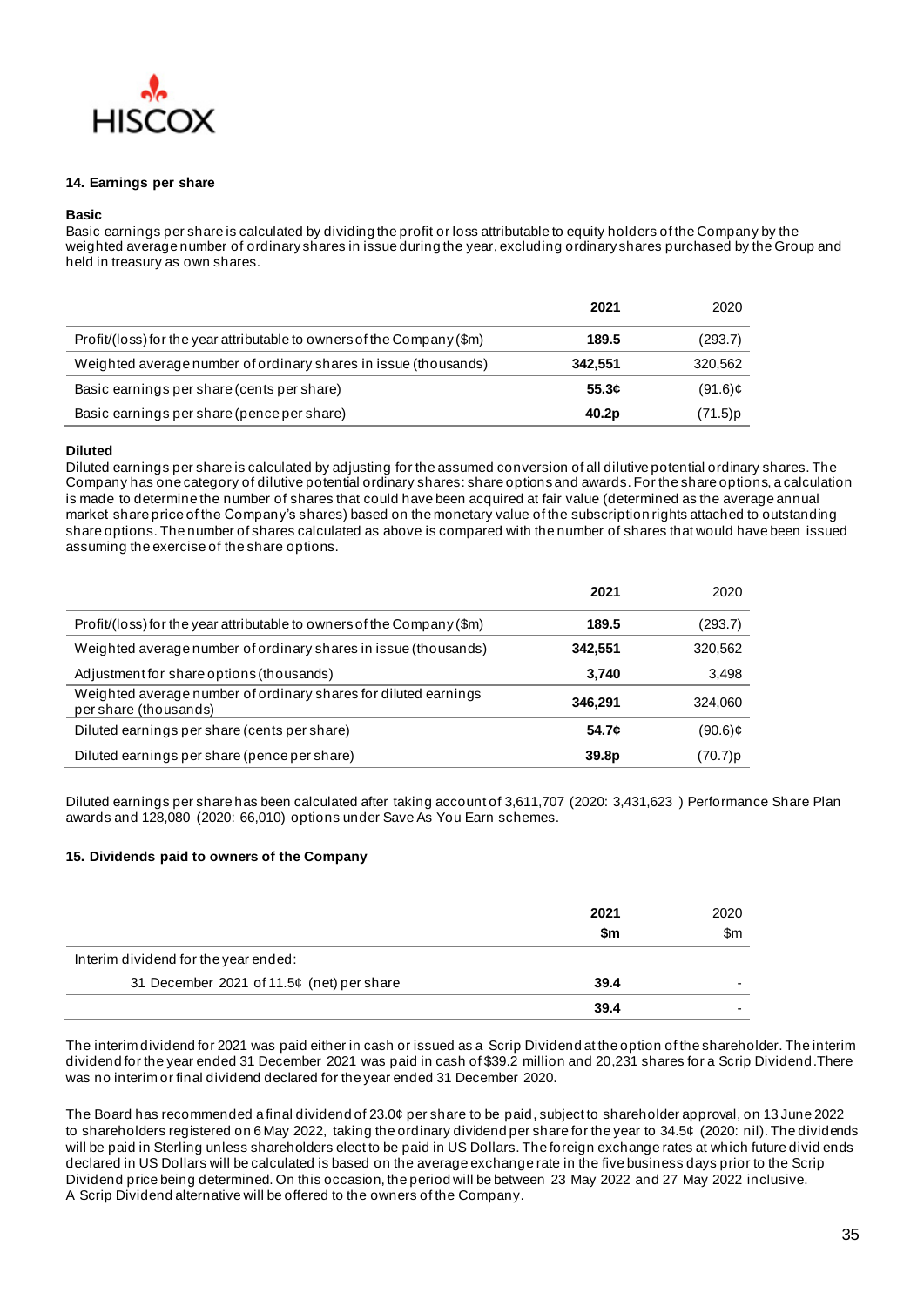## 14. Earnings per share

### Basic

Basic earnings per share is calculated by dividing the profit or loss attributable to equity holders of the Company by the weighted average number of ordinary shares in issue during the year, excluding ordinary shares purchased by the Group and held in treasury as own shares.

| | 2021 | 2020 |
|---|---|---|
| Profit/(loss) for the year attributable to owners of the Company ($m) | **189.5** | (293.7) |
| Weighted average number of ordinary shares in issue (thousands) | **342,551** | 320,562 |
| Basic earnings per share (cents per share) | **55.3¢** | (91.6)¢ |
| Basic earnings per share (pence per share) | **40.2p** | (71.5)p |

### Diluted

Diluted earnings per share is calculated by adjusting for the assumed conversion of all dilutive potential ordinary shares. The Company has one category of dilutive potential ordinary shares: share options and awards. For the share options, a calculation is made to determine the number of shares that could have been acquired at fair value (determined as the average annual market share price of the Company's shares) based on the monetary value of the subscription rights attached to outstanding share options. The number of shares calculated as above is compared with the number of shares that would have been issued assuming the exercise of the share options.

| | 2021 | 2020 |
|---|---|---|
| Profit/(loss) for the year attributable to owners of the Company ($m) | **189.5** | (293.7) |
| Weighted average number of ordinary shares in issue (thousands) | **342,551** | 320,562 |
| Adjustment for share options (thousands) | **3,740** | 3,498 |
| Weighted average number of ordinary shares for diluted earnings per share (thousands) | **346,291** | 324,060 |
| Diluted earnings per share (cents per share) | **54.7¢** | (90.6)¢ |
| Diluted earnings per share (pence per share) | **39.8p** | (70.7)p |

Diluted earnings per share has been calculated after taking account of 3,611,707 (2020: 3,431,623 ) Performance Share Plan awards and 128,080 (2020: 66,010) options under Save As You Earn schemes.

## 15. Dividends paid to owners of the Company

| | 2021<br>$m | 2020<br>$m |
|---|---|---|
| Interim dividend for the year ended: | | |
| 31 December 2021 of 11.5¢ (net) per share | **39.4** | - |
| | **39.4** | - |

The interim dividend for 2021 was paid either in cash or issued as a Scrip Dividend at the option of the shareholder. The interim dividend for the year ended 31 December 2021 was paid in cash of $39.2 million and 20,231 shares for a Scrip Dividend.There was no interim or final dividend declared for the year ended 31 December 2020.

The Board has recommended a final dividend of 23.0¢ per share to be paid, subject to shareholder approval, on 13 June 2022 to shareholders registered on 6 May 2022, taking the ordinary dividend per share for the year to 34.5¢ (2020: nil). The dividends will be paid in Sterling unless shareholders elect to be paid in US Dollars. The foreign exchange rates at which future divid ends declared in US Dollars will be calculated is based on the average exchange rate in the five business days prior to the Scrip Dividend price being determined. On this occasion, the period will be between 23 May 2022 and 27 May 2022 inclusive. A Scrip Dividend alternative will be offered to the owners of the Company.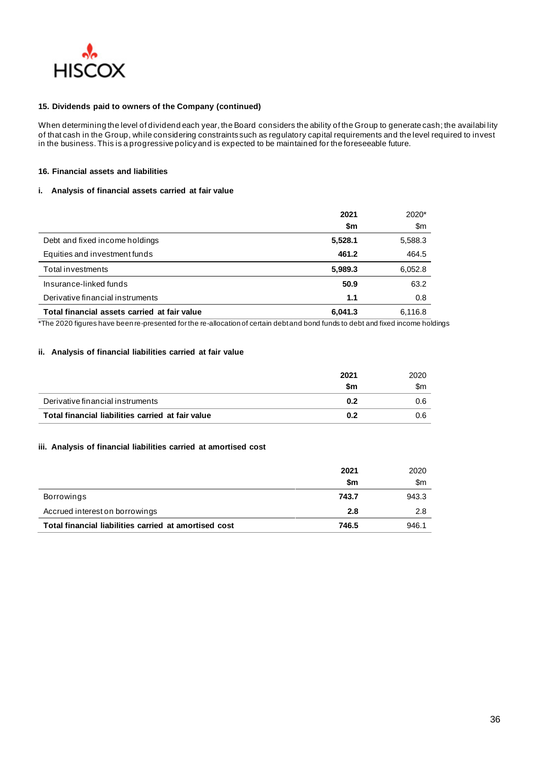### 15. Dividends paid to owners of the Company (continued)

When determining the level of dividend each year, the Board considers the ability of the Group to generate cash; the availabi lity of that cash in the Group, while considering constraints such as regulatory capital requirements and the level required to invest in the business. This is a progressive policy and is expected to be maintained for the foreseeable future.

### 16. Financial assets and liabilities

#### i. Analysis of financial assets carried at fair value

| | 2021 $m | 2020* $m |
|---|---|---|
| Debt and fixed income holdings | 5,528.1 | 5,588.3 |
| Equities and investment funds | 461.2 | 464.5 |
| Total investments | 5,989.3 | 6,052.8 |
| Insurance-linked funds | 50.9 | 63.2 |
| Derivative financial instruments | 1.1 | 0.8 |
| **Total financial assets carried at fair value** | 6,041.3 | 6,116.8 |

*The 2020 figures have been re-presented for the re-allocation of certain debt and bond funds to debt and fixed income holdings

#### ii. Analysis of financial liabilities carried at fair value

| | 2021 $m | 2020 $m |
|---|---|---|
| Derivative financial instruments | 0.2 | 0.6 |
| **Total financial liabilities carried at fair value** | 0.2 | 0.6 |

#### iii. Analysis of financial liabilities carried at amortised cost

| | 2021 $m | 2020 $m |
|---|---|---|
| Borrowings | 743.7 | 943.3 |
| Accrued interest on borrowings | 2.8 | 2.8 |
| **Total financial liabilities carried at amortised cost** | 746.5 | 946.1 |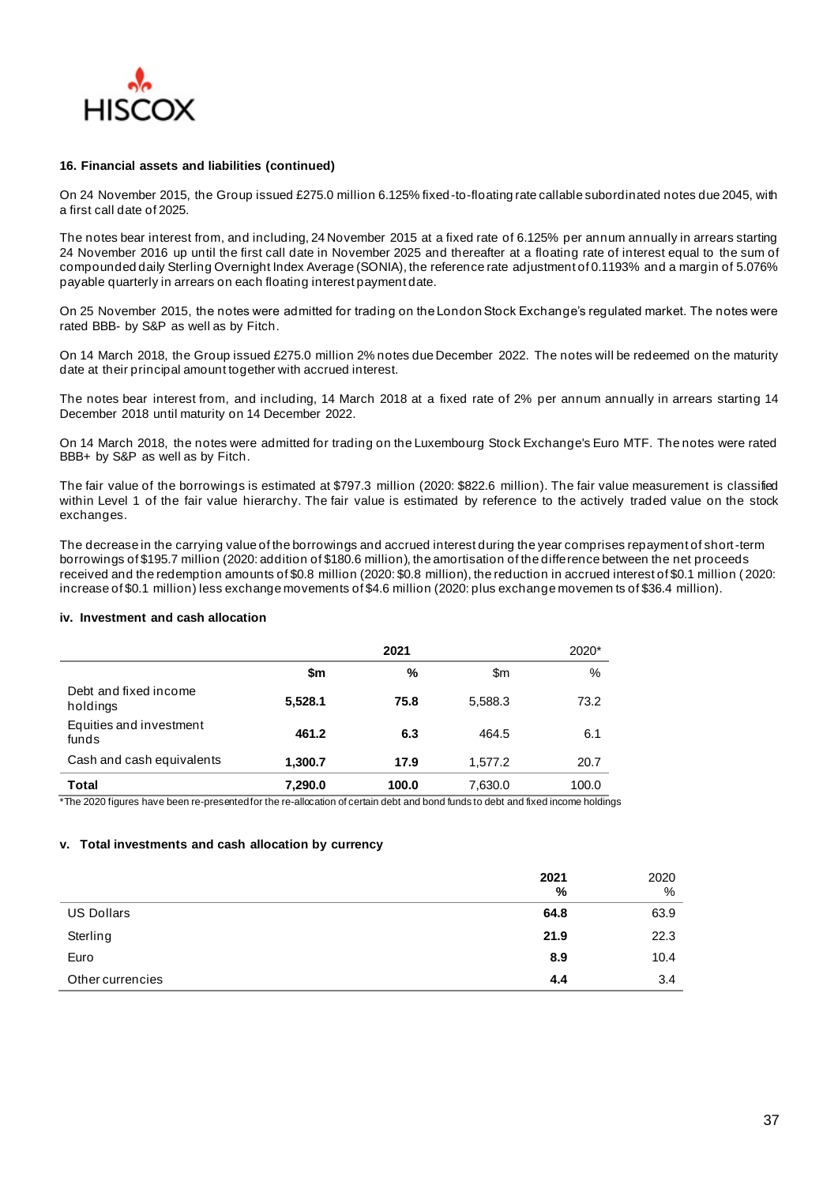#### 16. Financial assets and liabilities (continued)

On 24 November 2015, the Group issued £275.0 million 6.125% fixed-to-floating rate callable subordinated notes due 2045, with a first call date of 2025.

The notes bear interest from, and including, 24 November 2015 at a fixed rate of 6.125% per annum annually in arrears starting 24 November 2016 up until the first call date in November 2025 and thereafter at a floating rate of interest equal to the sum of compounded daily Sterling Overnight Index Average (SONIA), the reference rate adjustment of 0.1193% and a margin of 5.076% payable quarterly in arrears on each floating interest payment date.

On 25 November 2015, the notes were admitted for trading on the London Stock Exchange's regulated market. The notes were rated BBB- by S&P as well as by Fitch.

On 14 March 2018, the Group issued £275.0 million 2% notes due December 2022. The notes will be redeemed on the maturity date at their principal amount together with accrued interest.

The notes bear interest from, and including, 14 March 2018 at a fixed rate of 2% per annum annually in arrears starting 14 December 2018 until maturity on 14 December 2022.

On 14 March 2018, the notes were admitted for trading on the Luxembourg Stock Exchange's Euro MTF. The notes were rated BBB+ by S&P as well as by Fitch.

The fair value of the borrowings is estimated at $797.3 million (2020: $822.6 million). The fair value measurement is classified within Level 1 of the fair value hierarchy. The fair value is estimated by reference to the actively traded value on the stock exchanges.

The decrease in the carrying value of the borrowings and accrued interest during the year comprises repayment of short-term borrowings of $195.7 million (2020: addition of $180.6 million), the amortisation of the difference between the net proceeds received and the redemption amounts of $0.8 million (2020: $0.8 million), the reduction in accrued interest of $0.1 million (2020: increase of $0.1 million) less exchange movements of $4.6 million (2020: plus exchange movements of $36.4 million).

#### iv. Investment and cash allocation

| | 2021 | | 2020* | |
|---|---|---|---|---|
| | **$m** | **%** | $m | % |
| Debt and fixed income holdings | **5,528.1** | **75.8** | 5,588.3 | 73.2 |
| Equities and investment funds | **461.2** | **6.3** | 464.5 | 6.1 |
| Cash and cash equivalents | **1,300.7** | **17.9** | 1,577.2 | 20.7 |
| **Total** | **7,290.0** | **100.0** | 7,630.0 | 100.0 |

*The 2020 figures have been re-presented for the re-allocation of certain debt and bond funds to debt and fixed income holdings

#### v. Total investments and cash allocation by currency

| | **2021 %** | 2020 % |
|---|---|---|
| US Dollars | **64.8** | 63.9 |
| Sterling | **21.9** | 22.3 |
| Euro | **8.9** | 10.4 |
| Other currencies | **4.4** | 3.4 |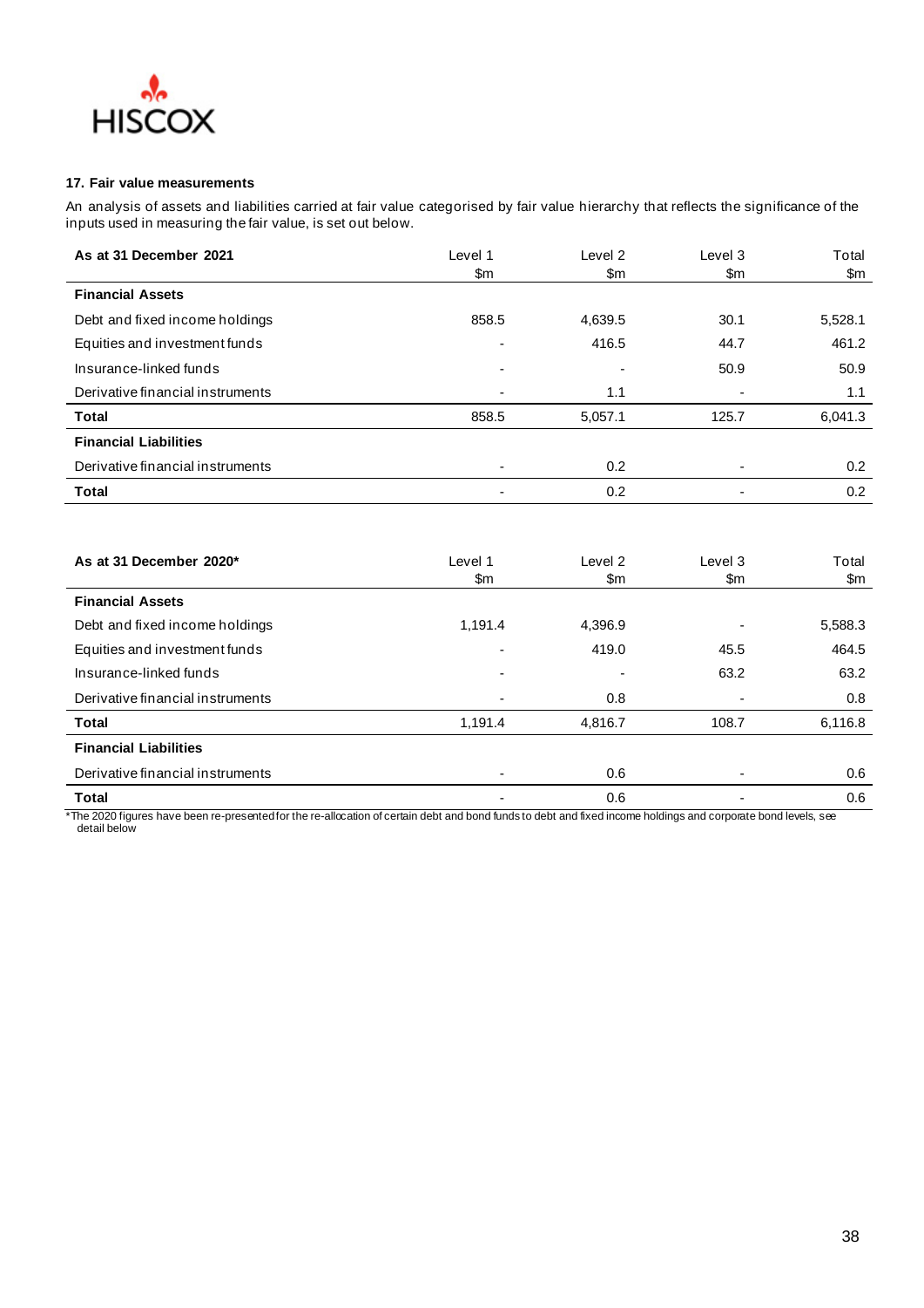### 17. Fair value measurements

An analysis of assets and liabilities carried at fair value categorised by fair value hierarchy that reflects the significance of the inputs used in measuring the fair value, is set out below.

| As at 31 December 2021 | Level 1 $m | Level 2 $m | Level 3 $m | Total $m |
|---|---|---|---|---|
| **Financial Assets** | | | | |
| Debt and fixed income holdings | 858.5 | 4,639.5 | 30.1 | 5,528.1 |
| Equities and investment funds | - | 416.5 | 44.7 | 461.2 |
| Insurance-linked funds | - | - | 50.9 | 50.9 |
| Derivative financial instruments | - | 1.1 | - | 1.1 |
| **Total** | 858.5 | 5,057.1 | 125.7 | 6,041.3 |
| **Financial Liabilities** | | | | |
| Derivative financial instruments | - | 0.2 | - | 0.2 |
| **Total** | - | 0.2 | - | 0.2 |

| As at 31 December 2020* | Level 1 $m | Level 2 $m | Level 3 $m | Total $m |
|---|---|---|---|---|
| **Financial Assets** | | | | |
| Debt and fixed income holdings | 1,191.4 | 4,396.9 | - | 5,588.3 |
| Equities and investment funds | - | 419.0 | 45.5 | 464.5 |
| Insurance-linked funds | - | - | 63.2 | 63.2 |
| Derivative financial instruments | - | 0.8 | - | 0.8 |
| **Total** | 1,191.4 | 4,816.7 | 108.7 | 6,116.8 |
| **Financial Liabilities** | | | | |
| Derivative financial instruments | - | 0.6 | - | 0.6 |
| **Total** | - | 0.6 | - | 0.6 |

*The 2020 figures have been re-presented for the re-allocation of certain debt and bond funds to debt and fixed income holdings and corporate bond levels, see detail below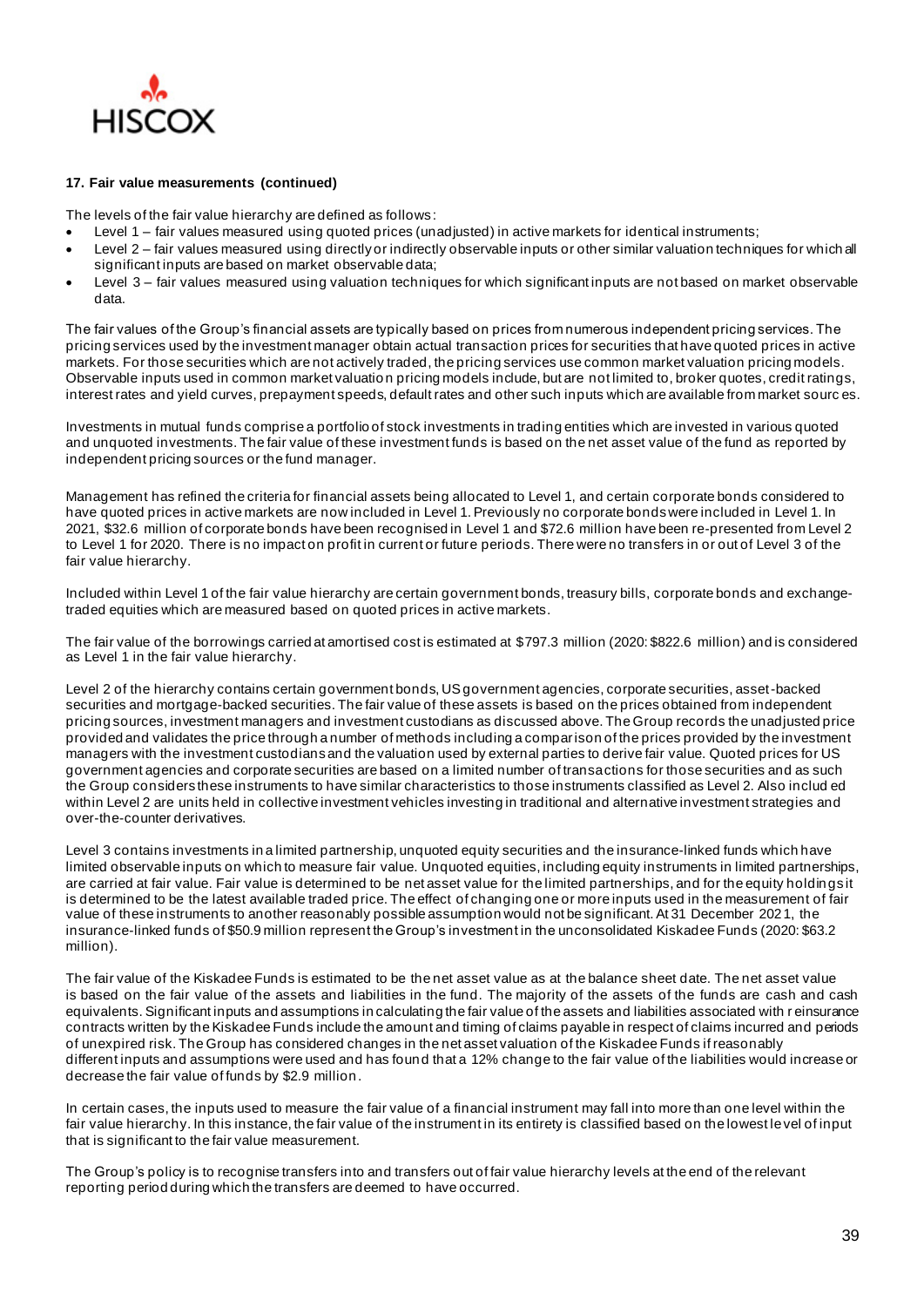### 17. Fair value measurements (continued)

The levels of the fair value hierarchy are defined as follows:

- Level 1 – fair values measured using quoted prices (unadjusted) in active markets for identical instruments;
- Level 2 – fair values measured using directly or indirectly observable inputs or other similar valuation techniques for which all significant inputs are based on market observable data;
- Level 3 – fair values measured using valuation techniques for which significant inputs are not based on market observable data.

The fair values of the Group's financial assets are typically based on prices from numerous independent pricing services. The pricing services used by the investment manager obtain actual transaction prices for securities that have quoted prices in active markets. For those securities which are not actively traded, the pricing services use common market valuation pricing models. Observable inputs used in common market valuation pricing models include, but are not limited to, broker quotes, credit ratings, interest rates and yield curves, prepayment speeds, default rates and other such inputs which are available from market sources.

Investments in mutual funds comprise a portfolio of stock investments in trading entities which are invested in various quoted and unquoted investments. The fair value of these investment funds is based on the net asset value of the fund as reported by independent pricing sources or the fund manager.

Management has refined the criteria for financial assets being allocated to Level 1, and certain corporate bonds considered to have quoted prices in active markets are now included in Level 1. Previously no corporate bonds were included in Level 1. In 2021, $32.6 million of corporate bonds have been recognised in Level 1 and $72.6 million have been re-presented from Level 2 to Level 1 for 2020. There is no impact on profit in current or future periods. There were no transfers in or out of Level 3 of the fair value hierarchy.

Included within Level 1 of the fair value hierarchy are certain government bonds, treasury bills, corporate bonds and exchange-traded equities which are measured based on quoted prices in active markets.

The fair value of the borrowings carried at amortised cost is estimated at $797.3 million (2020: $822.6 million) and is considered as Level 1 in the fair value hierarchy.

Level 2 of the hierarchy contains certain government bonds, US government agencies, corporate securities, asset-backed securities and mortgage-backed securities. The fair value of these assets is based on the prices obtained from independent pricing sources, investment managers and investment custodians as discussed above. The Group records the unadjusted price provided and validates the price through a number of methods including a comparison of the prices provided by the investment managers with the investment custodians and the valuation used by external parties to derive fair value. Quoted prices for US government agencies and corporate securities are based on a limited number of transactions for those securities and as such the Group considers these instruments to have similar characteristics to those instruments classified as Level 2. Also included within Level 2 are units held in collective investment vehicles investing in traditional and alternative investment strategies and over-the-counter derivatives.

Level 3 contains investments in a limited partnership, unquoted equity securities and the insurance-linked funds which have limited observable inputs on which to measure fair value. Unquoted equities, including equity instruments in limited partnerships, are carried at fair value. Fair value is determined to be net asset value for the limited partnerships, and for the equity holdings it is determined to be the latest available traded price. The effect of changing one or more inputs used in the measurement of fair value of these instruments to another reasonably possible assumption would not be significant. At 31 December 2021, the insurance-linked funds of $50.9 million represent the Group's investment in the unconsolidated Kiskadee Funds (2020: $63.2 million).

The fair value of the Kiskadee Funds is estimated to be the net asset value as at the balance sheet date. The net asset value is based on the fair value of the assets and liabilities in the fund. The majority of the assets of the funds are cash and cash equivalents. Significant inputs and assumptions in calculating the fair value of the assets and liabilities associated with reinsurance contracts written by the Kiskadee Funds include the amount and timing of claims payable in respect of claims incurred and periods of unexpired risk. The Group has considered changes in the net asset valuation of the Kiskadee Funds if reasonably different inputs and assumptions were used and has found that a 12% change to the fair value of the liabilities would increase or decrease the fair value of funds by $2.9 million.

In certain cases, the inputs used to measure the fair value of a financial instrument may fall into more than one level within the fair value hierarchy. In this instance, the fair value of the instrument in its entirety is classified based on the lowest level of input that is significant to the fair value measurement.

The Group's policy is to recognise transfers into and transfers out of fair value hierarchy levels at the end of the relevant reporting period during which the transfers are deemed to have occurred.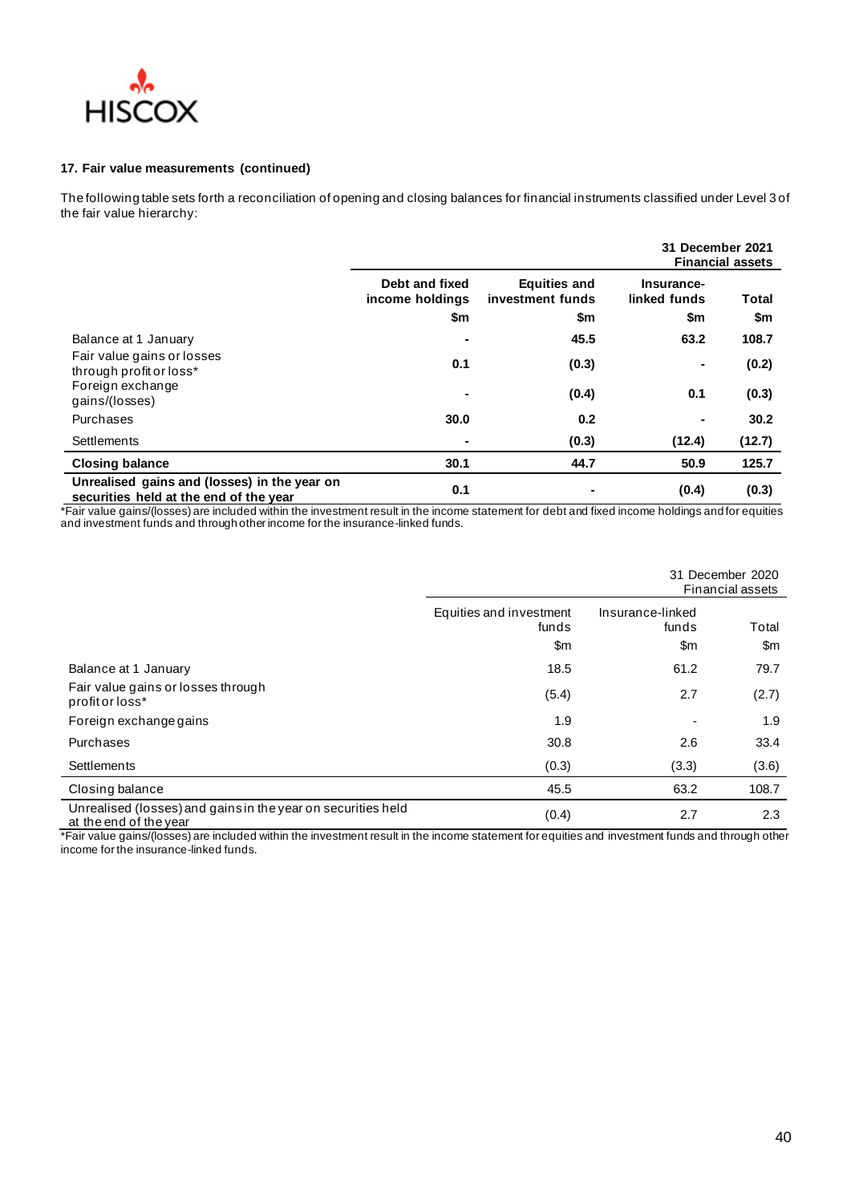**17. Fair value measurements (continued)**

The following table sets forth a reconciliation of opening and closing balances for financial instruments classified under Level 3 of the fair value hierarchy:

| | 31 December 2021 Financial assets | | | |
|---|---|---|---|---|
| | **Debt and fixed income holdings** | **Equities and investment funds** | **Insurance-linked funds** | **Total** |
| | **$m** | **$m** | **$m** | **$m** |
| Balance at 1 January | **-** | **45.5** | **63.2** | **108.7** |
| Fair value gains or losses through profit or loss* | **0.1** | **(0.3)** | **-** | **(0.2)** |
| Foreign exchange gains/(losses) | **-** | **(0.4)** | **0.1** | **(0.3)** |
| Purchases | **30.0** | **0.2** | **-** | **30.2** |
| Settlements | **-** | **(0.3)** | **(12.4)** | **(12.7)** |
| **Closing balance** | **30.1** | **44.7** | **50.9** | **125.7** |
| **Unrealised gains and (losses) in the year on securities held at the end of the year** | **0.1** | **-** | **(0.4)** | **(0.3)** |

*Fair value gains/(losses) are included within the investment result in the income statement for debt and fixed income holdings and for equities and investment funds and through other income for the insurance-linked funds.

| | 31 December 2020 Financial assets | | |
|---|---|---|---|
| | Equities and investment funds | Insurance-linked funds | Total |
| | $m | $m | $m |
| Balance at 1 January | 18.5 | 61.2 | 79.7 |
| Fair value gains or losses through profit or loss* | (5.4) | 2.7 | (2.7) |
| Foreign exchange gains | 1.9 | - | 1.9 |
| Purchases | 30.8 | 2.6 | 33.4 |
| Settlements | (0.3) | (3.3) | (3.6) |
| Closing balance | 45.5 | 63.2 | 108.7 |
| Unrealised (losses) and gains in the year on securities held at the end of the year | (0.4) | 2.7 | 2.3 |

*Fair value gains/(losses) are included within the investment result in the income statement for equities and investment funds and through other income for the insurance-linked funds.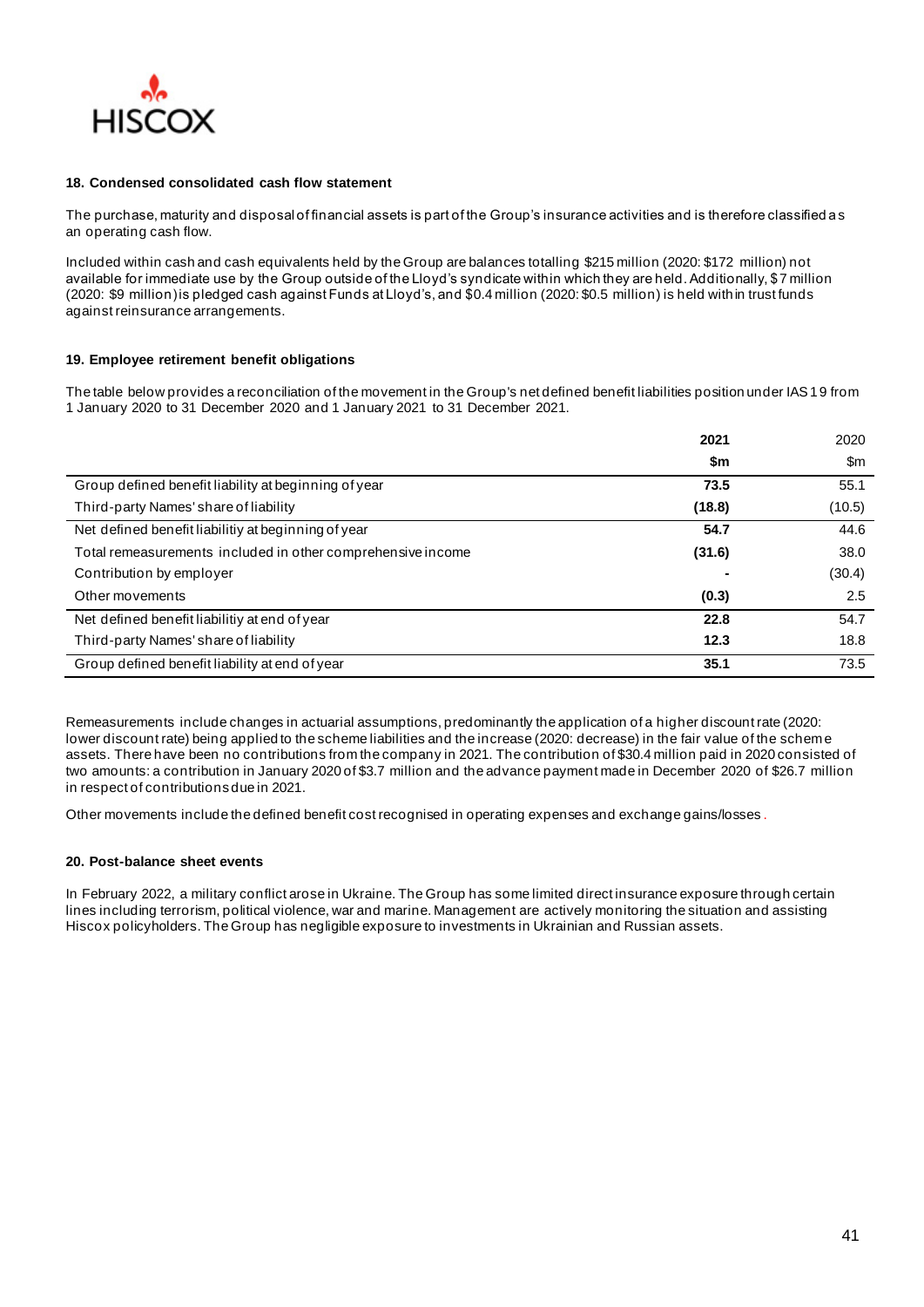### 18. Condensed consolidated cash flow statement

The purchase, maturity and disposal of financial assets is part of the Group's insurance activities and is therefore classified as an operating cash flow.

Included within cash and cash equivalents held by the Group are balances totalling $215 million (2020: $172 million) not available for immediate use by the Group outside of the Lloyd's syndicate within which they are held. Additionally, $7 million (2020: $9 million) is pledged cash against Funds at Lloyd's, and $0.4 million (2020: $0.5 million) is held within trust funds against reinsurance arrangements.

### 19. Employee retirement benefit obligations

The table below provides a reconciliation of the movement in the Group's net defined benefit liabilities position under IAS 19 from 1 January 2020 to 31 December 2020 and 1 January 2021 to 31 December 2021.

| | **2021** | 2020 |
|---|---|---|
| | **$m** | $m |
| Group defined benefit liability at beginning of year | **73.5** | 55.1 |
| Third-party Names' share of liability | **(18.8)** | (10.5) |
| Net defined benefit liabilitiy at beginning of year | **54.7** | 44.6 |
| Total remeasurements included in other comprehensive income | **(31.6)** | 38.0 |
| Contribution by employer | **-** | (30.4) |
| Other movements | **(0.3)** | 2.5 |
| Net defined benefit liabilitiy at end of year | **22.8** | 54.7 |
| Third-party Names' share of liability | **12.3** | 18.8 |
| Group defined benefit liability at end of year | **35.1** | 73.5 |

Remeasurements include changes in actuarial assumptions, predominantly the application of a higher discount rate (2020: lower discount rate) being applied to the scheme liabilities and the increase (2020: decrease) in the fair value of the scheme assets. There have been no contributions from the company in 2021. The contribution of $30.4 million paid in 2020 consisted of two amounts: a contribution in January 2020 of $3.7 million and the advance payment made in December 2020 of $26.7 million in respect of contributions due in 2021.

Other movements include the defined benefit cost recognised in operating expenses and exchange gains/losses.

### 20. Post-balance sheet events

In February 2022, a military conflict arose in Ukraine. The Group has some limited direct insurance exposure through certain lines including terrorism, political violence, war and marine. Management are actively monitoring the situation and assisting Hiscox policyholders. The Group has negligible exposure to investments in Ukrainian and Russian assets.